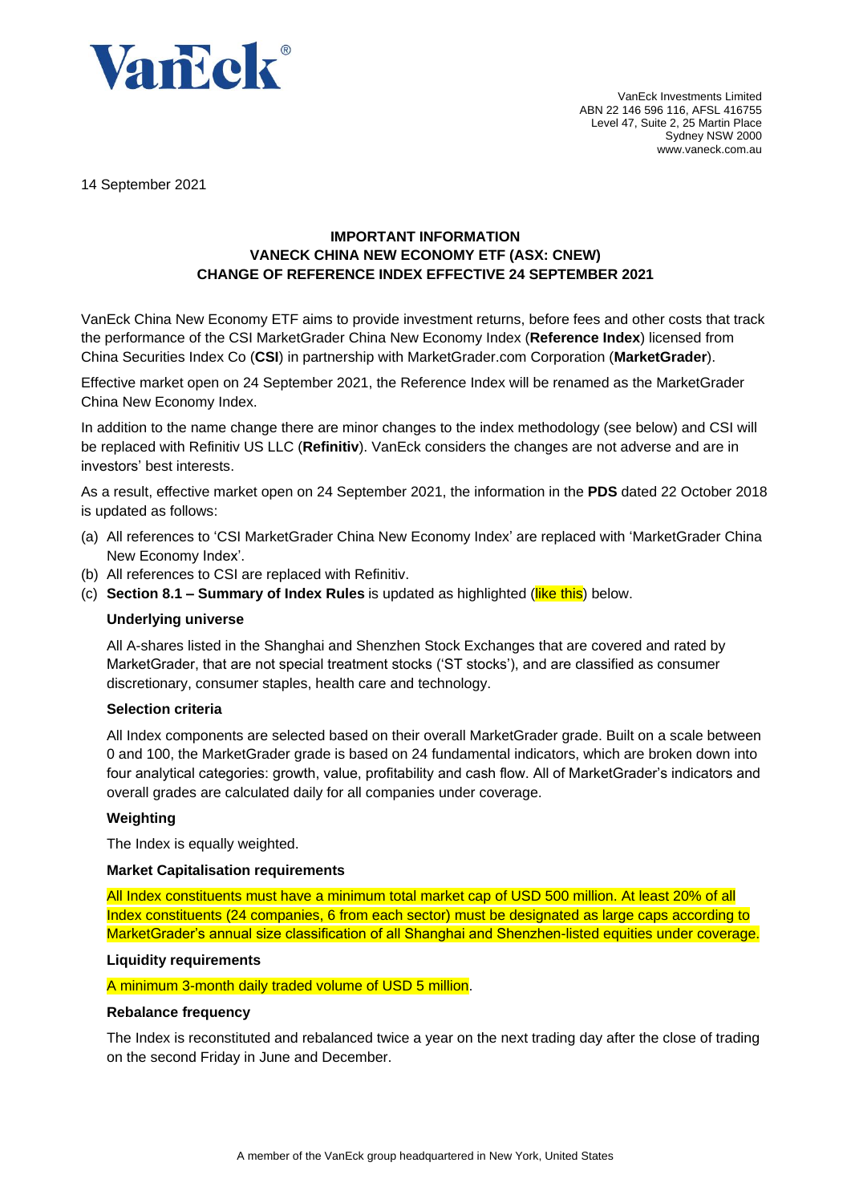VanEck Investments Limited
ABN 22 146 596 116, AFSL 416755
Level 47, Suite 2, 25 Martin Place
Sydney NSW 2000
www.vaneck.com.au

14 September 2021

**IMPORTANT INFORMATION**
**VANECK CHINA NEW ECONOMY ETF (ASX: CNEW)**
**CHANGE OF REFERENCE INDEX EFFECTIVE 24 SEPTEMBER 2021**

VanEck China New Economy ETF aims to provide investment returns, before fees and other costs that track the performance of the CSI MarketGrader China New Economy Index (**Reference Index**) licensed from China Securities Index Co (**CSI**) in partnership with MarketGrader.com Corporation (**MarketGrader**).

Effective market open on 24 September 2021, the Reference Index will be renamed as the MarketGrader China New Economy Index.

In addition to the name change there are minor changes to the index methodology (see below) and CSI will be replaced with Refinitiv US LLC (**Refinitiv**). VanEck considers the changes are not adverse and are in investors' best interests.

As a result, effective market open on 24 September 2021, the information in the **PDS** dated 22 October 2018 is updated as follows:

(a) All references to 'CSI MarketGrader China New Economy Index' are replaced with 'MarketGrader China New Economy Index'.
(b) All references to CSI are replaced with Refinitiv.
(c) **Section 8.1 – Summary of Index Rules** is updated as highlighted (like this) below.

**Underlying universe**

All A-shares listed in the Shanghai and Shenzhen Stock Exchanges that are covered and rated by MarketGrader, that are not special treatment stocks ('ST stocks'), and are classified as consumer discretionary, consumer staples, health care and technology.

**Selection criteria**

All Index components are selected based on their overall MarketGrader grade. Built on a scale between 0 and 100, the MarketGrader grade is based on 24 fundamental indicators, which are broken down into four analytical categories: growth, value, profitability and cash flow. All of MarketGrader's indicators and overall grades are calculated daily for all companies under coverage.

**Weighting**

The Index is equally weighted.

**Market Capitalisation requirements**

All Index constituents must have a minimum total market cap of USD 500 million. At least 20% of all Index constituents (24 companies, 6 from each sector) must be designated as large caps according to MarketGrader's annual size classification of all Shanghai and Shenzhen-listed equities under coverage.

**Liquidity requirements**

A minimum 3-month daily traded volume of USD 5 million.

**Rebalance frequency**

The Index is reconstituted and rebalanced twice a year on the next trading day after the close of trading on the second Friday in June and December.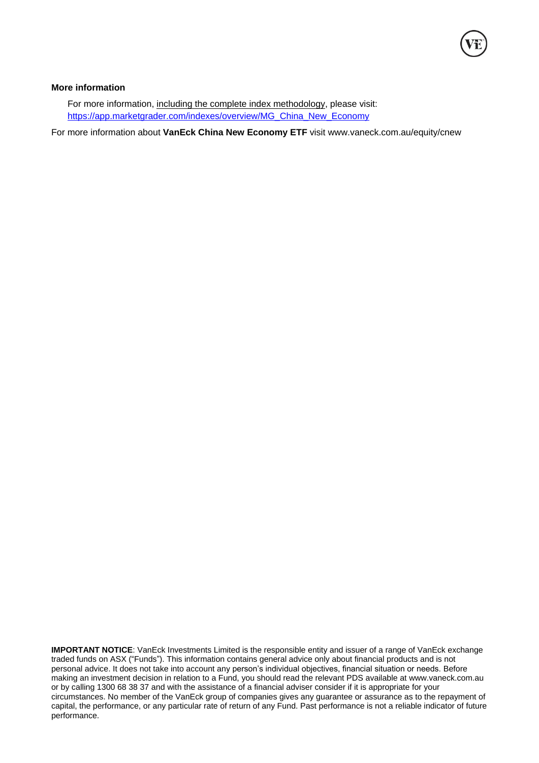**More information**

For more information, including the complete index methodology, please visit: https://app.marketgrader.com/indexes/overview/MG_China_New_Economy

For more information about **VanEck China New Economy ETF** visit www.vaneck.com.au/equity/cnew

**IMPORTANT NOTICE**: VanEck Investments Limited is the responsible entity and issuer of a range of VanEck exchange traded funds on ASX ("Funds"). This information contains general advice only about financial products and is not personal advice. It does not take into account any person's individual objectives, financial situation or needs. Before making an investment decision in relation to a Fund, you should read the relevant PDS available at www.vaneck.com.au or by calling 1300 68 38 37 and with the assistance of a financial adviser consider if it is appropriate for your circumstances. No member of the VanEck group of companies gives any guarantee or assurance as to the repayment of capital, the performance, or any particular rate of return of any Fund. Past performance is not a reliable indicator of future performance.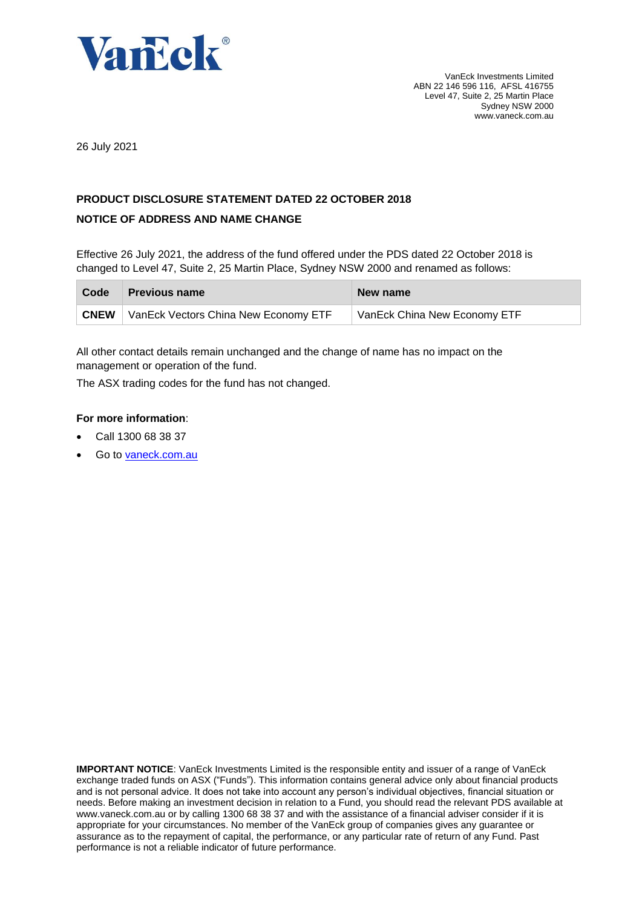VanEck®

VanEck Investments Limited
ABN 22 146 596 116, AFSL 416755
Level 47, Suite 2, 25 Martin Place
Sydney NSW 2000
www.vaneck.com.au

26 July 2021

**PRODUCT DISCLOSURE STATEMENT DATED 22 OCTOBER 2018**

**NOTICE OF ADDRESS AND NAME CHANGE**

Effective 26 July 2021, the address of the fund offered under the PDS dated 22 October 2018 is changed to Level 47, Suite 2, 25 Martin Place, Sydney NSW 2000 and renamed as follows:

| Code | Previous name | New name |
|---|---|---|
| **CNEW** | VanEck Vectors China New Economy ETF | VanEck China New Economy ETF |

All other contact details remain unchanged and the change of name has no impact on the management or operation of the fund.

The ASX trading codes for the fund has not changed.

**For more information**:

- Call 1300 68 38 37
- Go to vaneck.com.au

**IMPORTANT NOTICE**: VanEck Investments Limited is the responsible entity and issuer of a range of VanEck exchange traded funds on ASX ("Funds"). This information contains general advice only about financial products and is not personal advice. It does not take into account any person's individual objectives, financial situation or needs. Before making an investment decision in relation to a Fund, you should read the relevant PDS available at www.vaneck.com.au or by calling 1300 68 38 37 and with the assistance of a financial adviser consider if it is appropriate for your circumstances. No member of the VanEck group of companies gives any guarantee or assurance as to the repayment of capital, the performance, or any particular rate of return of any Fund. Past performance is not a reliable indicator of future performance.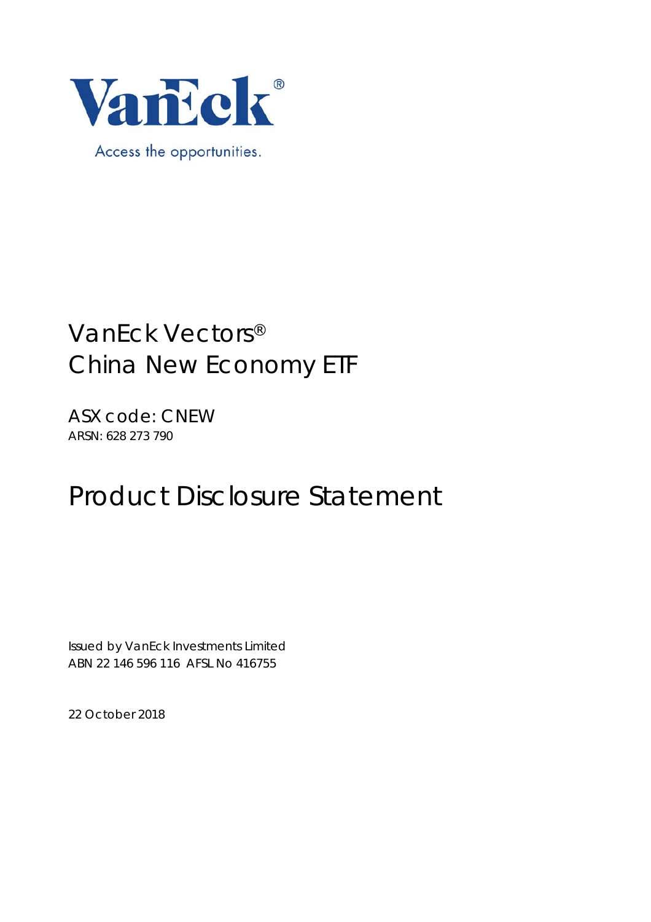VanEck®

Access the opportunities.

# VanEck Vectors® China New Economy ETF

## ASX code: CNEW

ARSN: 628 273 790

# Product Disclosure Statement

Issued by VanEck Investments Limited
ABN 22 146 596 116 AFSL No 416755

22 October 2018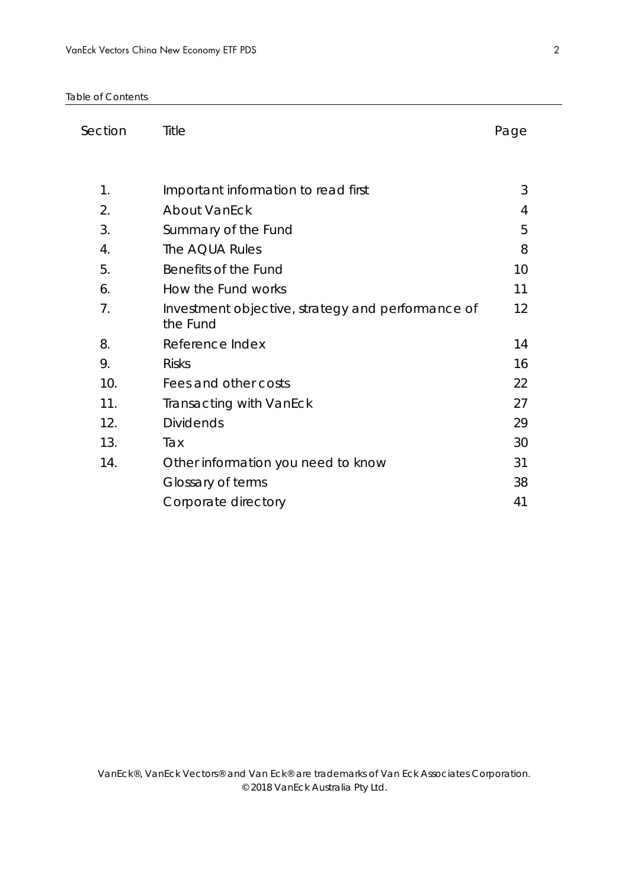Table of Contents

| Section | Title | Page |
| --- | --- | --- |
| 1. | Important information to read first | 3 |
| 2. | About VanEck | 4 |
| 3. | Summary of the Fund | 5 |
| 4. | The AQUA Rules | 8 |
| 5. | Benefits of the Fund | 10 |
| 6. | How the Fund works | 11 |
| 7. | Investment objective, strategy and performance of the Fund | 12 |
| 8. | Reference Index | 14 |
| 9. | Risks | 16 |
| 10. | Fees and other costs | 22 |
| 11. | Transacting with VanEck | 27 |
| 12. | Dividends | 29 |
| 13. | Tax | 30 |
| 14. | Other information you need to know | 31 |
| | Glossary of terms | 38 |
| | Corporate directory | 41 |

VanEck®, VanEck Vectors® and Van Eck® are trademarks of Van Eck Associates Corporation.
© 2018 VanEck Australia Pty Ltd.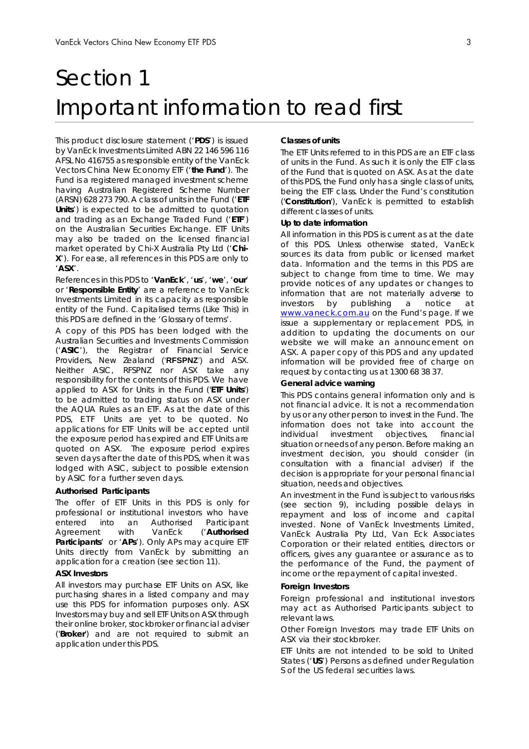# Section 1
# Important information to read first

This product disclosure statement ('**PDS**') is issued by VanEck Investments Limited ABN 22 146 596 116 AFSL No 416755 as responsible entity of the VanEck Vectors China New Economy ETF ('**the Fund**'). The Fund is a registered managed investment scheme having Australian Registered Scheme Number (ARSN) 628 273 790. A class of units in the Fund ('**ETF Units**') is expected to be admitted to quotation and trading as an Exchange Traded Fund ('**ETF**') on the Australian Securities Exchange. ETF Units may also be traded on the licensed financial market operated by Chi-X Australia Pty Ltd ('**Chi-X**'). For ease, all references in this PDS are only to '**ASX**'.

References in this PDS to '**VanEck**', '**us**', '**we**', '**our**' or '**Responsible Entity**' are a reference to VanEck Investments Limited in its capacity as responsible entity of the Fund. Capitalised terms (Like This) in this PDS are defined in the 'Glossary of terms'.

A copy of this PDS has been lodged with the Australian Securities and Investments Commission ('**ASIC**'), the Registrar of Financial Service Providers, New Zealand ('**RFSPNZ**') and ASX. Neither ASIC, RFSPNZ nor ASX take any responsibility for the contents of this PDS. We have applied to ASX for Units in the Fund ('**ETF Units**') to be admitted to trading status on ASX under the AQUA Rules as an ETF. As at the date of this PDS, ETF Units are yet to be quoted. No applications for ETF Units will be accepted until the exposure period has expired and ETF Units are quoted on ASX. The exposure period expires seven days after the date of this PDS, when it was lodged with ASIC, subject to possible extension by ASIC for a further seven days.

### Authorised Participants

The offer of ETF Units in this PDS is only for professional or institutional investors who have entered into an Authorised Participant Agreement with VanEck ('**Authorised Participants**' or '**APs**'). Only APs may acquire ETF Units directly from VanEck by submitting an application for a creation (see section 11).

### ASX Investors

All investors may purchase ETF Units on ASX, like purchasing shares in a listed company and may use this PDS for information purposes only. ASX Investors may buy and sell ETF Units on ASX through their online broker, stockbroker or financial adviser ('**Broker**') and are not required to submit an application under this PDS.

### Classes of units

The ETF Units referred to in this PDS are an ETF class of units in the Fund. As such it is only the ETF class of the Fund that is quoted on ASX. As at the date of this PDS, the Fund only has a single class of units, being the ETF class. Under the Fund's constitution ('**Constitution**'), VanEck is permitted to establish different classes of units.

### Up to date information

All information in this PDS is current as at the date of this PDS. Unless otherwise stated, VanEck sources its data from public or licensed market data. Information and the terms in this PDS are subject to change from time to time. We may provide notices of any updates or changes to information that are not materially adverse to investors by publishing a notice at www.vaneck.com.au on the Fund's page. If we issue a supplementary or replacement PDS, in addition to updating the documents on our website we will make an announcement on ASX. A paper copy of this PDS and any updated information will be provided free of charge on request by contacting us at 1300 68 38 37.

### General advice warning

This PDS contains general information only and is not financial advice. It is not a recommendation by us or any other person to invest in the Fund. The information does not take into account the individual investment objectives, financial situation or needs of any person. Before making an investment decision, you should consider (in consultation with a financial adviser) if the decision is appropriate for your personal financial situation, needs and objectives.

An investment in the Fund is subject to various risks (see section 9), including possible delays in repayment and loss of income and capital invested. None of VanEck Investments Limited, VanEck Australia Pty Ltd, Van Eck Associates Corporation or their related entities, directors or officers, gives any guarantee or assurance as to the performance of the Fund, the payment of income or the repayment of capital invested.

### Foreign Investors

Foreign professional and institutional investors may act as Authorised Participants subject to relevant laws.

Other Foreign Investors may trade ETF Units on ASX via their stockbroker.

ETF Units are not intended to be sold to United States ('**US**') Persons as defined under Regulation S of the US federal securities laws.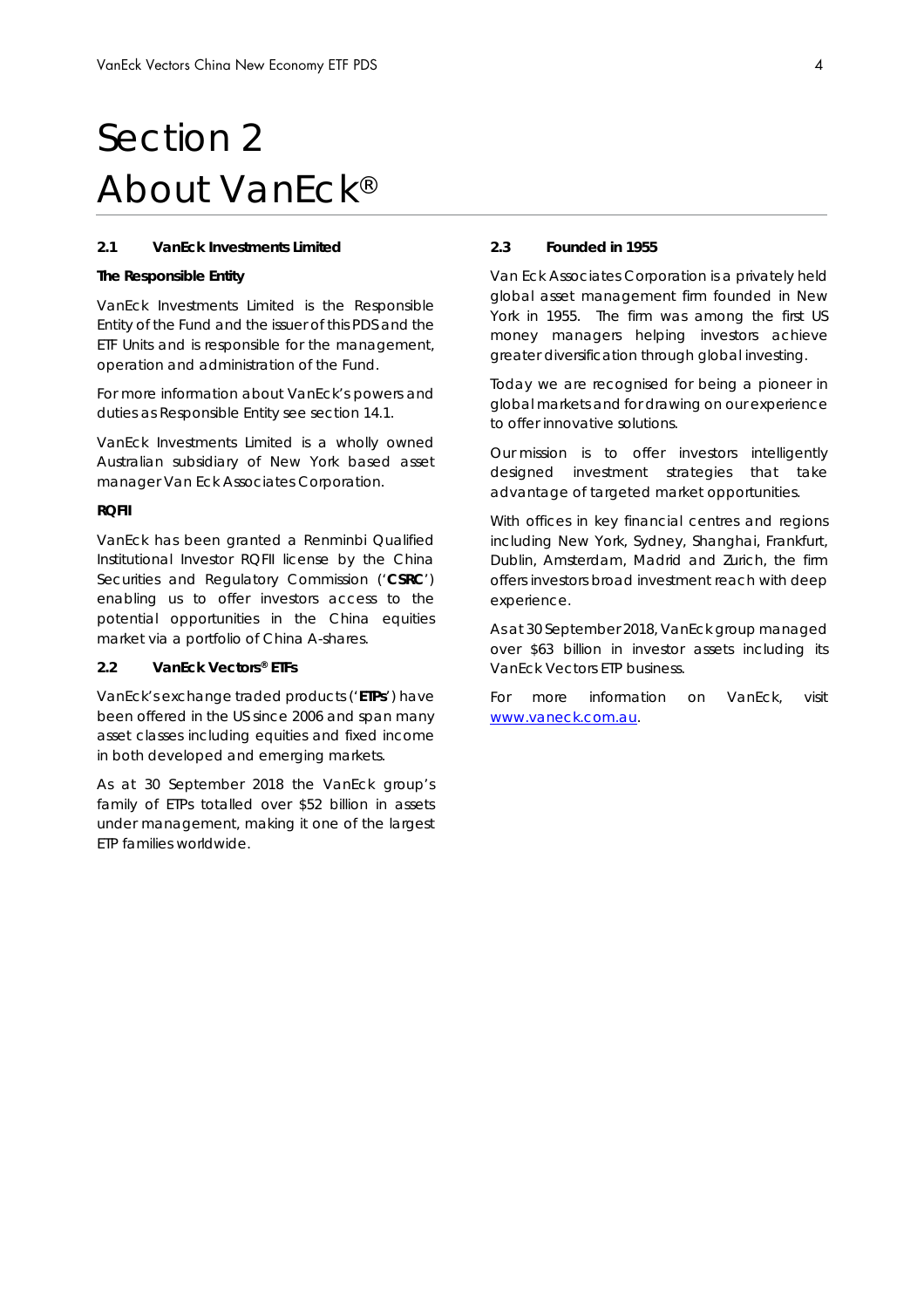# Section 2 About VanEck®

## 2.1 VanEck Investments Limited

**The Responsible Entity**

VanEck Investments Limited is the Responsible Entity of the Fund and the issuer of this PDS and the ETF Units and is responsible for the management, operation and administration of the Fund.

For more information about VanEck's powers and duties as Responsible Entity see section 14.1.

VanEck Investments Limited is a wholly owned Australian subsidiary of New York based asset manager Van Eck Associates Corporation.

**RQFII**

VanEck has been granted a Renminbi Qualified Institutional Investor RQFII license by the China Securities and Regulatory Commission ('**CSRC**') enabling us to offer investors access to the potential opportunities in the China equities market via a portfolio of China A-shares.

## 2.2 VanEck Vectors® ETFs

VanEck's exchange traded products ('**ETPs**') have been offered in the US since 2006 and span many asset classes including equities and fixed income in both developed and emerging markets.

As at 30 September 2018 the VanEck group's family of ETPs totalled over $52 billion in assets under management, making it one of the largest ETP families worldwide.

## 2.3 Founded in 1955

Van Eck Associates Corporation is a privately held global asset management firm founded in New York in 1955. The firm was among the first US money managers helping investors achieve greater diversification through global investing.

Today we are recognised for being a pioneer in global markets and for drawing on our experience to offer innovative solutions.

Our mission is to offer investors intelligently designed investment strategies that take advantage of targeted market opportunities.

With offices in key financial centres and regions including New York, Sydney, Shanghai, Frankfurt, Dublin, Amsterdam, Madrid and Zurich, the firm offers investors broad investment reach with deep experience.

As at 30 September 2018, VanEck group managed over $63 billion in investor assets including its VanEck Vectors ETP business.

For more information on VanEck, visit [www.vaneck.com.au](http://www.vaneck.com.au).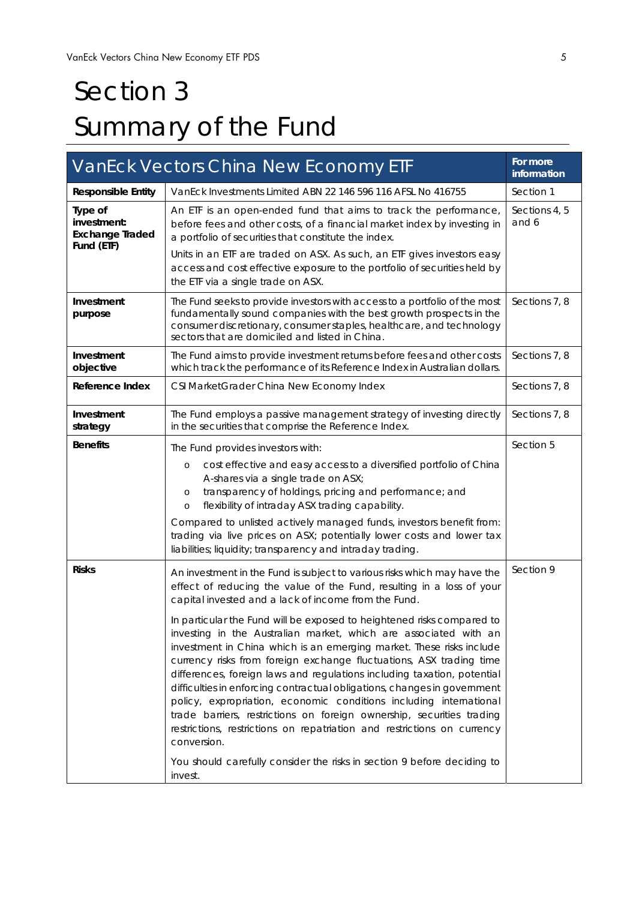# Section 3 Summary of the Fund

| VanEck Vectors China New Economy ETF | | For more information |
|---|---|---|
| **Responsible Entity** | VanEck Investments Limited ABN 22 146 596 116 AFSL No 416755 | Section 1 |
| **Type of investment: Exchange Traded Fund (ETF)** | An ETF is an open-ended fund that aims to track the performance, before fees and other costs, of a financial market index by investing in a portfolio of securities that constitute the index.<br><br>Units in an ETF are traded on ASX. As such, an ETF gives investors easy access and cost effective exposure to the portfolio of securities held by the ETF via a single trade on ASX. | Sections 4, 5 and 6 |
| **Investment purpose** | The Fund seeks to provide investors with access to a portfolio of the most fundamentally sound companies with the best growth prospects in the consumer discretionary, consumer staples, healthcare, and technology sectors that are domiciled and listed in China. | Sections 7, 8 |
| **Investment objective** | The Fund aims to provide investment returns before fees and other costs which track the performance of its Reference Index in Australian dollars. | Sections 7, 8 |
| **Reference Index** | CSI MarketGrader China New Economy Index | Sections 7, 8 |
| **Investment strategy** | The Fund employs a passive management strategy of investing directly in the securities that comprise the Reference Index. | Sections 7, 8 |
| **Benefits** | The Fund provides investors with:<br>o cost effective and easy access to a diversified portfolio of China A-shares via a single trade on ASX;<br>o transparency of holdings, pricing and performance; and<br>o flexibility of intraday ASX trading capability.<br><br>Compared to unlisted actively managed funds, investors benefit from: trading via live prices on ASX; potentially lower costs and lower tax liabilities; liquidity; transparency and intraday trading. | Section 5 |
| **Risks** | An investment in the Fund is subject to various risks which may have the effect of reducing the value of the Fund, resulting in a loss of your capital invested and a lack of income from the Fund.<br><br>In particular the Fund will be exposed to heightened risks compared to investing in the Australian market, which are associated with an investment in China which is an emerging market. These risks include currency risks from foreign exchange fluctuations, ASX trading time differences, foreign laws and regulations including taxation, potential difficulties in enforcing contractual obligations, changes in government policy, expropriation, economic conditions including international trade barriers, restrictions on foreign ownership, securities trading restrictions, restrictions on repatriation and restrictions on currency conversion.<br><br>You should carefully consider the risks in section 9 before deciding to invest. | Section 9 |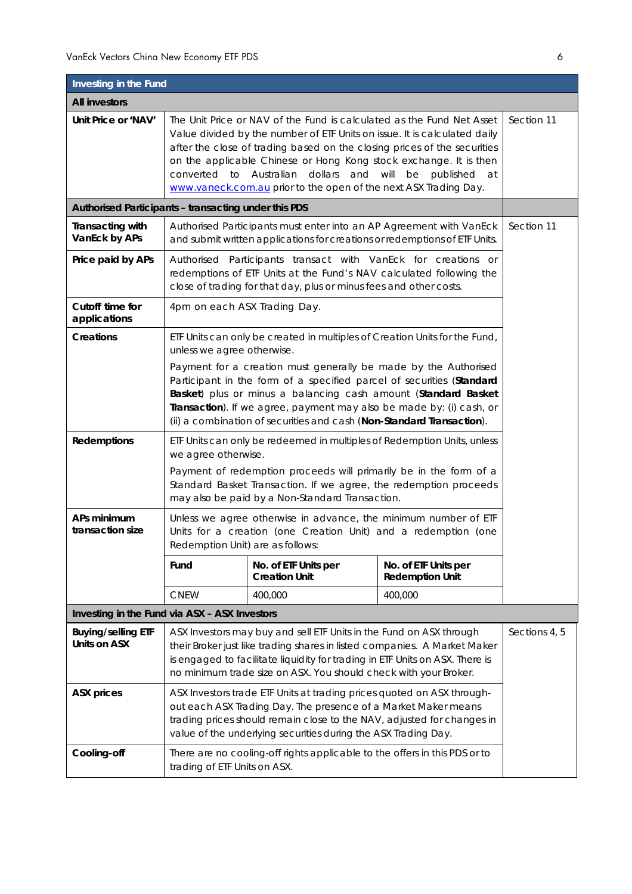| Investing in the Fund | | |
|---|---|---|
| **All investors** | | |
| **Unit Price or 'NAV'** | The Unit Price or NAV of the Fund is calculated as the Fund Net Asset Value divided by the number of ETF Units on issue. It is calculated daily after the close of trading based on the closing prices of the securities on the applicable Chinese or Hong Kong stock exchange. It is then converted to Australian dollars and will be published at www.vaneck.com.au prior to the open of the next ASX Trading Day. | Section 11 |
| **Authorised Participants – transacting under this PDS** | | |
| **Transacting with VanEck by APs** | Authorised Participants must enter into an AP Agreement with VanEck and submit written applications for creations or redemptions of ETF Units. | Section 11 |
| **Price paid by APs** | Authorised Participants transact with VanEck for creations or redemptions of ETF Units at the Fund's NAV calculated following the close of trading for that day, plus or minus fees and other costs. | |
| **Cutoff time for applications** | 4pm on each ASX Trading Day. | |
| **Creations** | ETF Units can only be created in multiples of Creation Units for the Fund, unless we agree otherwise.<br><br>Payment for a creation must generally be made by the Authorised Participant in the form of a specified parcel of securities (**Standard Basket**) plus or minus a balancing cash amount (**Standard Basket Transaction**). If we agree, payment may also be made by: (i) cash, or (ii) a combination of securities and cash (**Non-Standard Transaction**). | |
| **Redemptions** | ETF Units can only be redeemed in multiples of Redemption Units, unless we agree otherwise.<br><br>Payment of redemption proceeds will primarily be in the form of a Standard Basket Transaction. If we agree, the redemption proceeds may also be paid by a Non-Standard Transaction. | |
| **APs minimum transaction size** | Unless we agree otherwise in advance, the minimum number of ETF Units for a creation (one Creation Unit) and a redemption (one Redemption Unit) are as follows:<br><br>**Fund** – **No. of ETF Units per Creation Unit** – **No. of ETF Units per Redemption Unit**<br>CNEW – 400,000 – 400,000 | |
| **Investing in the Fund via ASX – ASX Investors** | | |
| **Buying/selling ETF Units on ASX** | ASX Investors may buy and sell ETF Units in the Fund on ASX through their Broker just like trading shares in listed companies. A Market Maker is engaged to facilitate liquidity for trading in ETF Units on ASX. There is no minimum trade size on ASX. You should check with your Broker. | Sections 4, 5 |
| **ASX prices** | ASX Investors trade ETF Units at trading prices quoted on ASX throughout each ASX Trading Day. The presence of a Market Maker means trading prices should remain close to the NAV, adjusted for changes in value of the underlying securities during the ASX Trading Day. | |
| **Cooling-off** | There are no cooling-off rights applicable to the offers in this PDS or to trading of ETF Units on ASX. | |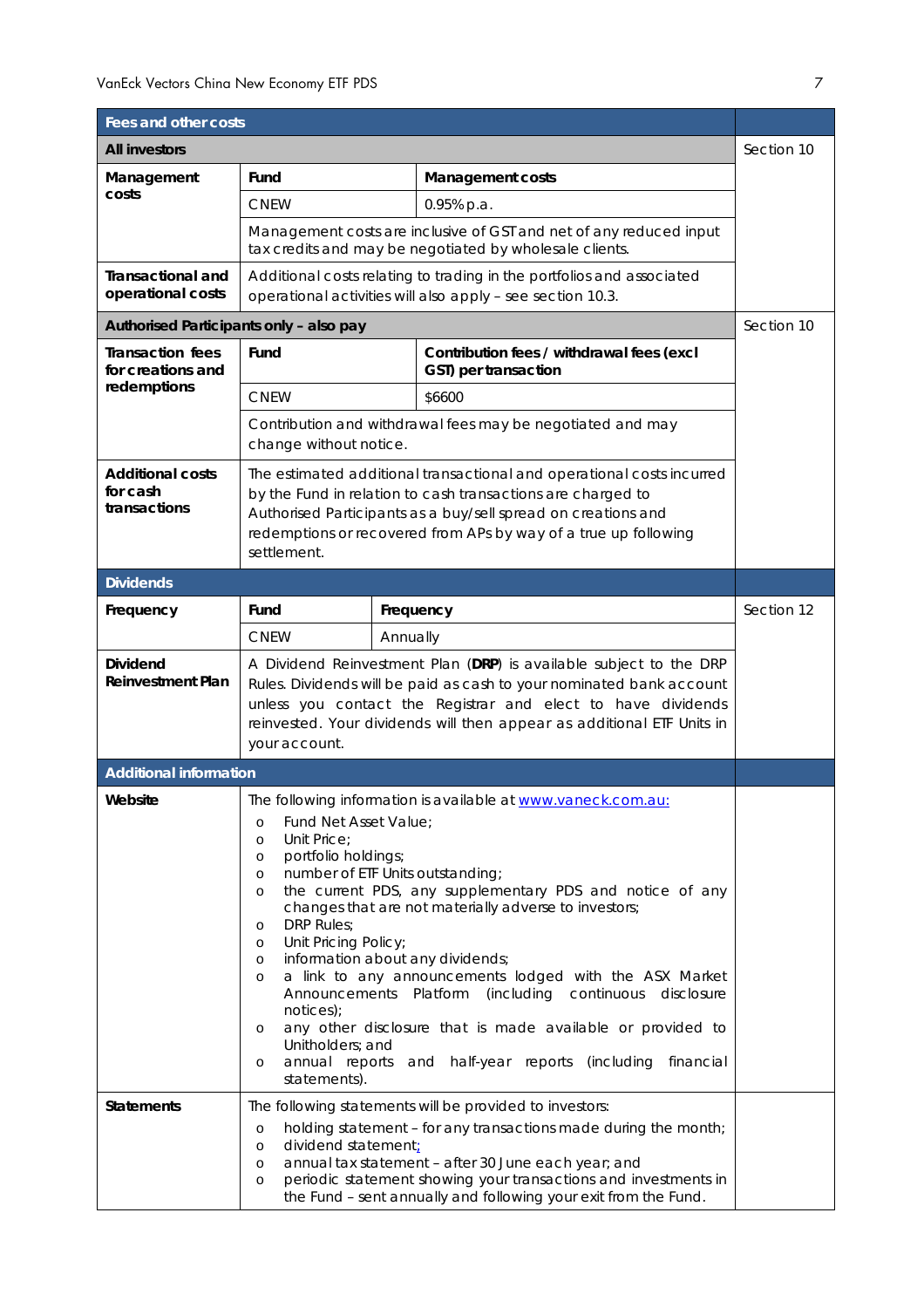| Fees and other costs | | | |
|---|---|---|---|
| **All investors** | | | Section 10 |
| **Management costs** | **Fund** | **Management costs** | |
| | CNEW | 0.95% p.a. | |
| | Management costs are inclusive of GST and net of any reduced input tax credits and may be negotiated by wholesale clients. | | |
| **Transactional and operational costs** | Additional costs relating to trading in the portfolios and associated operational activities will also apply – see section 10.3. | | |
| **Authorised Participants only – also pay** | | | Section 10 |
| **Transaction fees for creations and redemptions** | **Fund** | **Contribution fees / withdrawal fees (excl GST) per transaction** | |
| | CNEW | $6600 | |
| | Contribution and withdrawal fees may be negotiated and may change without notice. | | |
| **Additional costs for cash transactions** | The estimated additional transactional and operational costs incurred by the Fund in relation to cash transactions are charged to Authorised Participants as a buy/sell spread on creations and redemptions or recovered from APs by way of a true up following settlement. | | |

| Dividends | | | |
|---|---|---|---|
| **Frequency** | **Fund** | **Frequency** | Section 12 |
| | CNEW | Annually | |
| **Dividend Reinvestment Plan** | A Dividend Reinvestment Plan (**DRP**) is available subject to the DRP Rules. Dividends will be paid as cash to your nominated bank account unless you contact the Registrar and elect to have dividends reinvested. Your dividends will then appear as additional ETF Units in your account. | | |

| Additional information | | |
|---|---|---|
| **Website** | The following information is available at www.vaneck.com.au:<br>o Fund Net Asset Value;<br>o Unit Price;<br>o portfolio holdings;<br>o number of ETF Units outstanding;<br>o the current PDS, any supplementary PDS and notice of any changes that are not materially adverse to investors;<br>o DRP Rules;<br>o Unit Pricing Policy;<br>o information about any dividends;<br>o a link to any announcements lodged with the ASX Market Announcements Platform (including continuous disclosure notices);<br>o any other disclosure that is made available or provided to Unitholders; and<br>o annual reports and half-year reports (including financial statements). | |
| **Statements** | The following statements will be provided to investors:<br>o holding statement – for any transactions made during the month;<br>o dividend statement;<br>o annual tax statement – after 30 June each year; and<br>o periodic statement showing your transactions and investments in the Fund – sent annually and following your exit from the Fund. | |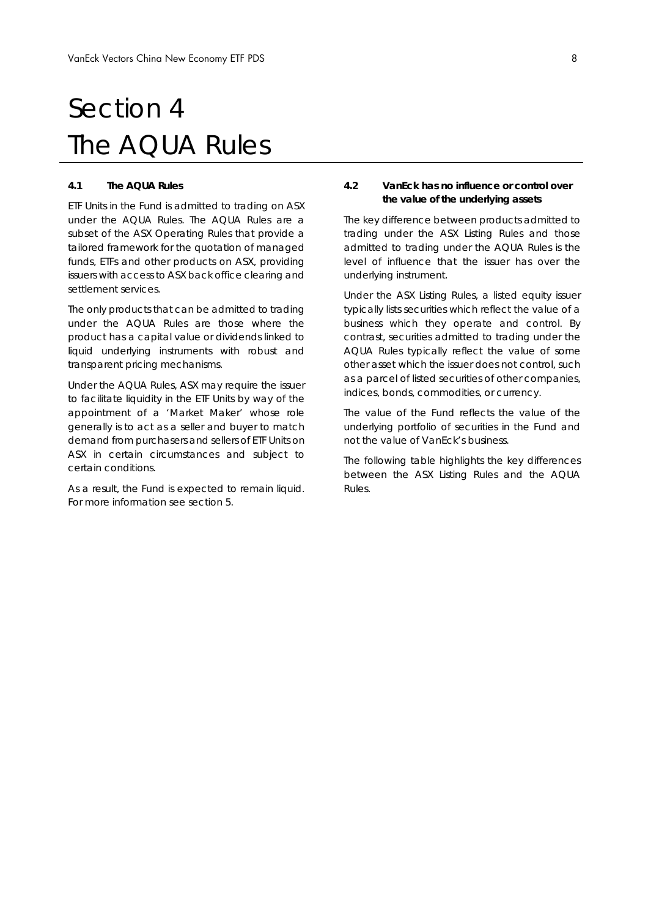# Section 4
# The AQUA Rules

### 4.1 The AQUA Rules

ETF Units in the Fund is admitted to trading on ASX under the AQUA Rules. The AQUA Rules are a subset of the ASX Operating Rules that provide a tailored framework for the quotation of managed funds, ETFs and other products on ASX, providing issuers with access to ASX back office clearing and settlement services.

The only products that can be admitted to trading under the AQUA Rules are those where the product has a capital value or dividends linked to liquid underlying instruments with robust and transparent pricing mechanisms.

Under the AQUA Rules, ASX may require the issuer to facilitate liquidity in the ETF Units by way of the appointment of a 'Market Maker' whose role generally is to act as a seller and buyer to match demand from purchasers and sellers of ETF Units on ASX in certain circumstances and subject to certain conditions.

As a result, the Fund is expected to remain liquid. For more information see section 5.

### 4.2 VanEck has no influence or control over the value of the underlying assets

The key difference between products admitted to trading under the ASX Listing Rules and those admitted to trading under the AQUA Rules is the level of influence that the issuer has over the underlying instrument.

Under the ASX Listing Rules, a listed equity issuer typically lists securities which reflect the value of a business which they operate and control. By contrast, securities admitted to trading under the AQUA Rules typically reflect the value of some other asset which the issuer does not control, such as a parcel of listed securities of other companies, indices, bonds, commodities, or currency.

The value of the Fund reflects the value of the underlying portfolio of securities in the Fund and not the value of VanEck's business.

The following table highlights the key differences between the ASX Listing Rules and the AQUA Rules.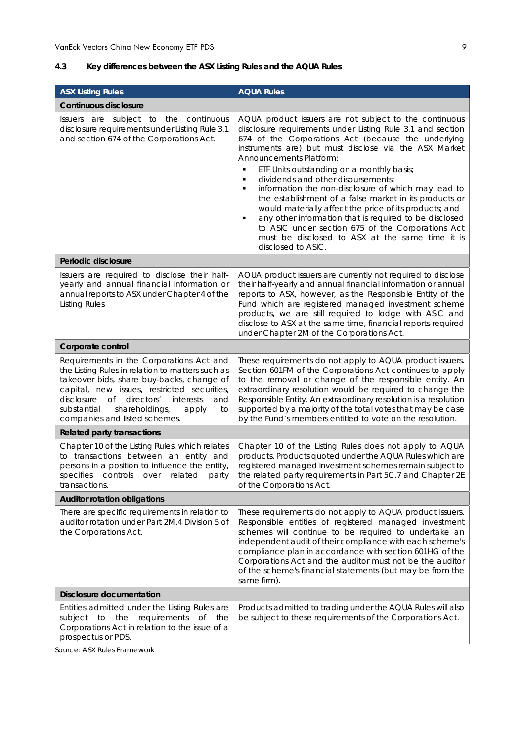## 4.3 Key differences between the ASX Listing Rules and the AQUA Rules

| ASX Listing Rules | AQUA Rules |
|---|---|
| **Continuous disclosure** | |
| Issuers are subject to the continuous disclosure requirements under Listing Rule 3.1 and section 674 of the Corporations Act. | AQUA product issuers are not subject to the continuous disclosure requirements under Listing Rule 3.1 and section 674 of the Corporations Act (because the underlying instruments are) but must disclose via the ASX Market Announcements Platform:<br>▪ ETF Units outstanding on a monthly basis;<br>▪ dividends and other disbursements;<br>▪ information the non-disclosure of which may lead to the establishment of a false market in its products or would materially affect the price of its products; and<br>▪ any other information that is required to be disclosed to ASIC under section 675 of the Corporations Act must be disclosed to ASX at the same time it is disclosed to ASIC. |
| **Periodic disclosure** | |
| Issuers are required to disclose their half-yearly and annual financial information or annual reports to ASX under Chapter 4 of the Listing Rules | AQUA product issuers are currently not required to disclose their half-yearly and annual financial information or annual reports to ASX, however, as the Responsible Entity of the Fund which are registered managed investment scheme products, we are still required to lodge with ASIC and disclose to ASX at the same time, financial reports required under Chapter 2M of the Corporations Act. |
| **Corporate control** | |
| Requirements in the Corporations Act and the Listing Rules in relation to matters such as takeover bids, share buy-backs, change of capital, new issues, restricted securities, disclosure of directors' interests and substantial shareholdings, apply to companies and listed schemes. | These requirements do not apply to AQUA product issuers. Section 601FM of the Corporations Act continues to apply to the removal or change of the responsible entity. An extraordinary resolution would be required to change the Responsible Entity. An extraordinary resolution is a resolution supported by a majority of the total votes that may be case by the Fund's members entitled to vote on the resolution. |
| **Related party transactions** | |
| Chapter 10 of the Listing Rules, which relates to transactions between an entity and persons in a position to influence the entity, specifies controls over related party transactions. | Chapter 10 of the Listing Rules does not apply to AQUA products. Products quoted under the AQUA Rules which are registered managed investment schemes remain subject to the related party requirements in Part 5C.7 and Chapter 2E of the Corporations Act. |
| **Auditor rotation obligations** | |
| There are specific requirements in relation to auditor rotation under Part 2M.4 Division 5 of the Corporations Act. | These requirements do not apply to AQUA product issuers. Responsible entities of registered managed investment schemes will continue to be required to undertake an independent audit of their compliance with each scheme's compliance plan in accordance with section 601HG of the Corporations Act and the auditor must not be the auditor of the scheme's financial statements (but may be from the same firm). |
| **Disclosure documentation** | |
| Entities admitted under the Listing Rules are subject to the requirements of the Corporations Act in relation to the issue of a prospectus or PDS. | Products admitted to trading under the AQUA Rules will also be subject to these requirements of the Corporations Act. |

Source: ASX Rules Framework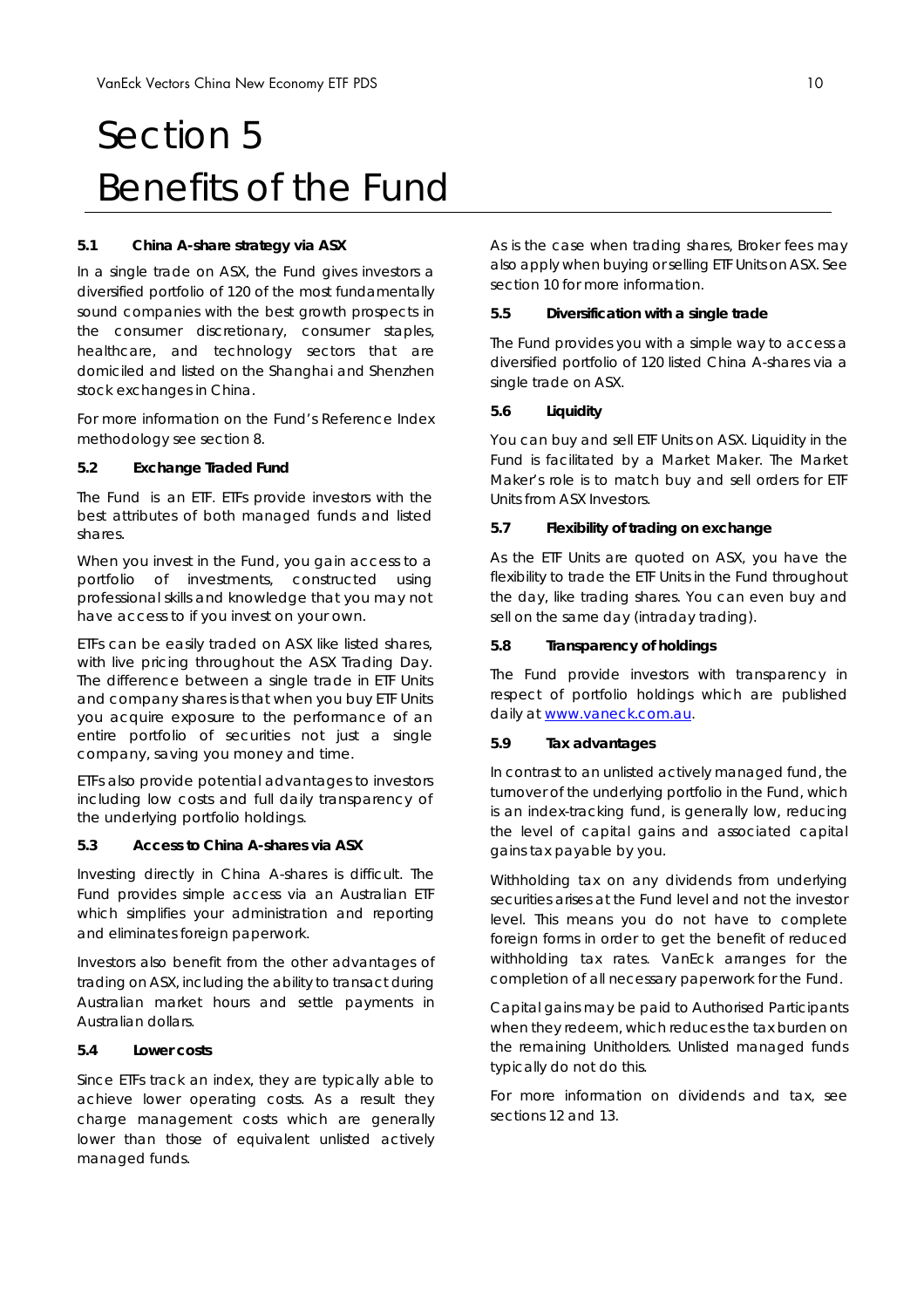# Section 5 Benefits of the Fund

### 5.1 China A-share strategy via ASX

In a single trade on ASX, the Fund gives investors a diversified portfolio of 120 of the most fundamentally sound companies with the best growth prospects in the consumer discretionary, consumer staples, healthcare, and technology sectors that are domiciled and listed on the Shanghai and Shenzhen stock exchanges in China.

For more information on the Fund's Reference Index methodology see section 8.

### 5.2 Exchange Traded Fund

The Fund is an ETF. ETFs provide investors with the best attributes of both managed funds and listed shares.

When you invest in the Fund, you gain access to a portfolio of investments, constructed using professional skills and knowledge that you may not have access to if you invest on your own.

ETFs can be easily traded on ASX like listed shares, with live pricing throughout the ASX Trading Day. The difference between a single trade in ETF Units and company shares is that when you buy ETF Units you acquire exposure to the performance of an entire portfolio of securities not just a single company, saving you money and time.

ETFs also provide potential advantages to investors including low costs and full daily transparency of the underlying portfolio holdings.

### 5.3 Access to China A-shares via ASX

Investing directly in China A-shares is difficult. The Fund provides simple access via an Australian ETF which simplifies your administration and reporting and eliminates foreign paperwork.

Investors also benefit from the other advantages of trading on ASX, including the ability to transact during Australian market hours and settle payments in Australian dollars.

### 5.4 Lower costs

Since ETFs track an index, they are typically able to achieve lower operating costs. As a result they charge management costs which are generally lower than those of equivalent unlisted actively managed funds.

As is the case when trading shares, Broker fees may also apply when buying or selling ETF Units on ASX. See section 10 for more information.

### 5.5 Diversification with a single trade

The Fund provides you with a simple way to access a diversified portfolio of 120 listed China A-shares via a single trade on ASX.

### 5.6 Liquidity

You can buy and sell ETF Units on ASX. Liquidity in the Fund is facilitated by a Market Maker. The Market Maker's role is to match buy and sell orders for ETF Units from ASX Investors.

### 5.7 Flexibility of trading on exchange

As the ETF Units are quoted on ASX, you have the flexibility to trade the ETF Units in the Fund throughout the day, like trading shares. You can even buy and sell on the same day (intraday trading).

### 5.8 Transparency of holdings

The Fund provide investors with transparency in respect of portfolio holdings which are published daily at www.vaneck.com.au.

### 5.9 Tax advantages

In contrast to an unlisted actively managed fund, the turnover of the underlying portfolio in the Fund, which is an index-tracking fund, is generally low, reducing the level of capital gains and associated capital gains tax payable by you.

Withholding tax on any dividends from underlying securities arises at the Fund level and not the investor level. This means you do not have to complete foreign forms in order to get the benefit of reduced withholding tax rates. VanEck arranges for the completion of all necessary paperwork for the Fund.

Capital gains may be paid to Authorised Participants when they redeem, which reduces the tax burden on the remaining Unitholders. Unlisted managed funds typically do not do this.

For more information on dividends and tax, see sections 12 and 13.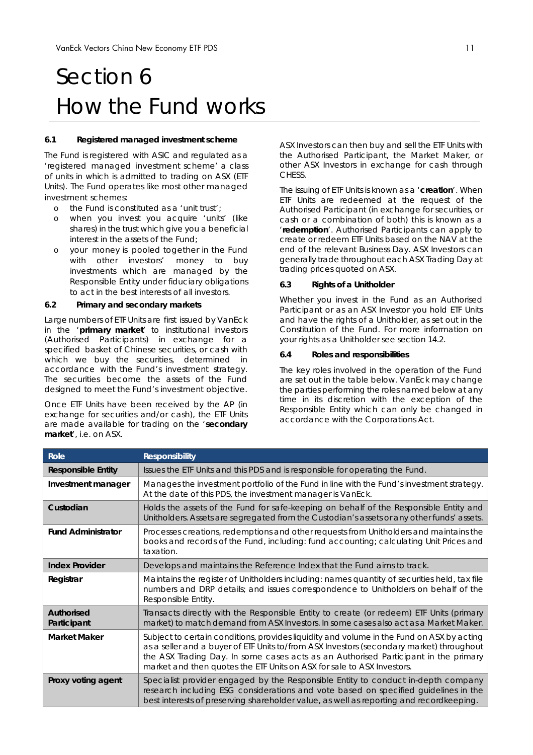# Section 6 How the Fund works

### 6.1 Registered managed investment scheme

The Fund is registered with ASIC and regulated as a 'registered managed investment scheme' a class of units in which is admitted to trading on ASX (ETF Units). The Fund operates like most other managed investment schemes:

- the Fund is constituted as a 'unit trust';
- when you invest you acquire 'units' (like shares) in the trust which give you a beneficial interest in the assets of the Fund;
- your money is pooled together in the Fund with other investors' money to buy investments which are managed by the Responsible Entity under fiduciary obligations to act in the best interests of all investors.

### 6.2 Primary and secondary markets

Large numbers of ETF Units are first issued by VanEck in the '**primary market**' to institutional investors (Authorised Participants) in exchange for a specified basket of Chinese securities, or cash with which we buy the securities, determined in accordance with the Fund's investment strategy. The securities become the assets of the Fund designed to meet the Fund's investment objective.

Once ETF Units have been received by the AP (in exchange for securities and/or cash), the ETF Units are made available for trading on the '**secondary market**', i.e. on ASX.

ASX Investors can then buy and sell the ETF Units with the Authorised Participant, the Market Maker, or other ASX Investors in exchange for cash through CHESS.

The issuing of ETF Units is known as a '**creation**'. When ETF Units are redeemed at the request of the Authorised Participant (in exchange for securities, or cash or a combination of both) this is known as a '**redemption**'. Authorised Participants can apply to create or redeem ETF Units based on the NAV at the end of the relevant Business Day. ASX Investors can generally trade throughout each ASX Trading Day at trading prices quoted on ASX.

### 6.3 Rights of a Unitholder

Whether you invest in the Fund as an Authorised Participant or as an ASX Investor you hold ETF Units and have the rights of a Unitholder, as set out in the Constitution of the Fund. For more information on your rights as a Unitholder see section 14.2.

### 6.4 Roles and responsibilities

The key roles involved in the operation of the Fund are set out in the table below. VanEck may change the parties performing the roles named below at any time in its discretion with the exception of the Responsible Entity which can only be changed in accordance with the Corporations Act.

| Role | Responsibility |
|---|---|
| **Responsible Entity** | Issues the ETF Units and this PDS and is responsible for operating the Fund. |
| **Investment manager** | Manages the investment portfolio of the Fund in line with the Fund's investment strategy. At the date of this PDS, the investment manager is VanEck. |
| **Custodian** | Holds the assets of the Fund for safe-keeping on behalf of the Responsible Entity and Unitholders. Assets are segregated from the Custodian's assets or any other funds' assets. |
| **Fund Administrator** | Processes creations, redemptions and other requests from Unitholders and maintains the books and records of the Fund, including: fund accounting; calculating Unit Prices and taxation. |
| **Index Provider** | Develops and maintains the Reference Index that the Fund aims to track. |
| **Registrar** | Maintains the register of Unitholders including: names quantity of securities held, tax file numbers and DRP details; and issues correspondence to Unitholders on behalf of the Responsible Entity. |
| **Authorised Participant** | Transacts directly with the Responsible Entity to create (or redeem) ETF Units (primary market) to match demand from ASX Investors. In some cases also act as a Market Maker. |
| **Market Maker** | Subject to certain conditions, provides liquidity and volume in the Fund on ASX by acting as a seller and a buyer of ETF Units to/from ASX Investors (secondary market) throughout the ASX Trading Day. In some cases acts as an Authorised Participant in the primary market and then quotes the ETF Units on ASX for sale to ASX Investors. |
| **Proxy voting agent** | Specialist provider engaged by the Responsible Entity to conduct in-depth company research including ESG considerations and vote based on specified guidelines in the best interests of preserving shareholder value, as well as reporting and recordkeeping. |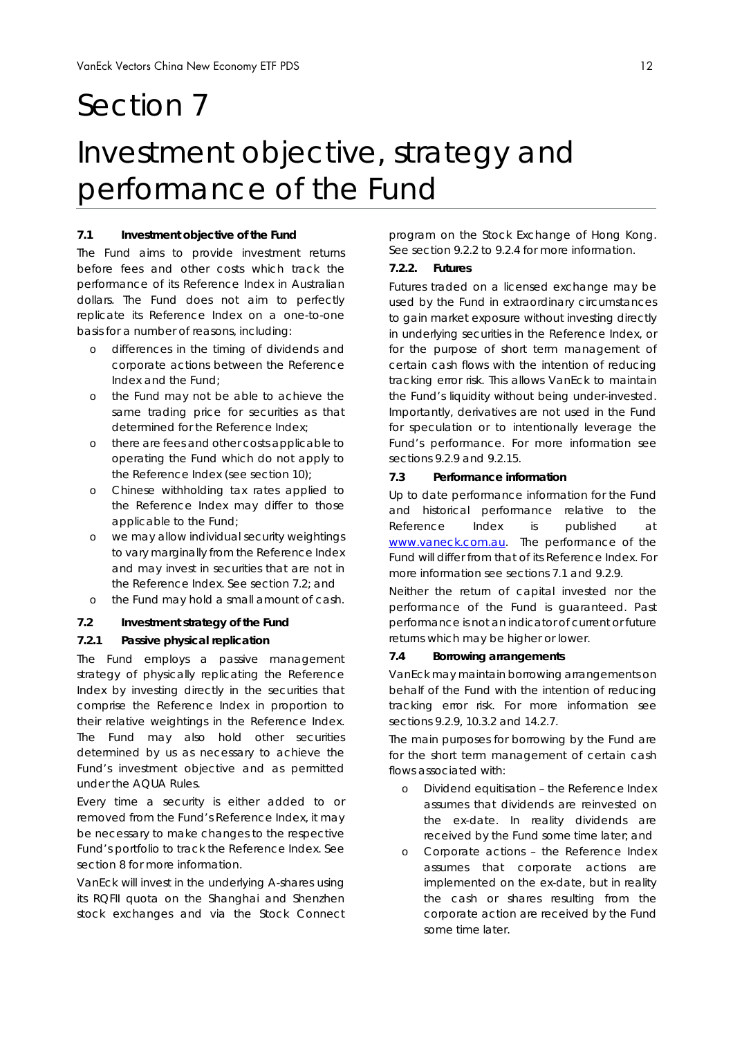# Section 7

# Investment objective, strategy and performance of the Fund

### 7.1 Investment objective of the Fund

The Fund aims to provide investment returns before fees and other costs which track the performance of its Reference Index in Australian dollars. The Fund does not aim to perfectly replicate its Reference Index on a one-to-one basis for a number of reasons, including:

- differences in the timing of dividends and corporate actions between the Reference Index and the Fund;
- the Fund may not be able to achieve the same trading price for securities as that determined for the Reference Index;
- there are fees and other costs applicable to operating the Fund which do not apply to the Reference Index (see section 10);
- Chinese withholding tax rates applied to the Reference Index may differ to those applicable to the Fund;
- we may allow individual security weightings to vary marginally from the Reference Index and may invest in securities that are not in the Reference Index. See section 7.2; and
- the Fund may hold a small amount of cash.

### 7.2 Investment strategy of the Fund

#### 7.2.1 Passive physical replication

The Fund employs a passive management strategy of physically replicating the Reference Index by investing directly in the securities that comprise the Reference Index in proportion to their relative weightings in the Reference Index. The Fund may also hold other securities determined by us as necessary to achieve the Fund's investment objective and as permitted under the AQUA Rules.

Every time a security is either added to or removed from the Fund's Reference Index, it may be necessary to make changes to the respective Fund's portfolio to track the Reference Index. See section 8 for more information.

VanEck will invest in the underlying A-shares using its RQFII quota on the Shanghai and Shenzhen stock exchanges and via the Stock Connect program on the Stock Exchange of Hong Kong. See section 9.2.2 to 9.2.4 for more information.

#### 7.2.2. Futures

Futures traded on a licensed exchange may be used by the Fund in extraordinary circumstances to gain market exposure without investing directly in underlying securities in the Reference Index, or for the purpose of short term management of certain cash flows with the intention of reducing tracking error risk. This allows VanEck to maintain the Fund's liquidity without being under-invested. Importantly, derivatives are not used in the Fund for speculation or to intentionally leverage the Fund's performance. For more information see sections 9.2.9 and 9.2.15.

### 7.3 Performance information

Up to date performance information for the Fund and historical performance relative to the Reference Index is published at www.vaneck.com.au. The performance of the Fund will differ from that of its Reference Index. For more information see sections 7.1 and 9.2.9.

Neither the return of capital invested nor the performance of the Fund is guaranteed. Past performance is not an indicator of current or future returns which may be higher or lower.

### 7.4 Borrowing arrangements

VanEck may maintain borrowing arrangements on behalf of the Fund with the intention of reducing tracking error risk. For more information see sections 9.2.9, 10.3.2 and 14.2.7.

The main purposes for borrowing by the Fund are for the short term management of certain cash flows associated with:

- Dividend equitisation – the Reference Index assumes that dividends are reinvested on the ex-date. In reality dividends are received by the Fund some time later; and
- Corporate actions – the Reference Index assumes that corporate actions are implemented on the ex-date, but in reality the cash or shares resulting from the corporate action are received by the Fund some time later.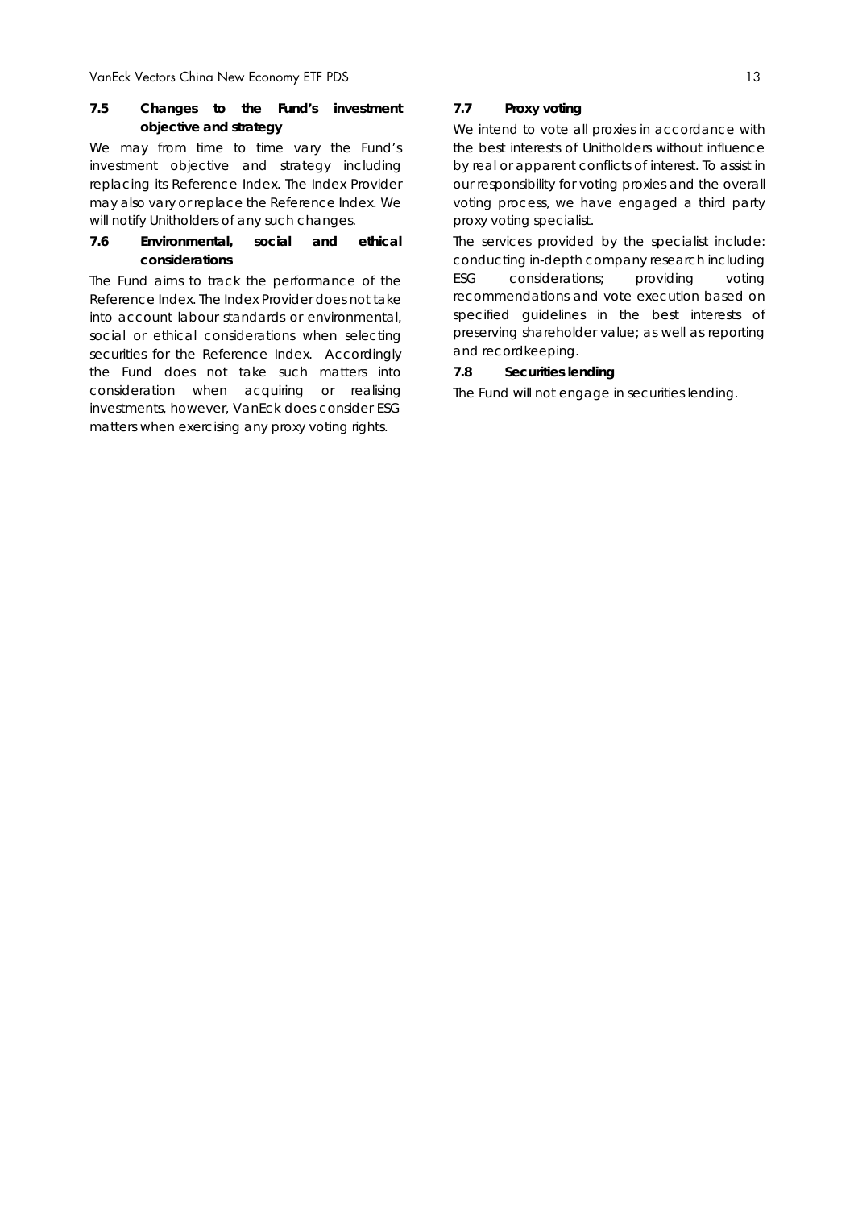### 7.5 Changes to the Fund's investment objective and strategy

We may from time to time vary the Fund's investment objective and strategy including replacing its Reference Index. The Index Provider may also vary or replace the Reference Index. We will notify Unitholders of any such changes.

### 7.6 Environmental, social and ethical considerations

The Fund aims to track the performance of the Reference Index. The Index Provider does not take into account labour standards or environmental, social or ethical considerations when selecting securities for the Reference Index. Accordingly the Fund does not take such matters into consideration when acquiring or realising investments, however, VanEck does consider ESG matters when exercising any proxy voting rights.

### 7.7 Proxy voting

We intend to vote all proxies in accordance with the best interests of Unitholders without influence by real or apparent conflicts of interest. To assist in our responsibility for voting proxies and the overall voting process, we have engaged a third party proxy voting specialist.

The services provided by the specialist include: conducting in-depth company research including ESG considerations; providing voting recommendations and vote execution based on specified guidelines in the best interests of preserving shareholder value; as well as reporting and recordkeeping.

### 7.8 Securities lending

The Fund will not engage in securities lending.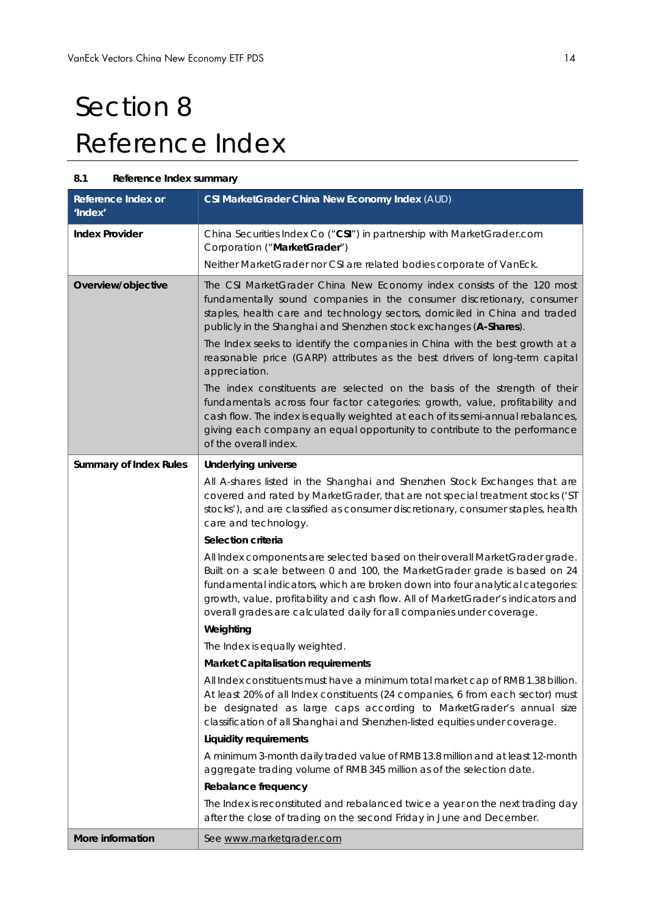# Section 8 Reference Index

### 8.1 Reference Index summary

| Reference Index or 'Index' | **CSI MarketGrader China New Economy Index** (AUD) |
|---|---|
| **Index Provider** | China Securities Index Co ("**CSI**") in partnership with MarketGrader.com Corporation ("**MarketGrader**")<br>Neither MarketGrader nor CSI are related bodies corporate of VanEck. |
| **Overview/objective** | The CSI MarketGrader China New Economy index consists of the 120 most fundamentally sound companies in the consumer discretionary, consumer staples, health care and technology sectors, domiciled in China and traded publicly in the Shanghai and Shenzhen stock exchanges (**A-Shares**).<br>The Index seeks to identify the companies in China with the best growth at a reasonable price (GARP) attributes as the best drivers of long-term capital appreciation.<br>The index constituents are selected on the basis of the strength of their fundamentals across four factor categories: growth, value, profitability and cash flow. The index is equally weighted at each of its semi-annual rebalances, giving each company an equal opportunity to contribute to the performance of the overall index. |
| **Summary of Index Rules** | **Underlying universe**<br>All A-shares listed in the Shanghai and Shenzhen Stock Exchanges that are covered and rated by MarketGrader, that are not special treatment stocks ('ST stocks'), and are classified as consumer discretionary, consumer staples, health care and technology.<br>**Selection criteria**<br>All Index components are selected based on their overall MarketGrader grade. Built on a scale between 0 and 100, the MarketGrader grade is based on 24 fundamental indicators, which are broken down into four analytical categories: growth, value, profitability and cash flow. All of MarketGrader's indicators and overall grades are calculated daily for all companies under coverage.<br>**Weighting**<br>The Index is equally weighted.<br>**Market Capitalisation requirements**<br>All Index constituents must have a minimum total market cap of RMB 1.38 billion. At least 20% of all Index constituents (24 companies, 6 from each sector) must be designated as large caps according to MarketGrader's annual size classification of all Shanghai and Shenzhen-listed equities under coverage.<br>**Liquidity requirements**<br>A minimum 3-month daily traded value of RMB 13.8 million and at least 12-month aggregate trading volume of RMB 345 million as of the selection date.<br>**Rebalance frequency**<br>The Index is reconstituted and rebalanced twice a year on the next trading day after the close of trading on the second Friday in June and December. |
| **More information** | See www.marketgrader.com |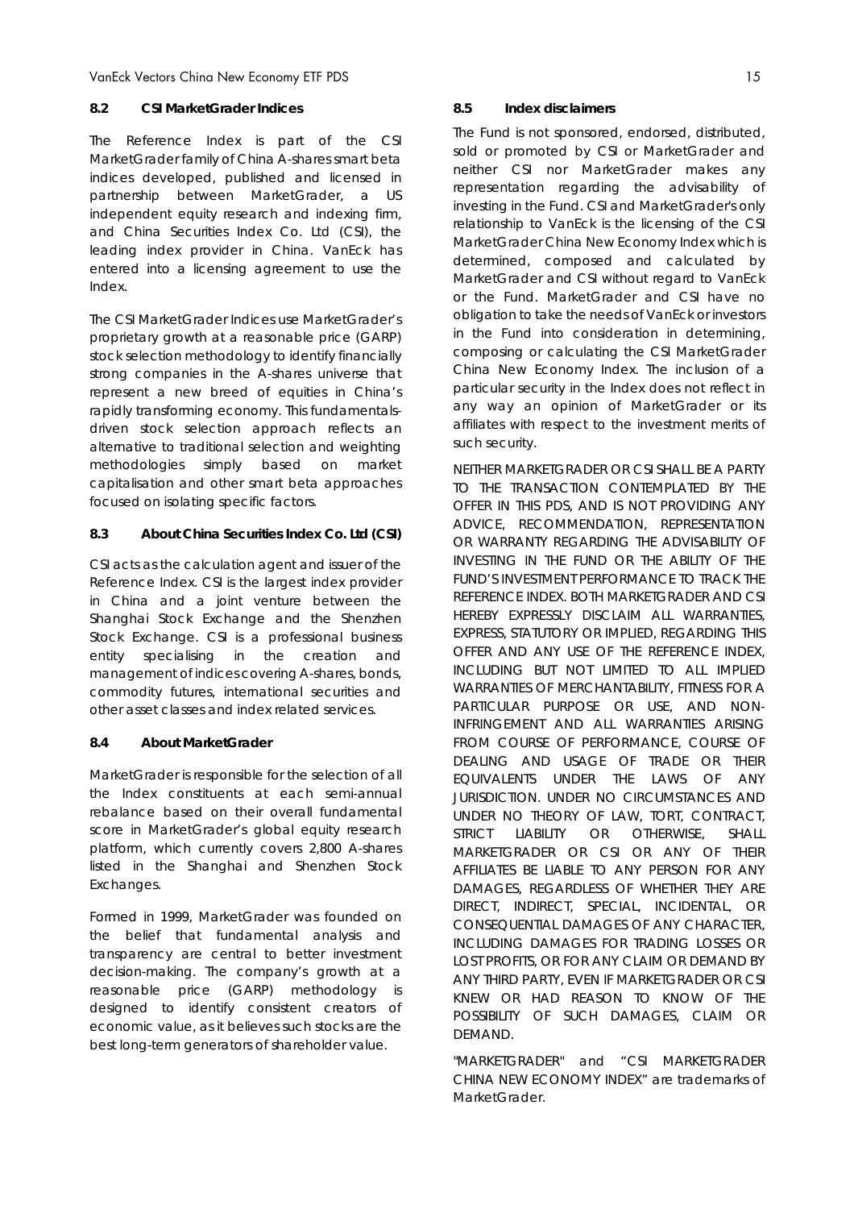### 8.2 CSI MarketGrader Indices

The Reference Index is part of the CSI MarketGrader family of China A-shares smart beta indices developed, published and licensed in partnership between MarketGrader, a US independent equity research and indexing firm, and China Securities Index Co. Ltd (CSI), the leading index provider in China. VanEck has entered into a licensing agreement to use the Index.

The CSI MarketGrader Indices use MarketGrader's proprietary growth at a reasonable price (GARP) stock selection methodology to identify financially strong companies in the A-shares universe that represent a new breed of equities in China's rapidly transforming economy. This fundamentals-driven stock selection approach reflects an alternative to traditional selection and weighting methodologies simply based on market capitalisation and other smart beta approaches focused on isolating specific factors.

### 8.3 About China Securities Index Co. Ltd (CSI)

CSI acts as the calculation agent and issuer of the Reference Index. CSI is the largest index provider in China and a joint venture between the Shanghai Stock Exchange and the Shenzhen Stock Exchange. CSI is a professional business entity specialising in the creation and management of indices covering A-shares, bonds, commodity futures, international securities and other asset classes and index related services.

### 8.4 About MarketGrader

MarketGrader is responsible for the selection of all the Index constituents at each semi-annual rebalance based on their overall fundamental score in MarketGrader's global equity research platform, which currently covers 2,800 A-shares listed in the Shanghai and Shenzhen Stock Exchanges.

Formed in 1999, MarketGrader was founded on the belief that fundamental analysis and transparency are central to better investment decision-making. The company's growth at a reasonable price (GARP) methodology is designed to identify consistent creators of economic value, as it believes such stocks are the best long-term generators of shareholder value.

### 8.5 Index disclaimers

The Fund is not sponsored, endorsed, distributed, sold or promoted by CSI or MarketGrader and neither CSI nor MarketGrader makes any representation regarding the advisability of investing in the Fund. CSI and MarketGrader's only relationship to VanEck is the licensing of the CSI MarketGrader China New Economy Index which is determined, composed and calculated by MarketGrader and CSI without regard to VanEck or the Fund. MarketGrader and CSI have no obligation to take the needs of VanEck or investors in the Fund into consideration in determining, composing or calculating the CSI MarketGrader China New Economy Index. The inclusion of a particular security in the Index does not reflect in any way an opinion of MarketGrader or its affiliates with respect to the investment merits of such security.

NEITHER MARKETGRADER OR CSI SHALL BE A PARTY TO THE TRANSACTION CONTEMPLATED BY THE OFFER IN THIS PDS, AND IS NOT PROVIDING ANY ADVICE, RECOMMENDATION, REPRESENTATION OR WARRANTY REGARDING THE ADVISABILITY OF INVESTING IN THE FUND OR THE ABILITY OF THE FUND'S INVESTMENT PERFORMANCE TO TRACK THE REFERENCE INDEX. BOTH MARKETGRADER AND CSI HEREBY EXPRESSLY DISCLAIM ALL WARRANTIES, EXPRESS, STATUTORY OR IMPLIED, REGARDING THIS OFFER AND ANY USE OF THE REFERENCE INDEX, INCLUDING BUT NOT LIMITED TO ALL IMPLIED WARRANTIES OF MERCHANTABILITY, FITNESS FOR A PARTICULAR PURPOSE OR USE, AND NON-INFRINGEMENT AND ALL WARRANTIES ARISING FROM COURSE OF PERFORMANCE, COURSE OF DEALING AND USAGE OF TRADE OR THEIR EQUIVALENTS UNDER THE LAWS OF ANY JURISDICTION. UNDER NO CIRCUMSTANCES AND UNDER NO THEORY OF LAW, TORT, CONTRACT, STRICT LIABILITY OR OTHERWISE, SHALL MARKETGRADER OR CSI OR ANY OF THEIR AFFILIATES BE LIABLE TO ANY PERSON FOR ANY DAMAGES, REGARDLESS OF WHETHER THEY ARE DIRECT, INDIRECT, SPECIAL, INCIDENTAL, OR CONSEQUENTIAL DAMAGES OF ANY CHARACTER, INCLUDING DAMAGES FOR TRADING LOSSES OR LOST PROFITS, OR FOR ANY CLAIM OR DEMAND BY ANY THIRD PARTY, EVEN IF MARKETGRADER OR CSI KNEW OR HAD REASON TO KNOW OF THE POSSIBILITY OF SUCH DAMAGES, CLAIM OR DEMAND.

"MARKETGRADER" and "CSI MARKETGRADER CHINA NEW ECONOMY INDEX" are trademarks of MarketGrader.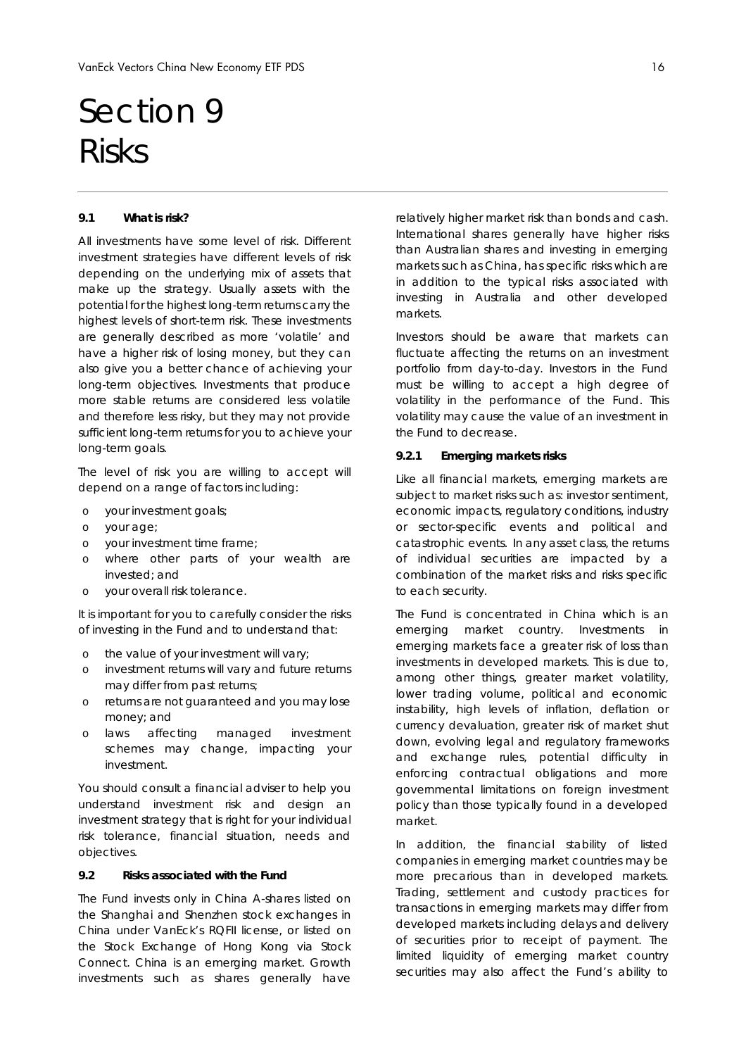# Section 9 Risks

### 9.1 What is risk?

All investments have some level of risk. Different investment strategies have different levels of risk depending on the underlying mix of assets that make up the strategy. Usually assets with the potential for the highest long-term returns carry the highest levels of short-term risk. These investments are generally described as more 'volatile' and have a higher risk of losing money, but they can also give you a better chance of achieving your long-term objectives. Investments that produce more stable returns are considered less volatile and therefore less risky, but they may not provide sufficient long-term returns for you to achieve your long-term goals.

The level of risk you are willing to accept will depend on a range of factors including:

- your investment goals;
- your age;
- your investment time frame;
- where other parts of your wealth are invested; and
- your overall risk tolerance.

It is important for you to carefully consider the risks of investing in the Fund and to understand that:

- the value of your investment will vary;
- investment returns will vary and future returns may differ from past returns;
- returns are not guaranteed and you may lose money; and
- laws affecting managed investment schemes may change, impacting your investment.

You should consult a financial adviser to help you understand investment risk and design an investment strategy that is right for your individual risk tolerance, financial situation, needs and objectives.

### 9.2 Risks associated with the Fund

The Fund invests only in China A-shares listed on the Shanghai and Shenzhen stock exchanges in China under VanEck's RQFII license, or listed on the Stock Exchange of Hong Kong via Stock Connect. China is an emerging market. Growth investments such as shares generally have relatively higher market risk than bonds and cash. International shares generally have higher risks than Australian shares and investing in emerging markets such as China, has specific risks which are in addition to the typical risks associated with investing in Australia and other developed markets.

Investors should be aware that markets can fluctuate affecting the returns on an investment portfolio from day-to-day. Investors in the Fund must be willing to accept a high degree of volatility in the performance of the Fund. This volatility may cause the value of an investment in the Fund to decrease.

#### 9.2.1 Emerging markets risks

Like all financial markets, emerging markets are subject to market risks such as: investor sentiment, economic impacts, regulatory conditions, industry or sector-specific events and political and catastrophic events. In any asset class, the returns of individual securities are impacted by a combination of the market risks and risks specific to each security.

The Fund is concentrated in China which is an emerging market country. Investments in emerging markets face a greater risk of loss than investments in developed markets. This is due to, among other things, greater market volatility, lower trading volume, political and economic instability, high levels of inflation, deflation or currency devaluation, greater risk of market shut down, evolving legal and regulatory frameworks and exchange rules, potential difficulty in enforcing contractual obligations and more governmental limitations on foreign investment policy than those typically found in a developed market.

In addition, the financial stability of listed companies in emerging market countries may be more precarious than in developed markets. Trading, settlement and custody practices for transactions in emerging markets may differ from developed markets including delays and delivery of securities prior to receipt of payment. The limited liquidity of emerging market country securities may also affect the Fund's ability to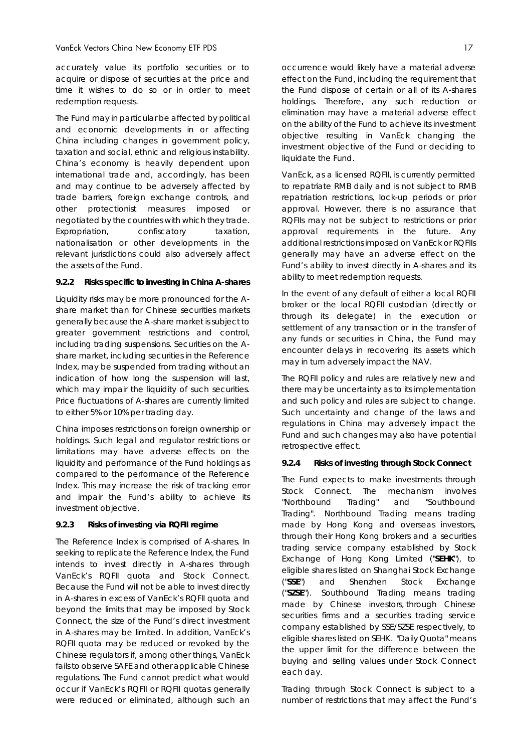accurately value its portfolio securities or to acquire or dispose of securities at the price and time it wishes to do so or in order to meet redemption requests.

The Fund may in particular be affected by political and economic developments in or affecting China including changes in government policy, taxation and social, ethnic and religious instability. China's economy is heavily dependent upon international trade and, accordingly, has been and may continue to be adversely affected by trade barriers, foreign exchange controls, and other protectionist measures imposed or negotiated by the countries with which they trade. Expropriation, confiscatory taxation, nationalisation or other developments in the relevant jurisdictions could also adversely affect the assets of the Fund.

#### 9.2.2 Risks specific to investing in China A-shares

Liquidity risks may be more pronounced for the A-share market than for Chinese securities markets generally because the A-share market is subject to greater government restrictions and control, including trading suspensions. Securities on the A-share market, including securities in the Reference Index, may be suspended from trading without an indication of how long the suspension will last, which may impair the liquidity of such securities. Price fluctuations of A-shares are currently limited to either 5% or 10% per trading day.

China imposes restrictions on foreign ownership or holdings. Such legal and regulator restrictions or limitations may have adverse effects on the liquidity and performance of the Fund holdings as compared to the performance of the Reference Index. This may increase the risk of tracking error and impair the Fund's ability to achieve its investment objective.

#### 9.2.3 Risks of investing via RQFII regime

The Reference Index is comprised of A-shares. In seeking to replicate the Reference Index, the Fund intends to invest directly in A-shares through VanEck's RQFII quota and Stock Connect. Because the Fund will not be able to invest directly in A-shares in excess of VanEck's RQFII quota and beyond the limits that may be imposed by Stock Connect, the size of the Fund's direct investment in A-shares may be limited. In addition, VanEck's RQFII quota may be reduced or revoked by the Chinese regulators if, among other things, VanEck fails to observe SAFE and other applicable Chinese regulations. The Fund cannot predict what would occur if VanEck's RQFII or RQFII quotas generally were reduced or eliminated, although such an occurrence would likely have a material adverse effect on the Fund, including the requirement that the Fund dispose of certain or all of its A-shares holdings. Therefore, any such reduction or elimination may have a material adverse effect on the ability of the Fund to achieve its investment objective resulting in VanEck changing the investment objective of the Fund or deciding to liquidate the Fund.

VanEck, as a licensed RQFII, is currently permitted to repatriate RMB daily and is not subject to RMB repatriation restrictions, lock-up periods or prior approval. However, there is no assurance that RQFIIs may not be subject to restrictions or prior approval requirements in the future. Any additional restrictions imposed on VanEck or RQFIIs generally may have an adverse effect on the Fund's ability to invest directly in A-shares and its ability to meet redemption requests.

In the event of any default of either a local RQFII broker or the local RQFII custodian (directly or through its delegate) in the execution or settlement of any transaction or in the transfer of any funds or securities in China, the Fund may encounter delays in recovering its assets which may in turn adversely impact the NAV.

The RQFII policy and rules are relatively new and there may be uncertainty as to its implementation and such policy and rules are subject to change. Such uncertainty and change of the laws and regulations in China may adversely impact the Fund and such changes may also have potential retrospective effect.

#### 9.2.4 Risks of investing through Stock Connect

The Fund expects to make investments through Stock Connect. The mechanism involves "Northbound Trading" and "Southbound Trading". Northbound Trading means trading made by Hong Kong and overseas investors, through their Hong Kong brokers and a securities trading service company established by Stock Exchange of Hong Kong Limited ("**SEHK**"), to eligible shares listed on Shanghai Stock Exchange ("**SSE**") and Shenzhen Stock Exchange ("**SZSE**"). Southbound Trading means trading made by Chinese investors, through Chinese securities firms and a securities trading service company established by SSE/SZSE respectively, to eligible shares listed on SEHK. "Daily Quota" means the upper limit for the difference between the buying and selling values under Stock Connect each day.

Trading through Stock Connect is subject to a number of restrictions that may affect the Fund's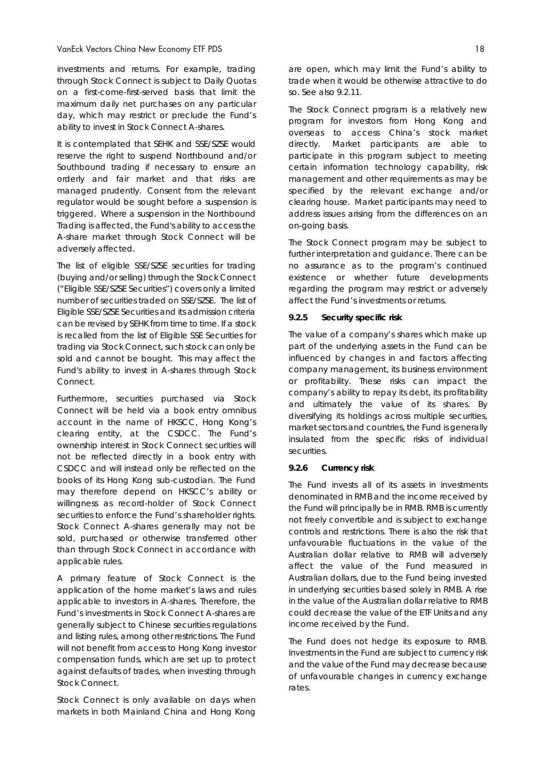investments and returns. For example, trading through Stock Connect is subject to Daily Quotas on a first-come-first-served basis that limit the maximum daily net purchases on any particular day, which may restrict or preclude the Fund's ability to invest in Stock Connect A-shares.

It is contemplated that SEHK and SSE/SZSE would reserve the right to suspend Northbound and/or Southbound trading if necessary to ensure an orderly and fair market and that risks are managed prudently. Consent from the relevant regulator would be sought before a suspension is triggered. Where a suspension in the Northbound Trading is affected, the Fund's ability to access the A-share market through Stock Connect will be adversely affected.

The list of eligible SSE/SZSE securities for trading (buying and/or selling) through the Stock Connect ("Eligible SSE/SZSE Securities") covers only a limited number of securities traded on SSE/SZSE. The list of Eligible SSE/SZSE Securities and its admission criteria can be revised by SEHK from time to time. If a stock is recalled from the list of Eligible SSE Securities for trading via Stock Connect, such stock can only be sold and cannot be bought. This may affect the Fund's ability to invest in A-shares through Stock Connect.

Furthermore, securities purchased via Stock Connect will be held via a book entry omnibus account in the name of HKSCC, Hong Kong's clearing entity, at the CSDCC. The Fund's ownership interest in Stock Connect securities will not be reflected directly in a book entry with CSDCC and will instead only be reflected on the books of its Hong Kong sub-custodian. The Fund may therefore depend on HKSCC's ability or willingness as record-holder of Stock Connect securities to enforce the Fund's shareholder rights. Stock Connect A-shares generally may not be sold, purchased or otherwise transferred other than through Stock Connect in accordance with applicable rules.

A primary feature of Stock Connect is the application of the home market's laws and rules applicable to investors in A-shares. Therefore, the Fund's investments in Stock Connect A-shares are generally subject to Chinese securities regulations and listing rules, among other restrictions. The Fund will not benefit from access to Hong Kong investor compensation funds, which are set up to protect against defaults of trades, when investing through Stock Connect.

Stock Connect is only available on days when markets in both Mainland China and Hong Kong are open, which may limit the Fund's ability to trade when it would be otherwise attractive to do so. See also 9.2.11.

The Stock Connect program is a relatively new program for investors from Hong Kong and overseas to access China's stock market directly. Market participants are able to participate in this program subject to meeting certain information technology capability, risk management and other requirements as may be specified by the relevant exchange and/or clearing house. Market participants may need to address issues arising from the differences on an on-going basis.

The Stock Connect program may be subject to further interpretation and guidance. There can be no assurance as to the program's continued existence or whether future developments regarding the program may restrict or adversely affect the Fund's investments or returns.

#### 9.2.5 Security specific risk

The value of a company's shares which make up part of the underlying assets in the Fund can be influenced by changes in and factors affecting company management, its business environment or profitability. These risks can impact the company's ability to repay its debt, its profitability and ultimately the value of its shares. By diversifying its holdings across multiple securities, market sectors and countries, the Fund is generally insulated from the specific risks of individual securities.

#### 9.2.6 Currency risk

The Fund invests all of its assets in investments denominated in RMB and the income received by the Fund will principally be in RMB. RMB is currently not freely convertible and is subject to exchange controls and restrictions. There is also the risk that unfavourable fluctuations in the value of the Australian dollar relative to RMB will adversely affect the value of the Fund measured in Australian dollars, due to the Fund being invested in underlying securities based solely in RMB. A rise in the value of the Australian dollar relative to RMB could decrease the value of the ETF Units and any income received by the Fund.

The Fund does not hedge its exposure to RMB. Investments in the Fund are subject to currency risk and the value of the Fund may decrease because of unfavourable changes in currency exchange rates.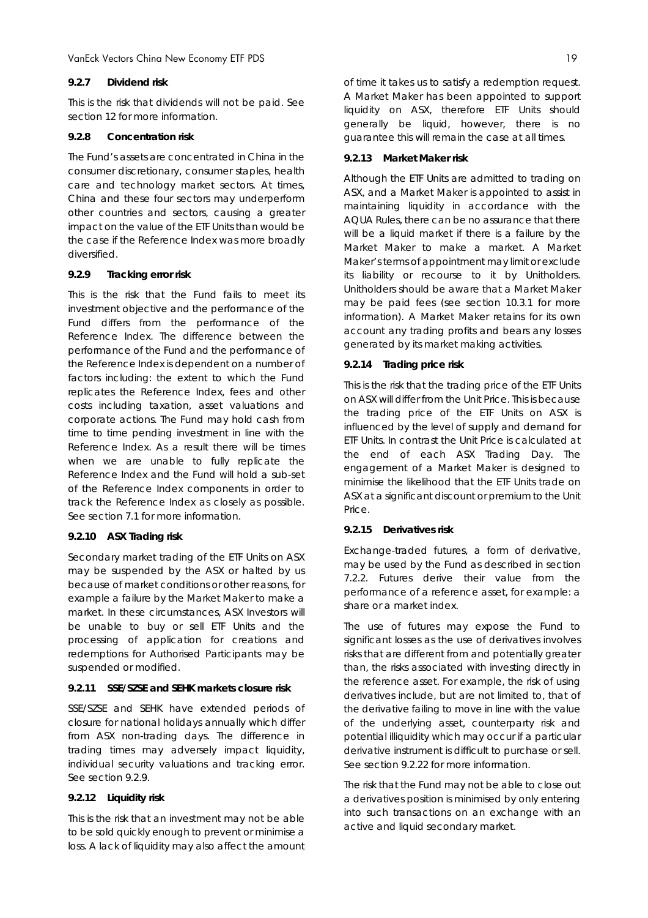#### 9.2.7 Dividend risk

This is the risk that dividends will not be paid. See section 12 for more information.

#### 9.2.8 Concentration risk

The Fund's assets are concentrated in China in the consumer discretionary, consumer staples, health care and technology market sectors. At times, China and these four sectors may underperform other countries and sectors, causing a greater impact on the value of the ETF Units than would be the case if the Reference Index was more broadly diversified.

#### 9.2.9 Tracking error risk

This is the risk that the Fund fails to meet its investment objective and the performance of the Fund differs from the performance of the Reference Index. The difference between the performance of the Fund and the performance of the Reference Index is dependent on a number of factors including: the extent to which the Fund replicates the Reference Index, fees and other costs including taxation, asset valuations and corporate actions. The Fund may hold cash from time to time pending investment in line with the Reference Index. As a result there will be times when we are unable to fully replicate the Reference Index and the Fund will hold a sub-set of the Reference Index components in order to track the Reference Index as closely as possible. See section 7.1 for more information.

#### 9.2.10 ASX Trading risk

Secondary market trading of the ETF Units on ASX may be suspended by the ASX or halted by us because of market conditions or other reasons, for example a failure by the Market Maker to make a market. In these circumstances, ASX Investors will be unable to buy or sell ETF Units and the processing of application for creations and redemptions for Authorised Participants may be suspended or modified.

#### 9.2.11 SSE/SZSE and SEHK markets closure risk

SSE/SZSE and SEHK have extended periods of closure for national holidays annually which differ from ASX non-trading days. The difference in trading times may adversely impact liquidity, individual security valuations and tracking error. See section 9.2.9.

#### 9.2.12 Liquidity risk

This is the risk that an investment may not be able to be sold quickly enough to prevent or minimise a loss. A lack of liquidity may also affect the amount of time it takes us to satisfy a redemption request. A Market Maker has been appointed to support liquidity on ASX, therefore ETF Units should generally be liquid, however, there is no guarantee this will remain the case at all times.

#### 9.2.13 Market Maker risk

Although the ETF Units are admitted to trading on ASX, and a Market Maker is appointed to assist in maintaining liquidity in accordance with the AQUA Rules, there can be no assurance that there will be a liquid market if there is a failure by the Market Maker to make a market. A Market Maker's terms of appointment may limit or exclude its liability or recourse to it by Unitholders. Unitholders should be aware that a Market Maker may be paid fees (see section 10.3.1 for more information). A Market Maker retains for its own account any trading profits and bears any losses generated by its market making activities.

#### 9.2.14 Trading price risk

This is the risk that the trading price of the ETF Units on ASX will differ from the Unit Price. This is because the trading price of the ETF Units on ASX is influenced by the level of supply and demand for ETF Units. In contrast the Unit Price is calculated at the end of each ASX Trading Day. The engagement of a Market Maker is designed to minimise the likelihood that the ETF Units trade on ASX at a significant discount or premium to the Unit Price.

#### 9.2.15 Derivatives risk

Exchange-traded futures, a form of derivative, may be used by the Fund as described in section 7.2.2. Futures derive their value from the performance of a reference asset, for example: a share or a market index.

The use of futures may expose the Fund to significant losses as the use of derivatives involves risks that are different from and potentially greater than, the risks associated with investing directly in the reference asset. For example, the risk of using derivatives include, but are not limited to, that of the derivative failing to move in line with the value of the underlying asset, counterparty risk and potential illiquidity which may occur if a particular derivative instrument is difficult to purchase or sell. See section 9.2.22 for more information.

The risk that the Fund may not be able to close out a derivatives position is minimised by only entering into such transactions on an exchange with an active and liquid secondary market.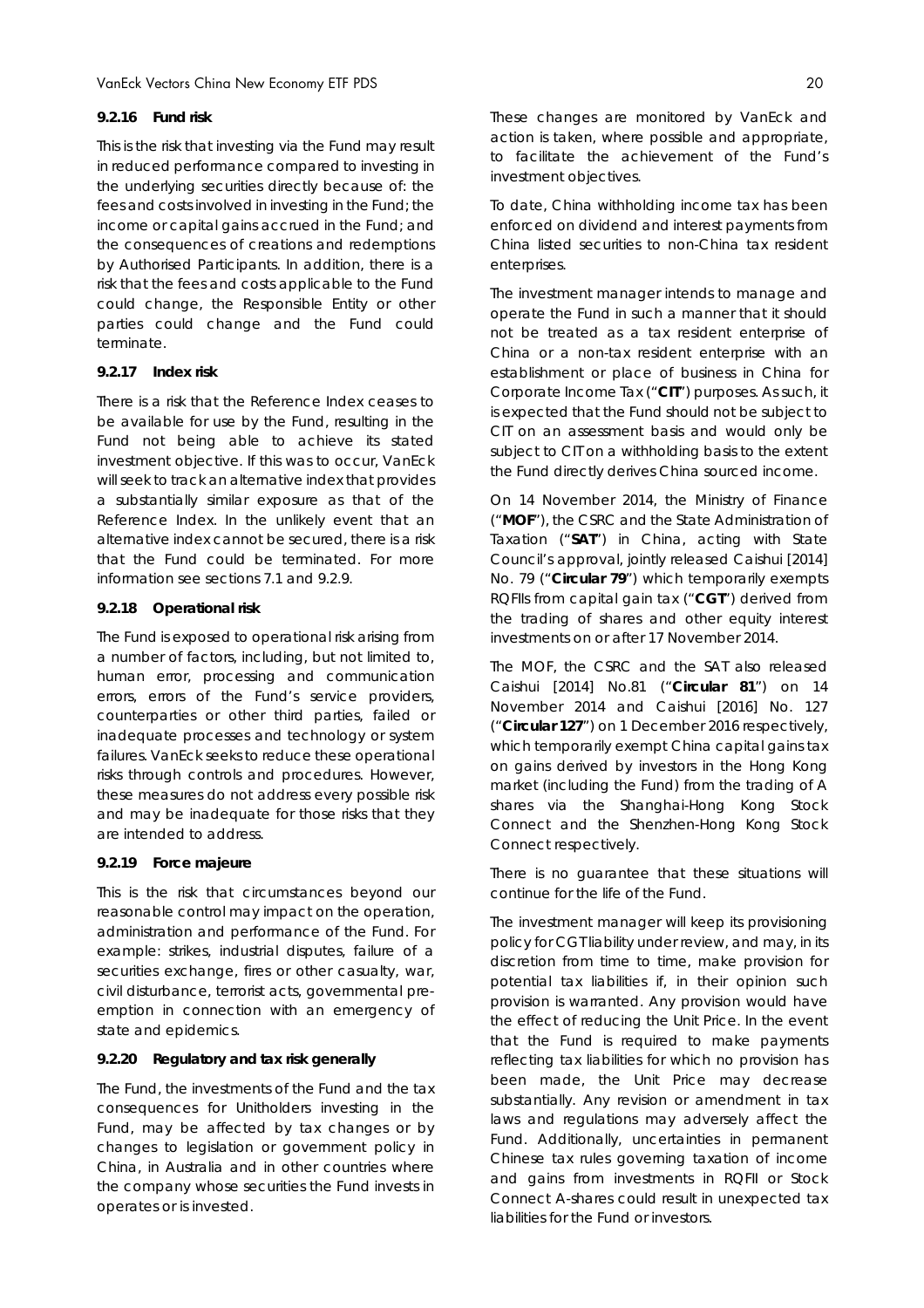#### 9.2.16 Fund risk

This is the risk that investing via the Fund may result in reduced performance compared to investing in the underlying securities directly because of: the fees and costs involved in investing in the Fund; the income or capital gains accrued in the Fund; and the consequences of creations and redemptions by Authorised Participants. In addition, there is a risk that the fees and costs applicable to the Fund could change, the Responsible Entity or other parties could change and the Fund could terminate.

#### 9.2.17 Index risk

There is a risk that the Reference Index ceases to be available for use by the Fund, resulting in the Fund not being able to achieve its stated investment objective. If this was to occur, VanEck will seek to track an alternative index that provides a substantially similar exposure as that of the Reference Index. In the unlikely event that an alternative index cannot be secured, there is a risk that the Fund could be terminated. For more information see sections 7.1 and 9.2.9.

#### 9.2.18 Operational risk

The Fund is exposed to operational risk arising from a number of factors, including, but not limited to, human error, processing and communication errors, errors of the Fund's service providers, counterparties or other third parties, failed or inadequate processes and technology or system failures. VanEck seeks to reduce these operational risks through controls and procedures. However, these measures do not address every possible risk and may be inadequate for those risks that they are intended to address.

#### 9.2.19 Force majeure

This is the risk that circumstances beyond our reasonable control may impact on the operation, administration and performance of the Fund. For example: strikes, industrial disputes, failure of a securities exchange, fires or other casualty, war, civil disturbance, terrorist acts, governmental pre-emption in connection with an emergency of state and epidemics.

#### 9.2.20 Regulatory and tax risk generally

The Fund, the investments of the Fund and the tax consequences for Unitholders investing in the Fund, may be affected by tax changes or by changes to legislation or government policy in China, in Australia and in other countries where the company whose securities the Fund invests in operates or is invested.

These changes are monitored by VanEck and action is taken, where possible and appropriate, to facilitate the achievement of the Fund's investment objectives.

To date, China withholding income tax has been enforced on dividend and interest payments from China listed securities to non-China tax resident enterprises.

The investment manager intends to manage and operate the Fund in such a manner that it should not be treated as a tax resident enterprise of China or a non-tax resident enterprise with an establishment or place of business in China for Corporate Income Tax ("**CIT**") purposes. As such, it is expected that the Fund should not be subject to CIT on an assessment basis and would only be subject to CIT on a withholding basis to the extent the Fund directly derives China sourced income.

On 14 November 2014, the Ministry of Finance ("**MOF**"), the CSRC and the State Administration of Taxation ("**SAT**") in China, acting with State Council's approval, jointly released Caishui [2014] No. 79 ("**Circular 79**") which temporarily exempts RQFIIs from capital gain tax ("**CGT**") derived from the trading of shares and other equity interest investments on or after 17 November 2014.

The MOF, the CSRC and the SAT also released Caishui [2014] No.81 ("**Circular 81**") on 14 November 2014 and Caishui [2016] No. 127 ("**Circular 127**") on 1 December 2016 respectively, which temporarily exempt China capital gains tax on gains derived by investors in the Hong Kong market (including the Fund) from the trading of A shares via the Shanghai-Hong Kong Stock Connect and the Shenzhen-Hong Kong Stock Connect respectively.

There is no guarantee that these situations will continue for the life of the Fund.

The investment manager will keep its provisioning policy for CGT liability under review, and may, in its discretion from time to time, make provision for potential tax liabilities if, in their opinion such provision is warranted. Any provision would have the effect of reducing the Unit Price. In the event that the Fund is required to make payments reflecting tax liabilities for which no provision has been made, the Unit Price may decrease substantially. Any revision or amendment in tax laws and regulations may adversely affect the Fund. Additionally, uncertainties in permanent Chinese tax rules governing taxation of income and gains from investments in RQFII or Stock Connect A-shares could result in unexpected tax liabilities for the Fund or investors.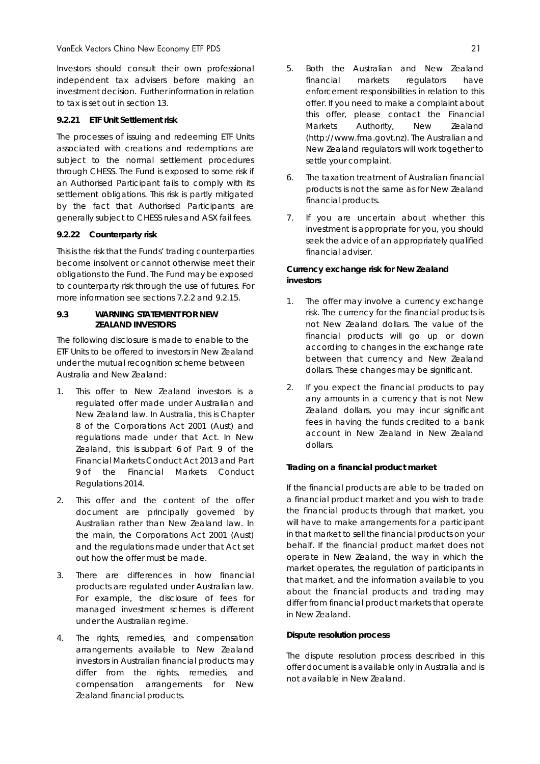Investors should consult their own professional independent tax advisers before making an investment decision. Further information in relation to tax is set out in section 13.

### 9.2.21 ETF Unit Settlement risk

The processes of issuing and redeeming ETF Units associated with creations and redemptions are subject to the normal settlement procedures through CHESS. The Fund is exposed to some risk if an Authorised Participant fails to comply with its settlement obligations. This risk is partly mitigated by the fact that Authorised Participants are generally subject to CHESS rules and ASX fail fees.

### 9.2.22 Counterparty risk

This is the risk that the Funds' trading counterparties become insolvent or cannot otherwise meet their obligations to the Fund. The Fund may be exposed to counterparty risk through the use of futures. For more information see sections 7.2.2 and 9.2.15.

## 9.3 WARNING STATEMENT FOR NEW ZEALAND INVESTORS

The following disclosure is made to enable to the ETF Units to be offered to investors in New Zealand under the mutual recognition scheme between Australia and New Zealand:

1. This offer to New Zealand investors is a regulated offer made under Australian and New Zealand law. In Australia, this is Chapter 8 of the Corporations Act 2001 (Aust) and regulations made under that Act. In New Zealand, this is subpart 6 of Part 9 of the Financial Markets Conduct Act 2013 and Part 9 of the Financial Markets Conduct Regulations 2014.
2. This offer and the content of the offer document are principally governed by Australian rather than New Zealand law. In the main, the Corporations Act 2001 (Aust) and the regulations made under that Act set out how the offer must be made.
3. There are differences in how financial products are regulated under Australian law. For example, the disclosure of fees for managed investment schemes is different under the Australian regime.
4. The rights, remedies, and compensation arrangements available to New Zealand investors in Australian financial products may differ from the rights, remedies, and compensation arrangements for New Zealand financial products.
5. Both the Australian and New Zealand financial markets regulators have enforcement responsibilities in relation to this offer. If you need to make a complaint about this offer, please contact the Financial Markets Authority, New Zealand (http://www.fma.govt.nz). The Australian and New Zealand regulators will work together to settle your complaint.
6. The taxation treatment of Australian financial products is not the same as for New Zealand financial products.
7. If you are uncertain about whether this investment is appropriate for you, you should seek the advice of an appropriately qualified financial adviser.

**Currency exchange risk for New Zealand investors**

1. The offer may involve a currency exchange risk. The currency for the financial products is not New Zealand dollars. The value of the financial products will go up or down according to changes in the exchange rate between that currency and New Zealand dollars. These changes may be significant.
2. If you expect the financial products to pay any amounts in a currency that is not New Zealand dollars, you may incur significant fees in having the funds credited to a bank account in New Zealand in New Zealand dollars.

**Trading on a financial product market**

If the financial products are able to be traded on a financial product market and you wish to trade the financial products through that market, you will have to make arrangements for a participant in that market to sell the financial products on your behalf. If the financial product market does not operate in New Zealand, the way in which the market operates, the regulation of participants in that market, and the information available to you about the financial products and trading may differ from financial product markets that operate in New Zealand.

**Dispute resolution process**

The dispute resolution process described in this offer document is available only in Australia and is not available in New Zealand.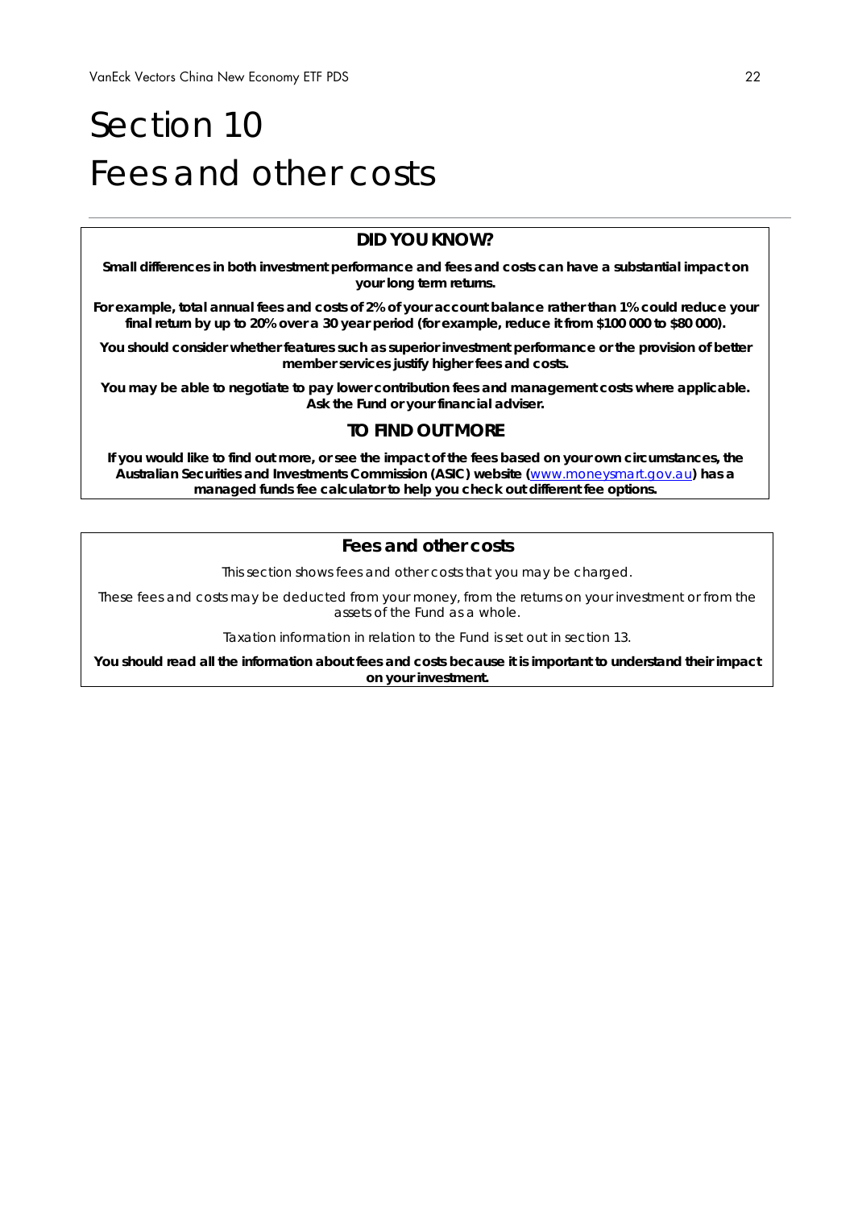# Section 10
# Fees and other costs

## DID YOU KNOW?

**Small differences in both investment performance and fees and costs can have a substantial impact on your long term returns.**

**For example, total annual fees and costs of 2% of your account balance rather than 1% could reduce your final return by up to 20% over a 30 year period (for example, reduce it from $100 000 to $80 000).**

**You should consider whether features such as superior investment performance or the provision of better member services justify higher fees and costs.**

**You may be able to negotiate to pay lower contribution fees and management costs where applicable. Ask the Fund or your financial adviser.**

## TO FIND OUT MORE

**If you would like to find out more, or see the impact of the fees based on your own circumstances, the Australian Securities and Investments Commission (ASIC) website (www.moneysmart.gov.au) has a managed funds fee calculator to help you check out different fee options.**

## Fees and other costs

*This section shows fees and other costs that you may be charged.*

*These fees and costs may be deducted from your money, from the returns on your investment or from the assets of the Fund as a whole.*

*Taxation information in relation to the Fund is set out in section 13.*

**You should read all the information about fees and costs because it is important to understand their impact on your investment.**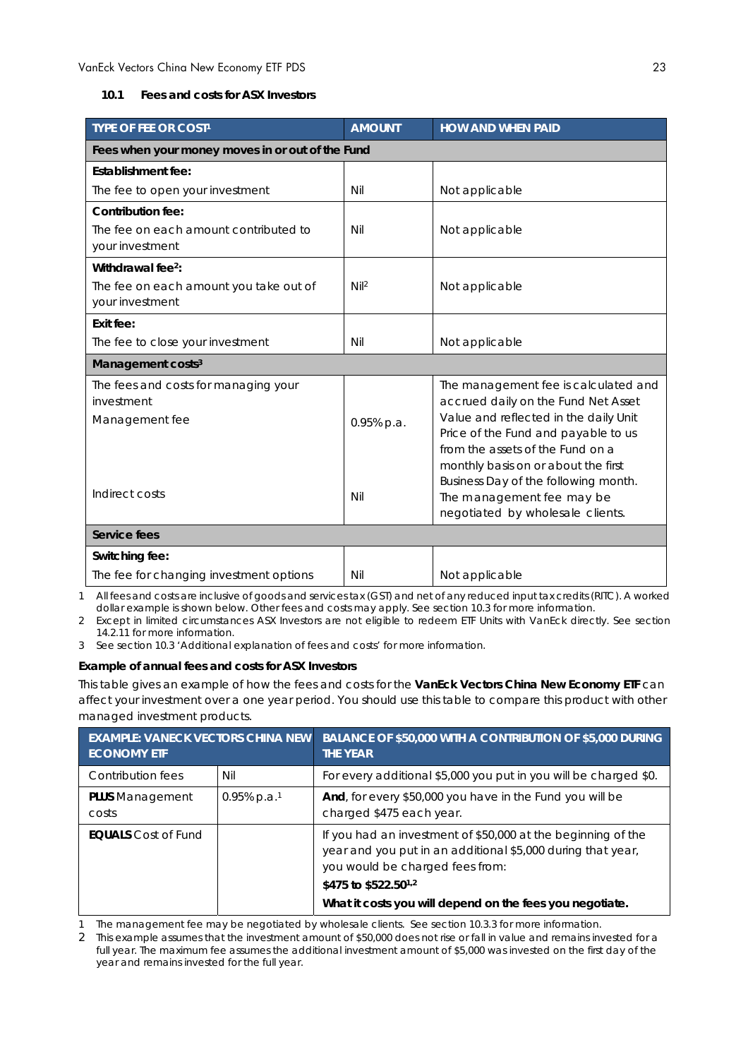### 10.1 Fees and costs for ASX Investors

| TYPE OF FEE OR COST[1] | AMOUNT | HOW AND WHEN PAID |
|---|---|---|
| **Fees when your money moves in or out of the Fund** | | |
| **Establishment fee:**<br>The fee to open your investment | Nil | Not applicable |
| **Contribution fee:**<br>The fee on each amount contributed to your investment | Nil | Not applicable |
| **Withdrawal fee[2]:**<br>The fee on each amount you take out of your investment | Nil[2] | Not applicable |
| **Exit fee:**<br>The fee to close your investment | Nil | Not applicable |
| **Management costs[3]** | | |
| The fees and costs for managing your investment<br>Management fee<br><br>Indirect costs | 0.95% p.a.<br><br>Nil | The management fee is calculated and accrued daily on the Fund Net Asset Value and reflected in the daily Unit Price of the Fund and payable to us from the assets of the Fund on a monthly basis on or about the first Business Day of the following month. The management fee may be negotiated by wholesale clients. |
| **Service fees** | | |
| **Switching fee:**<br>The fee for changing investment options | Nil | Not applicable |

1 All fees and costs are inclusive of goods and services tax (GST) and net of any reduced input tax credits (RITC). A worked dollar example is shown below. Other fees and costs may apply. See section 10.3 for more information.
2 Except in limited circumstances ASX Investors are not eligible to redeem ETF Units with VanEck directly. See section 14.2.11 for more information.
3 See section 10.3 'Additional explanation of fees and costs' for more information.

**Example of annual fees and costs for ASX Investors**

This table gives an example of how the fees and costs for the **VanEck Vectors China New Economy ETF** can affect your investment over a one year period. You should use this table to compare this product with other managed investment products.

| EXAMPLE: VANECK VECTORS CHINA NEW ECONOMY ETF | | BALANCE OF $50,000 WITH A CONTRIBUTION OF $5,000 DURING THE YEAR |
|---|---|---|
| Contribution fees | Nil | For every additional $5,000 you put in you will be charged $0. |
| **PLUS** Management costs | 0.95% p.a.[1] | **And**, for every $50,000 you have in the Fund you will be charged $475 each year. |
| **EQUALS** Cost of Fund | | If you had an investment of $50,000 at the beginning of the year and you put in an additional $5,000 during that year, you would be charged fees from:<br>**$475 to $522.50[1,2]**<br>**What it costs you will depend on the fees you negotiate.** |

1 The management fee may be negotiated by wholesale clients. See section 10.3.3 for more information.
2 This example assumes that the investment amount of $50,000 does not rise or fall in value and remains invested for a full year. The maximum fee assumes the additional investment amount of $5,000 was invested on the first day of the year and remains invested for the full year.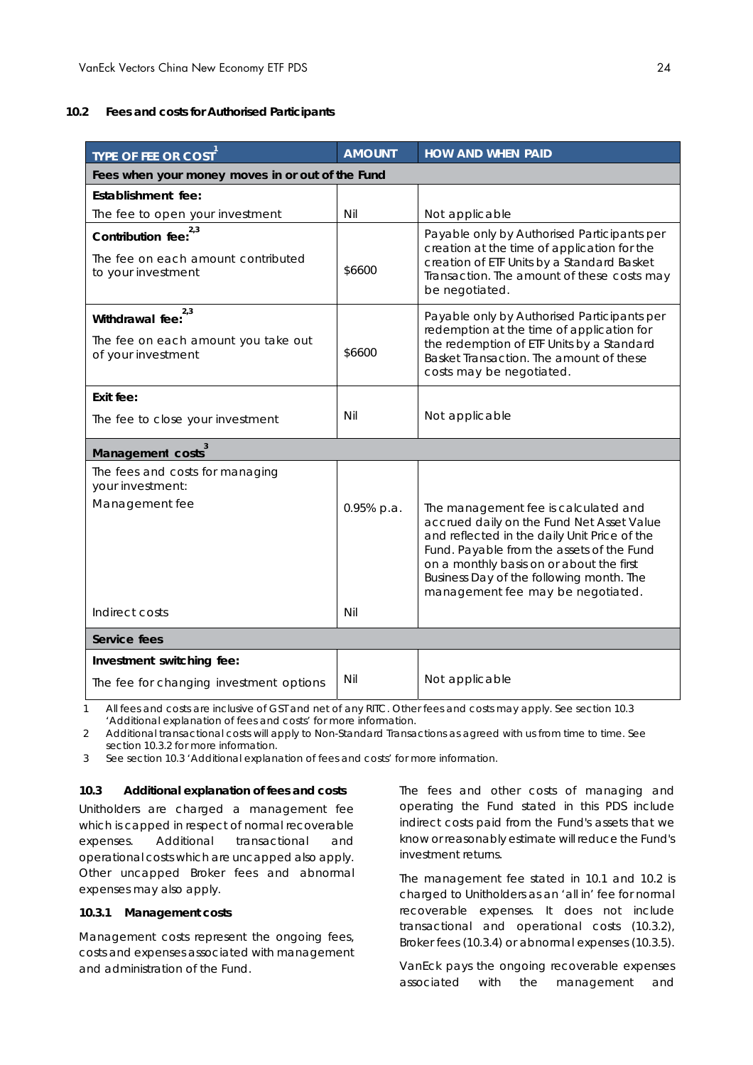### 10.2 Fees and costs for Authorised Participants

| TYPE OF FEE OR COST[1] | AMOUNT | HOW AND WHEN PAID |
|---|---|---|
| **Fees when your money moves in or out of the Fund** | | |
| **Establishment fee:** The fee to open your investment | Nil | Not applicable |
| **Contribution fee:**[2,3] The fee on each amount contributed to your investment | $6600 | Payable only by Authorised Participants per creation at the time of application for the creation of ETF Units by a Standard Basket Transaction. The amount of these costs may be negotiated. |
| **Withdrawal fee:**[2,3] The fee on each amount you take out of your investment | $6600 | Payable only by Authorised Participants per redemption at the time of application for the redemption of ETF Units by a Standard Basket Transaction. The amount of these costs may be negotiated. |
| **Exit fee:** The fee to close your investment | Nil | Not applicable |
| **Management costs**[3] | | |
| The fees and costs for managing your investment: Management fee | 0.95% p.a. | The management fee is calculated and accrued daily on the Fund Net Asset Value and reflected in the daily Unit Price of the Fund. Payable from the assets of the Fund on a monthly basis on or about the first Business Day of the following month. The management fee may be negotiated. |
| Indirect costs | Nil | |
| **Service fees** | | |
| **Investment switching fee:** The fee for changing investment options | Nil | Not applicable |

1 All fees and costs are inclusive of GST and net of any RITC. Other fees and costs may apply. See section 10.3 'Additional explanation of fees and costs' for more information.

2 Additional transactional costs will apply to Non-Standard Transactions as agreed with us from time to time. See section 10.3.2 for more information.

3 See section 10.3 'Additional explanation of fees and costs' for more information.

### 10.3 Additional explanation of fees and costs

Unitholders are charged a management fee which is capped in respect of normal recoverable expenses. Additional transactional and operational costs which are uncapped also apply. Other uncapped Broker fees and abnormal expenses may also apply.

#### 10.3.1 Management costs

Management costs represent the ongoing fees, costs and expenses associated with management and administration of the Fund.

The fees and other costs of managing and operating the Fund stated in this PDS include indirect costs paid from the Fund's assets that we know or reasonably estimate will reduce the Fund's investment returns.

The management fee stated in 10.1 and 10.2 is charged to Unitholders as an 'all in' fee for normal recoverable expenses. It does not include transactional and operational costs (10.3.2), Broker fees (10.3.4) or abnormal expenses (10.3.5).

VanEck pays the ongoing recoverable expenses associated with the management and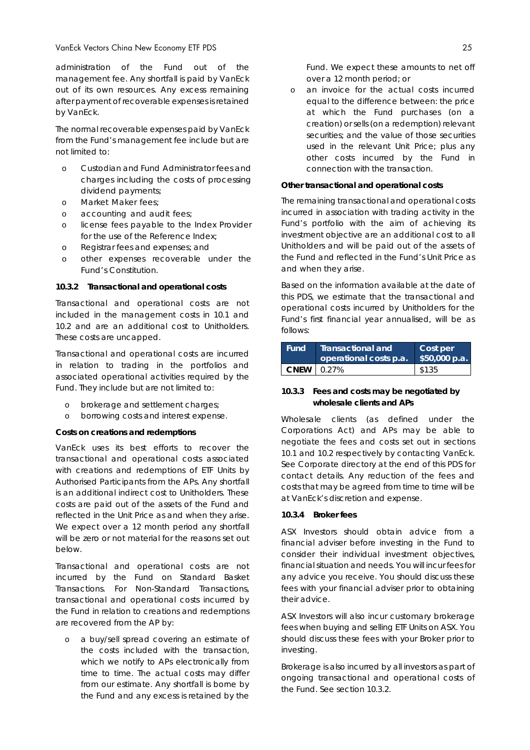administration of the Fund out of the management fee. Any shortfall is paid by VanEck out of its own resources. Any excess remaining after payment of recoverable expenses is retained by VanEck.

The normal recoverable expenses paid by VanEck from the Fund's management fee include but are not limited to:

- Custodian and Fund Administrator fees and charges including the costs of processing dividend payments;
- Market Maker fees;
- accounting and audit fees;
- license fees payable to the Index Provider for the use of the Reference Index;
- Registrar fees and expenses; and
- other expenses recoverable under the Fund's Constitution.

#### 10.3.2 Transactional and operational costs

Transactional and operational costs are not included in the management costs in 10.1 and 10.2 and are an additional cost to Unitholders. These costs are uncapped.

Transactional and operational costs are incurred in relation to trading in the portfolios and associated operational activities required by the Fund. They include but are not limited to:

- brokerage and settlement charges;
- borrowing costs and interest expense.

**Costs on creations and redemptions**

VanEck uses its best efforts to recover the transactional and operational costs associated with creations and redemptions of ETF Units by Authorised Participants from the APs. Any shortfall is an additional indirect cost to Unitholders. These costs are paid out of the assets of the Fund and reflected in the Unit Price as and when they arise. We expect over a 12 month period any shortfall will be zero or not material for the reasons set out below.

Transactional and operational costs are not incurred by the Fund on Standard Basket Transactions. For Non-Standard Transactions, transactional and operational costs incurred by the Fund in relation to creations and redemptions are recovered from the AP by:

- a buy/sell spread covering an estimate of the costs included with the transaction, which we notify to APs electronically from time to time. The actual costs may differ from our estimate. Any shortfall is borne by the Fund and any excess is retained by the Fund. We expect these amounts to net off over a 12 month period; or
- an invoice for the actual costs incurred equal to the difference between: the price at which the Fund purchases (on a creation) or sells (on a redemption) relevant securities; and the value of those securities used in the relevant Unit Price; plus any other costs incurred by the Fund in connection with the transaction.

**Other transactional and operational costs**

The remaining transactional and operational costs incurred in association with trading activity in the Fund's portfolio with the aim of achieving its investment objective are an additional cost to all Unitholders and will be paid out of the assets of the Fund and reflected in the Fund's Unit Price as and when they arise.

Based on the information available at the date of this PDS, we estimate that the transactional and operational costs incurred by Unitholders for the Fund's first financial year annualised, will be as follows:

| Fund | Transactional and operational costs p.a. | Cost per $50,000 p.a. |
|---|---|---|
| CNEW | 0.27% | $135 |

#### 10.3.3 Fees and costs may be negotiated by wholesale clients and APs

Wholesale clients (as defined under the Corporations Act) and APs may be able to negotiate the fees and costs set out in sections 10.1 and 10.2 respectively by contacting VanEck. See Corporate directory at the end of this PDS for contact details. Any reduction of the fees and costs that may be agreed from time to time will be at VanEck's discretion and expense.

#### 10.3.4 Broker fees

ASX Investors should obtain advice from a financial adviser before investing in the Fund to consider their individual investment objectives, financial situation and needs. You will incur fees for any advice you receive. You should discuss these fees with your financial adviser prior to obtaining their advice.

ASX Investors will also incur customary brokerage fees when buying and selling ETF Units on ASX. You should discuss these fees with your Broker prior to investing.

Brokerage is also incurred by all investors as part of ongoing transactional and operational costs of the Fund. See section 10.3.2.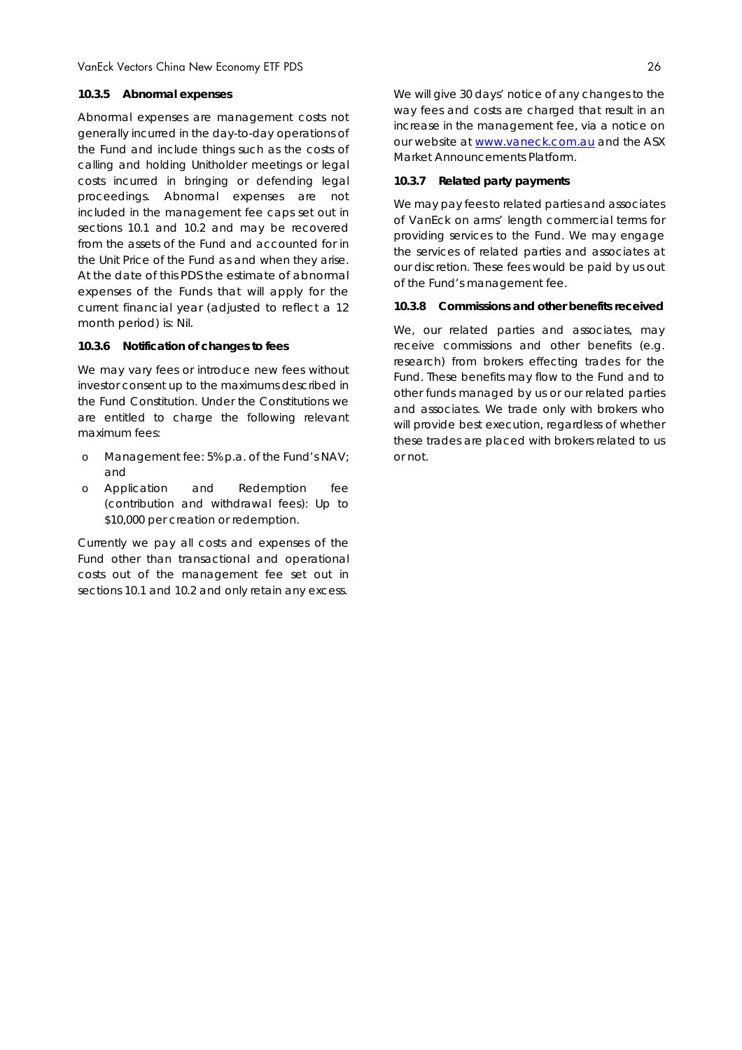#### 10.3.5 Abnormal expenses

Abnormal expenses are management costs not generally incurred in the day-to-day operations of the Fund and include things such as the costs of calling and holding Unitholder meetings or legal costs incurred in bringing or defending legal proceedings. Abnormal expenses are not included in the management fee caps set out in sections 10.1 and 10.2 and may be recovered from the assets of the Fund and accounted for in the Unit Price of the Fund as and when they arise. At the date of this PDS the estimate of abnormal expenses of the Funds that will apply for the current financial year (adjusted to reflect a 12 month period) is: Nil.

#### 10.3.6 Notification of changes to fees

We may vary fees or introduce new fees without investor consent up to the maximums described in the Fund Constitution. Under the Constitutions we are entitled to charge the following relevant maximum fees:

- Management fee: 5% p.a. of the Fund's NAV; and
- Application and Redemption fee (contribution and withdrawal fees): Up to $10,000 per creation or redemption.

Currently we pay all costs and expenses of the Fund other than transactional and operational costs out of the management fee set out in sections 10.1 and 10.2 and only retain any excess.

We will give 30 days' notice of any changes to the way fees and costs are charged that result in an increase in the management fee, via a notice on our website at [www.vaneck.com.au](http://www.vaneck.com.au) and the ASX Market Announcements Platform.

#### 10.3.7 Related party payments

We may pay fees to related parties and associates of VanEck on arms' length commercial terms for providing services to the Fund. We may engage the services of related parties and associates at our discretion. These fees would be paid by us out of the Fund's management fee.

#### 10.3.8 Commissions and other benefits received

We, our related parties and associates, may receive commissions and other benefits (e.g. research) from brokers effecting trades for the Fund. These benefits may flow to the Fund and to other funds managed by us or our related parties and associates. We trade only with brokers who will provide best execution, regardless of whether these trades are placed with brokers related to us or not.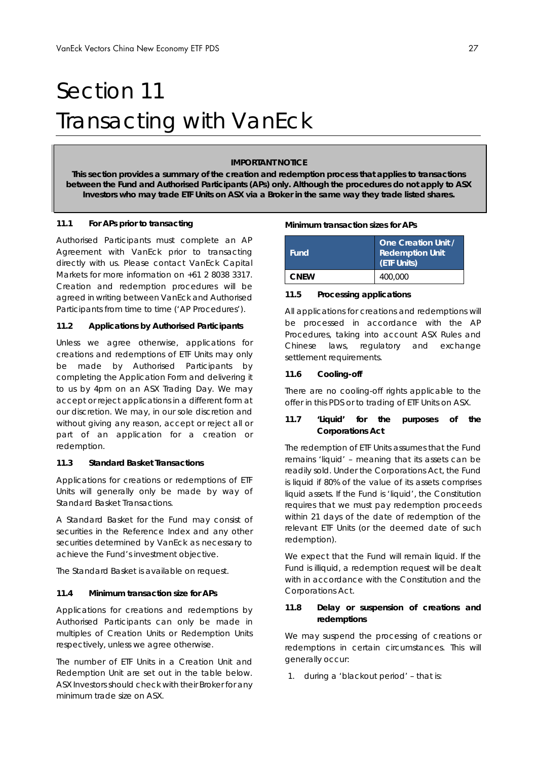# Section 11
# Transacting with VanEck

**IMPORTANT NOTICE**

**This section provides a summary of the creation and redemption process that applies to transactions between the Fund and Authorised Participants (APs) only. Although the procedures do not apply to ASX Investors who may trade ETF Units on ASX via a Broker in the same way they trade listed shares.**

### 11.1 For APs prior to transacting

Authorised Participants must complete an AP Agreement with VanEck prior to transacting directly with us. Please contact VanEck Capital Markets for more information on +61 2 8038 3317. Creation and redemption procedures will be agreed in writing between VanEck and Authorised Participants from time to time ('AP Procedures').

### 11.2 Applications by Authorised Participants

Unless we agree otherwise, applications for creations and redemptions of ETF Units may only be made by Authorised Participants by completing the Application Form and delivering it to us by 4pm on an ASX Trading Day. We may accept or reject applications in a different form at our discretion. We may, in our sole discretion and without giving any reason, accept or reject all or part of an application for a creation or redemption.

### 11.3 Standard Basket Transactions

Applications for creations or redemptions of ETF Units will generally only be made by way of Standard Basket Transactions.

A Standard Basket for the Fund may consist of securities in the Reference Index and any other securities determined by VanEck as necessary to achieve the Fund's investment objective.

The Standard Basket is available on request.

### 11.4 Minimum transaction size for APs

Applications for creations and redemptions by Authorised Participants can only be made in multiples of Creation Units or Redemption Units respectively, unless we agree otherwise.

The number of ETF Units in a Creation Unit and Redemption Unit are set out in the table below. ASX Investors should check with their Broker for any minimum trade size on ASX.

**Minimum transaction sizes for APs**

| Fund | One Creation Unit / Redemption Unit (ETF Units) |
| --- | --- |
| CNEW | 400,000 |

### 11.5 Processing applications

All applications for creations and redemptions will be processed in accordance with the AP Procedures, taking into account ASX Rules and Chinese laws, regulatory and exchange settlement requirements.

### 11.6 Cooling-off

There are no cooling-off rights applicable to the offer in this PDS or to trading of ETF Units on ASX.

### 11.7 'Liquid' for the purposes of the Corporations Act

The redemption of ETF Units assumes that the Fund remains 'liquid' – meaning that its assets can be readily sold. Under the Corporations Act, the Fund is liquid if 80% of the value of its assets comprises liquid assets. If the Fund is 'liquid', the Constitution requires that we must pay redemption proceeds within 21 days of the date of redemption of the relevant ETF Units (or the deemed date of such redemption).

We expect that the Fund will remain liquid. If the Fund is illiquid, a redemption request will be dealt with in accordance with the Constitution and the Corporations Act.

### 11.8 Delay or suspension of creations and redemptions

We may suspend the processing of creations or redemptions in certain circumstances. This will generally occur:

1. during a 'blackout period' – that is: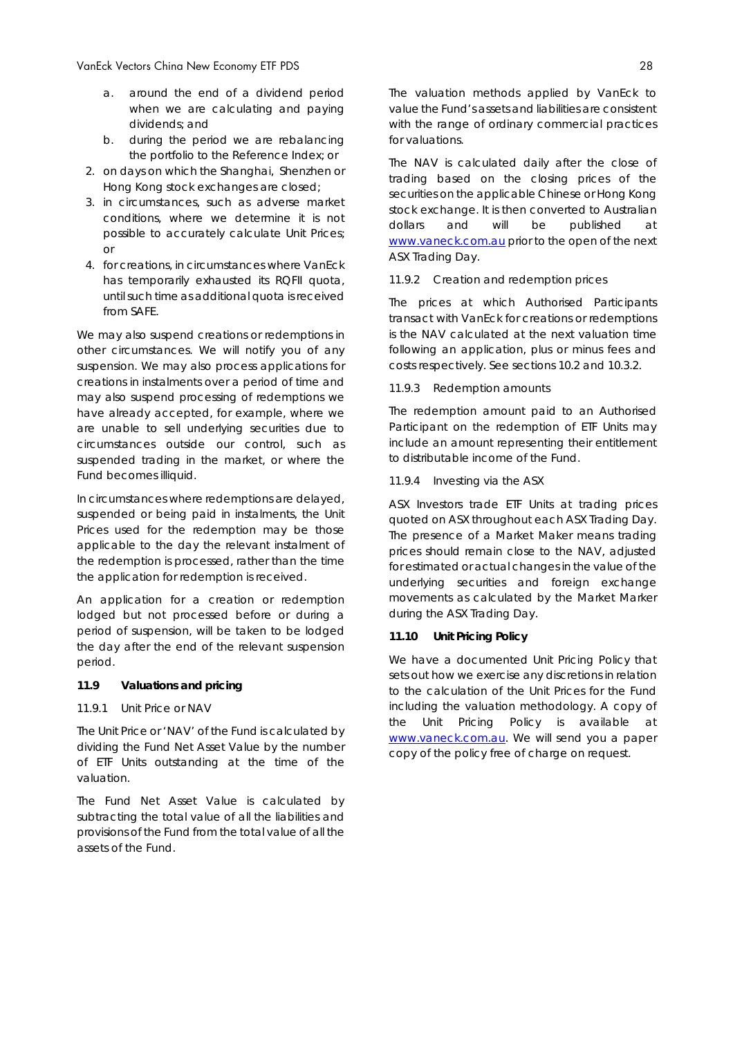a. around the end of a dividend period when we are calculating and paying dividends; and
b. during the period we are rebalancing the portfolio to the Reference Index; or
2. on days on which the Shanghai, Shenzhen or Hong Kong stock exchanges are closed;
3. in circumstances, such as adverse market conditions, where we determine it is not possible to accurately calculate Unit Prices; or
4. for creations, in circumstances where VanEck has temporarily exhausted its RQFII quota, until such time as additional quota is received from SAFE.

We may also suspend creations or redemptions in other circumstances. We will notify you of any suspension. We may also process applications for creations in instalments over a period of time and may also suspend processing of redemptions we have already accepted, for example, where we are unable to sell underlying securities due to circumstances outside our control, such as suspended trading in the market, or where the Fund becomes illiquid.

In circumstances where redemptions are delayed, suspended or being paid in instalments, the Unit Prices used for the redemption may be those applicable to the day the relevant instalment of the redemption is processed, rather than the time the application for redemption is received.

An application for a creation or redemption lodged but not processed before or during a period of suspension, will be taken to be lodged the day after the end of the relevant suspension period.

### 11.9 Valuations and pricing

#### 11.9.1 Unit Price or NAV

The Unit Price or 'NAV' of the Fund is calculated by dividing the Fund Net Asset Value by the number of ETF Units outstanding at the time of the valuation.

The Fund Net Asset Value is calculated by subtracting the total value of all the liabilities and provisions of the Fund from the total value of all the assets of the Fund.

The valuation methods applied by VanEck to value the Fund's assets and liabilities are consistent with the range of ordinary commercial practices for valuations.

The NAV is calculated daily after the close of trading based on the closing prices of the securities on the applicable Chinese or Hong Kong stock exchange. It is then converted to Australian dollars and will be published at www.vaneck.com.au prior to the open of the next ASX Trading Day.

#### 11.9.2 Creation and redemption prices

The prices at which Authorised Participants transact with VanEck for creations or redemptions is the NAV calculated at the next valuation time following an application, plus or minus fees and costs respectively. See sections 10.2 and 10.3.2.

#### 11.9.3 Redemption amounts

The redemption amount paid to an Authorised Participant on the redemption of ETF Units may include an amount representing their entitlement to distributable income of the Fund.

#### 11.9.4 Investing via the ASX

ASX Investors trade ETF Units at trading prices quoted on ASX throughout each ASX Trading Day. The presence of a Market Maker means trading prices should remain close to the NAV, adjusted for estimated or actual changes in the value of the underlying securities and foreign exchange movements as calculated by the Market Marker during the ASX Trading Day.

### 11.10 Unit Pricing Policy

We have a documented Unit Pricing Policy that sets out how we exercise any discretions in relation to the calculation of the Unit Prices for the Fund including the valuation methodology. A copy of the Unit Pricing Policy is available at www.vaneck.com.au. We will send you a paper copy of the policy free of charge on request.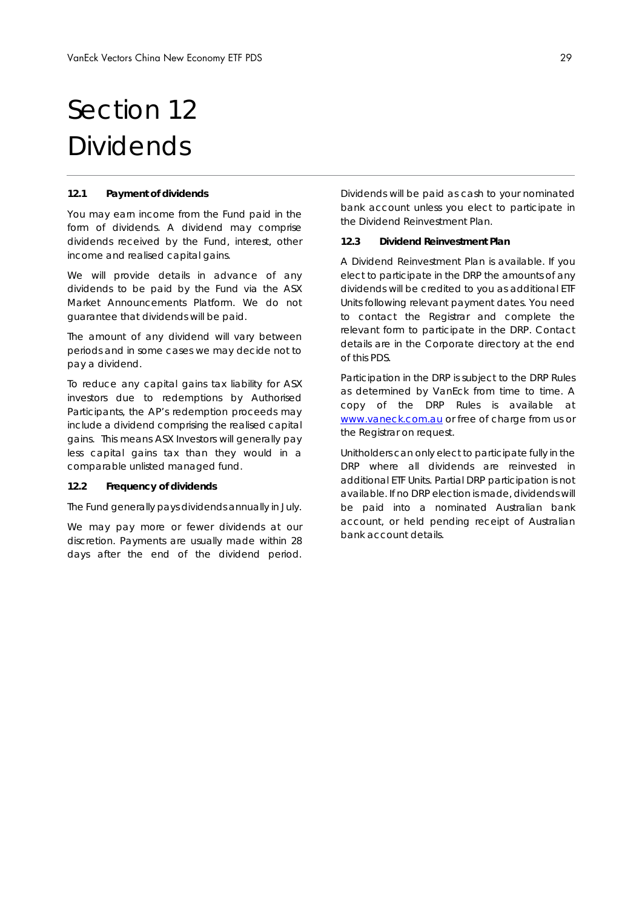# Section 12 Dividends

### 12.1 Payment of dividends

You may earn income from the Fund paid in the form of dividends. A dividend may comprise dividends received by the Fund, interest, other income and realised capital gains.

We will provide details in advance of any dividends to be paid by the Fund via the ASX Market Announcements Platform. We do not guarantee that dividends will be paid.

The amount of any dividend will vary between periods and in some cases we may decide not to pay a dividend.

To reduce any capital gains tax liability for ASX investors due to redemptions by Authorised Participants, the AP's redemption proceeds may include a dividend comprising the realised capital gains. This means ASX Investors will generally pay less capital gains tax than they would in a comparable unlisted managed fund.

### 12.2 Frequency of dividends

The Fund generally pays dividends annually in July.

We may pay more or fewer dividends at our discretion. Payments are usually made within 28 days after the end of the dividend period. Dividends will be paid as cash to your nominated bank account unless you elect to participate in the Dividend Reinvestment Plan.

### 12.3 Dividend Reinvestment Plan

A Dividend Reinvestment Plan is available. If you elect to participate in the DRP the amounts of any dividends will be credited to you as additional ETF Units following relevant payment dates. You need to contact the Registrar and complete the relevant form to participate in the DRP. Contact details are in the Corporate directory at the end of this PDS.

Participation in the DRP is subject to the DRP Rules as determined by VanEck from time to time. A copy of the DRP Rules is available at www.vaneck.com.au or free of charge from us or the Registrar on request.

Unitholders can only elect to participate fully in the DRP where all dividends are reinvested in additional ETF Units. Partial DRP participation is not available. If no DRP election is made, dividends will be paid into a nominated Australian bank account, or held pending receipt of Australian bank account details.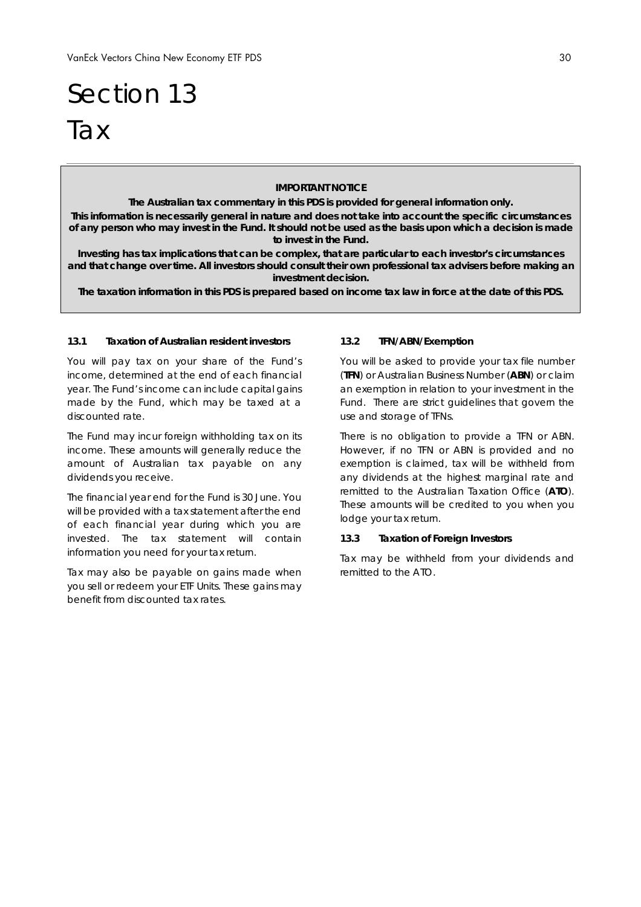# Section 13
# Tax

**IMPORTANT NOTICE**

**The Australian tax commentary in this PDS is provided for general information only.**

**This information is necessarily general in nature and does not take into account the specific circumstances of any person who may invest in the Fund. It should not be used as the basis upon which a decision is made to invest in the Fund.**

**Investing has tax implications that can be complex, that are particular to each investor's circumstances and that change over time. All investors should consult their own professional tax advisers before making an investment decision.**

**The taxation information in this PDS is prepared based on income tax law in force at the date of this PDS.**

### 13.1 Taxation of Australian resident investors

You will pay tax on your share of the Fund's income, determined at the end of each financial year. The Fund's income can include capital gains made by the Fund, which may be taxed at a discounted rate.

The Fund may incur foreign withholding tax on its income. These amounts will generally reduce the amount of Australian tax payable on any dividends you receive.

The financial year end for the Fund is 30 June. You will be provided with a tax statement after the end of each financial year during which you are invested. The tax statement will contain information you need for your tax return.

Tax may also be payable on gains made when you sell or redeem your ETF Units. These gains may benefit from discounted tax rates.

### 13.2 TFN/ABN/Exemption

You will be asked to provide your tax file number (**TFN**) or Australian Business Number (**ABN**) or claim an exemption in relation to your investment in the Fund. There are strict guidelines that govern the use and storage of TFNs.

There is no obligation to provide a TFN or ABN. However, if no TFN or ABN is provided and no exemption is claimed, tax will be withheld from any dividends at the highest marginal rate and remitted to the Australian Taxation Office (**ATO**). These amounts will be credited to you when you lodge your tax return.

### 13.3 Taxation of Foreign Investors

Tax may be withheld from your dividends and remitted to the ATO.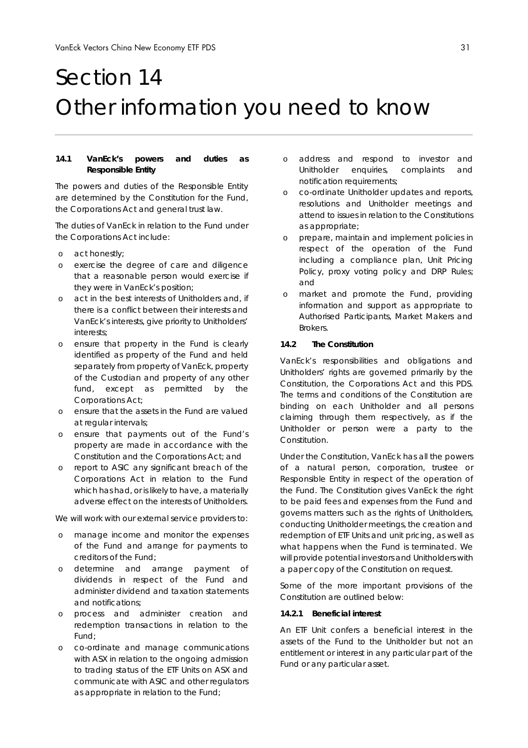# Section 14
# Other information you need to know

### 14.1 VanEck's powers and duties as Responsible Entity

The powers and duties of the Responsible Entity are determined by the Constitution for the Fund, the Corporations Act and general trust law.

The duties of VanEck in relation to the Fund under the Corporations Act include:

- act honestly;
- exercise the degree of care and diligence that a reasonable person would exercise if they were in VanEck's position;
- act in the best interests of Unitholders and, if there is a conflict between their interests and VanEck's interests, give priority to Unitholders' interests;
- ensure that property in the Fund is clearly identified as property of the Fund and held separately from property of VanEck, property of the Custodian and property of any other fund, except as permitted by the Corporations Act;
- ensure that the assets in the Fund are valued at regular intervals;
- ensure that payments out of the Fund's property are made in accordance with the Constitution and the Corporations Act; and
- report to ASIC any significant breach of the Corporations Act in relation to the Fund which has had, or is likely to have, a materially adverse effect on the interests of Unitholders.

We will work with our external service providers to:

- manage income and monitor the expenses of the Fund and arrange for payments to creditors of the Fund;
- determine and arrange payment of dividends in respect of the Fund and administer dividend and taxation statements and notifications;
- process and administer creation and redemption transactions in relation to the Fund;
- co-ordinate and manage communications with ASX in relation to the ongoing admission to trading status of the ETF Units on ASX and communicate with ASIC and other regulators as appropriate in relation to the Fund;
- address and respond to investor and Unitholder enquiries, complaints and notification requirements;
- co-ordinate Unitholder updates and reports, resolutions and Unitholder meetings and attend to issues in relation to the Constitutions as appropriate;
- prepare, maintain and implement policies in respect of the operation of the Fund including a compliance plan, Unit Pricing Policy, proxy voting policy and DRP Rules; and
- market and promote the Fund, providing information and support as appropriate to Authorised Participants, Market Makers and Brokers.

### 14.2 The Constitution

VanEck's responsibilities and obligations and Unitholders' rights are governed primarily by the Constitution, the Corporations Act and this PDS. The terms and conditions of the Constitution are binding on each Unitholder and all persons claiming through them respectively, as if the Unitholder or person were a party to the Constitution.

Under the Constitution, VanEck has all the powers of a natural person, corporation, trustee or Responsible Entity in respect of the operation of the Fund. The Constitution gives VanEck the right to be paid fees and expenses from the Fund and governs matters such as the rights of Unitholders, conducting Unitholder meetings, the creation and redemption of ETF Units and unit pricing, as well as what happens when the Fund is terminated. We will provide potential investors and Unitholders with a paper copy of the Constitution on request.

Some of the more important provisions of the Constitution are outlined below:

#### 14.2.1 Beneficial interest

An ETF Unit confers a beneficial interest in the assets of the Fund to the Unitholder but not an entitlement or interest in any particular part of the Fund or any particular asset.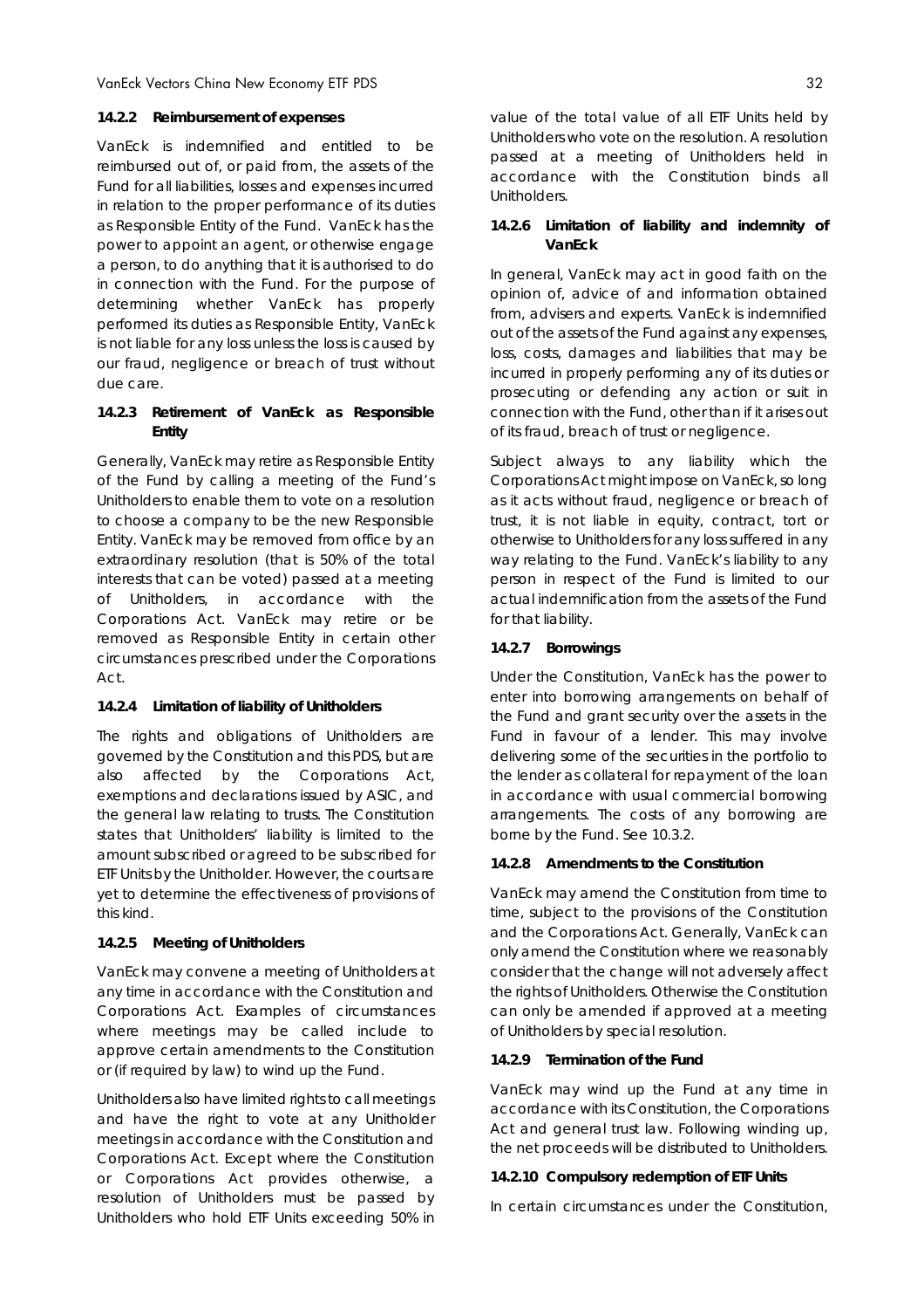#### 14.2.2 Reimbursement of expenses

VanEck is indemnified and entitled to be reimbursed out of, or paid from, the assets of the Fund for all liabilities, losses and expenses incurred in relation to the proper performance of its duties as Responsible Entity of the Fund. VanEck has the power to appoint an agent, or otherwise engage a person, to do anything that it is authorised to do in connection with the Fund. For the purpose of determining whether VanEck has properly performed its duties as Responsible Entity, VanEck is not liable for any loss unless the loss is caused by our fraud, negligence or breach of trust without due care.

#### 14.2.3 Retirement of VanEck as Responsible Entity

Generally, VanEck may retire as Responsible Entity of the Fund by calling a meeting of the Fund's Unitholders to enable them to vote on a resolution to choose a company to be the new Responsible Entity. VanEck may be removed from office by an extraordinary resolution (that is 50% of the total interests that can be voted) passed at a meeting of Unitholders, in accordance with the Corporations Act. VanEck may retire or be removed as Responsible Entity in certain other circumstances prescribed under the Corporations Act.

#### 14.2.4 Limitation of liability of Unitholders

The rights and obligations of Unitholders are governed by the Constitution and this PDS, but are also affected by the Corporations Act, exemptions and declarations issued by ASIC, and the general law relating to trusts. The Constitution states that Unitholders' liability is limited to the amount subscribed or agreed to be subscribed for ETF Units by the Unitholder. However, the courts are yet to determine the effectiveness of provisions of this kind.

#### 14.2.5 Meeting of Unitholders

VanEck may convene a meeting of Unitholders at any time in accordance with the Constitution and Corporations Act. Examples of circumstances where meetings may be called include to approve certain amendments to the Constitution or (if required by law) to wind up the Fund.

Unitholders also have limited rights to call meetings and have the right to vote at any Unitholder meetings in accordance with the Constitution and Corporations Act. Except where the Constitution or Corporations Act provides otherwise, a resolution of Unitholders must be passed by Unitholders who hold ETF Units exceeding 50% in value of the total value of all ETF Units held by Unitholders who vote on the resolution. A resolution passed at a meeting of Unitholders held in accordance with the Constitution binds all Unitholders.

#### 14.2.6 Limitation of liability and indemnity of VanEck

In general, VanEck may act in good faith on the opinion of, advice of and information obtained from, advisers and experts. VanEck is indemnified out of the assets of the Fund against any expenses, loss, costs, damages and liabilities that may be incurred in properly performing any of its duties or prosecuting or defending any action or suit in connection with the Fund, other than if it arises out of its fraud, breach of trust or negligence.

Subject always to any liability which the Corporations Act might impose on VanEck, so long as it acts without fraud, negligence or breach of trust, it is not liable in equity, contract, tort or otherwise to Unitholders for any loss suffered in any way relating to the Fund. VanEck's liability to any person in respect of the Fund is limited to our actual indemnification from the assets of the Fund for that liability.

#### 14.2.7 Borrowings

Under the Constitution, VanEck has the power to enter into borrowing arrangements on behalf of the Fund and grant security over the assets in the Fund in favour of a lender. This may involve delivering some of the securities in the portfolio to the lender as collateral for repayment of the loan in accordance with usual commercial borrowing arrangements. The costs of any borrowing are borne by the Fund. See 10.3.2.

#### 14.2.8 Amendments to the Constitution

VanEck may amend the Constitution from time to time, subject to the provisions of the Constitution and the Corporations Act. Generally, VanEck can only amend the Constitution where we reasonably consider that the change will not adversely affect the rights of Unitholders. Otherwise the Constitution can only be amended if approved at a meeting of Unitholders by special resolution.

#### 14.2.9 Termination of the Fund

VanEck may wind up the Fund at any time in accordance with its Constitution, the Corporations Act and general trust law. Following winding up, the net proceeds will be distributed to Unitholders.

#### 14.2.10 Compulsory redemption of ETF Units

In certain circumstances under the Constitution,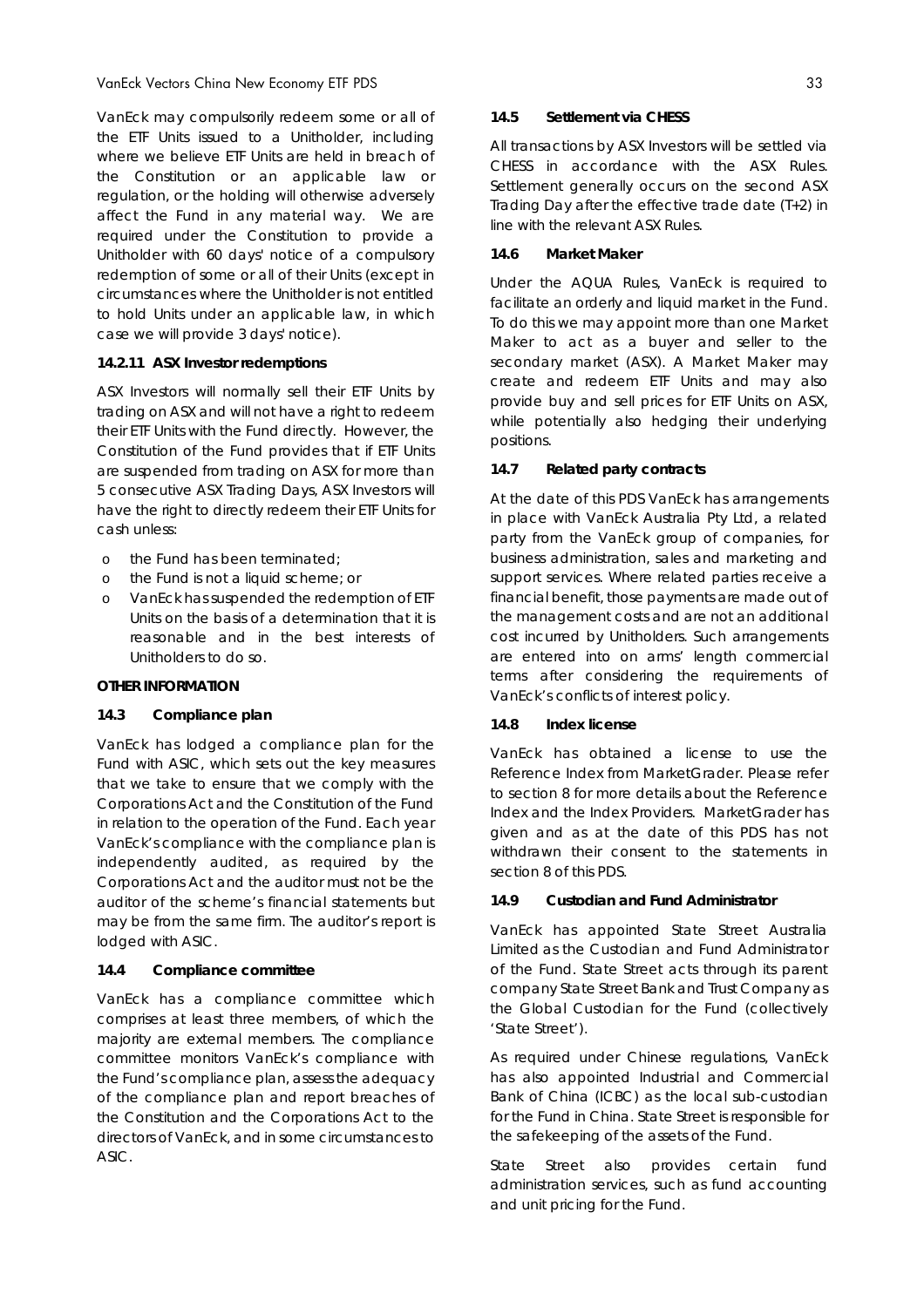VanEck may compulsorily redeem some or all of the ETF Units issued to a Unitholder, including where we believe ETF Units are held in breach of the Constitution or an applicable law or regulation, or the holding will otherwise adversely affect the Fund in any material way. We are required under the Constitution to provide a Unitholder with 60 days' notice of a compulsory redemption of some or all of their Units (except in circumstances where the Unitholder is not entitled to hold Units under an applicable law, in which case we will provide 3 days' notice).

#### 14.2.11 ASX Investor redemptions

ASX Investors will normally sell their ETF Units by trading on ASX and will not have a right to redeem their ETF Units with the Fund directly. However, the Constitution of the Fund provides that if ETF Units are suspended from trading on ASX for more than 5 consecutive ASX Trading Days, ASX Investors will have the right to directly redeem their ETF Units for cash unless:

- the Fund has been terminated;
- the Fund is not a liquid scheme; or
- VanEck has suspended the redemption of ETF Units on the basis of a determination that it is reasonable and in the best interests of Unitholders to do so.

**OTHER INFORMATION**

### 14.3 Compliance plan

VanEck has lodged a compliance plan for the Fund with ASIC, which sets out the key measures that we take to ensure that we comply with the Corporations Act and the Constitution of the Fund in relation to the operation of the Fund. Each year VanEck's compliance with the compliance plan is independently audited, as required by the Corporations Act and the auditor must not be the auditor of the scheme's financial statements but may be from the same firm. The auditor's report is lodged with ASIC.

### 14.4 Compliance committee

VanEck has a compliance committee which comprises at least three members, of which the majority are external members. The compliance committee monitors VanEck's compliance with the Fund's compliance plan, assess the adequacy of the compliance plan and report breaches of the Constitution and the Corporations Act to the directors of VanEck, and in some circumstances to ASIC.

### 14.5 Settlement via CHESS

All transactions by ASX Investors will be settled via CHESS in accordance with the ASX Rules. Settlement generally occurs on the second ASX Trading Day after the effective trade date (T+2) in line with the relevant ASX Rules.

### 14.6 Market Maker

Under the AQUA Rules, VanEck is required to facilitate an orderly and liquid market in the Fund. To do this we may appoint more than one Market Maker to act as a buyer and seller to the secondary market (ASX). A Market Maker may create and redeem ETF Units and may also provide buy and sell prices for ETF Units on ASX, while potentially also hedging their underlying positions.

### 14.7 Related party contracts

At the date of this PDS VanEck has arrangements in place with VanEck Australia Pty Ltd, a related party from the VanEck group of companies, for business administration, sales and marketing and support services. Where related parties receive a financial benefit, those payments are made out of the management costs and are not an additional cost incurred by Unitholders. Such arrangements are entered into on arms' length commercial terms after considering the requirements of VanEck's conflicts of interest policy.

### 14.8 Index license

VanEck has obtained a license to use the Reference Index from MarketGrader. Please refer to section 8 for more details about the Reference Index and the Index Providers. MarketGrader has given and as at the date of this PDS has not withdrawn their consent to the statements in section 8 of this PDS.

### 14.9 Custodian and Fund Administrator

VanEck has appointed State Street Australia Limited as the Custodian and Fund Administrator of the Fund. State Street acts through its parent company State Street Bank and Trust Company as the Global Custodian for the Fund (collectively 'State Street').

As required under Chinese regulations, VanEck has also appointed Industrial and Commercial Bank of China (ICBC) as the local sub-custodian for the Fund in China. State Street is responsible for the safekeeping of the assets of the Fund.

State Street also provides certain fund administration services, such as fund accounting and unit pricing for the Fund.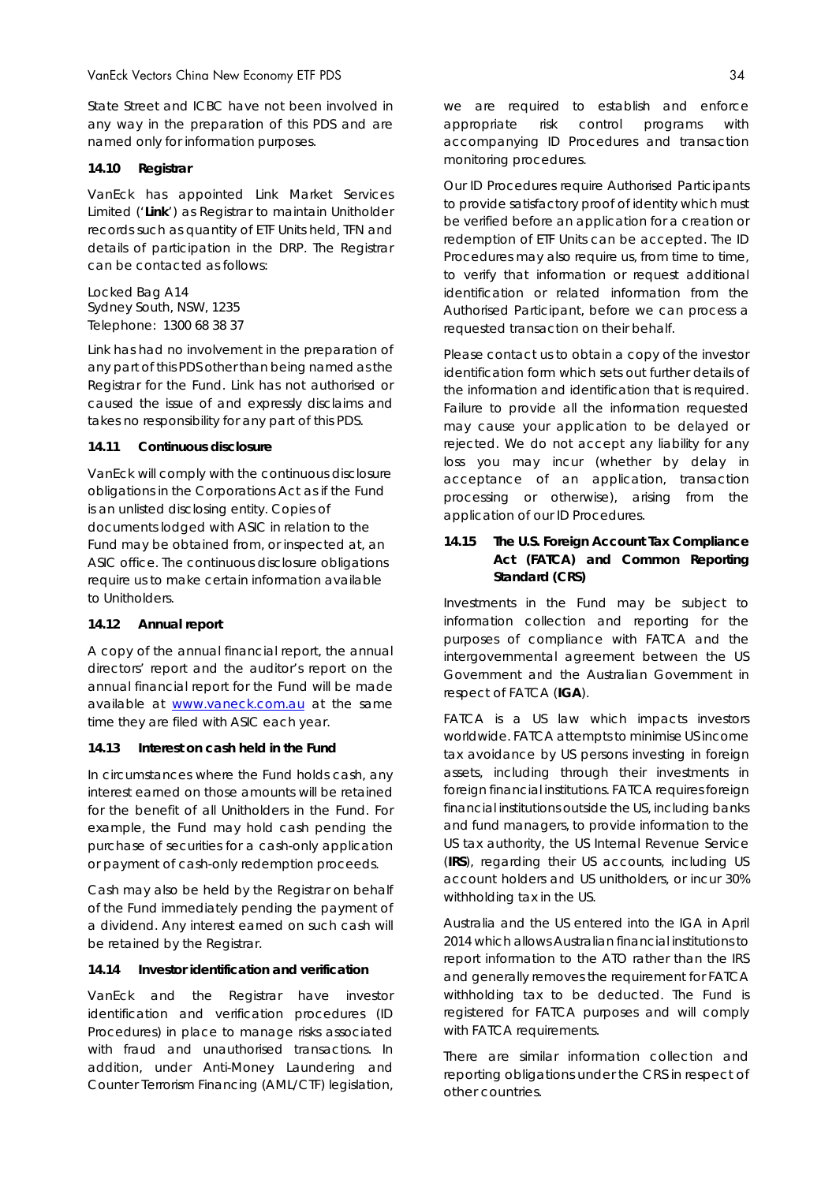State Street and ICBC have not been involved in any way in the preparation of this PDS and are named only for information purposes.

### 14.10 Registrar

VanEck has appointed Link Market Services Limited ('**Link**') as Registrar to maintain Unitholder records such as quantity of ETF Units held, TFN and details of participation in the DRP. The Registrar can be contacted as follows:

Locked Bag A14
Sydney South, NSW, 1235
Telephone: 1300 68 38 37

Link has had no involvement in the preparation of any part of this PDS other than being named as the Registrar for the Fund. Link has not authorised or caused the issue of and expressly disclaims and takes no responsibility for any part of this PDS.

### 14.11 Continuous disclosure

VanEck will comply with the continuous disclosure obligations in the Corporations Act as if the Fund is an unlisted disclosing entity. Copies of documents lodged with ASIC in relation to the Fund may be obtained from, or inspected at, an ASIC office. The continuous disclosure obligations require us to make certain information available to Unitholders.

### 14.12 Annual report

A copy of the annual financial report, the annual directors' report and the auditor's report on the annual financial report for the Fund will be made available at [www.vaneck.com.au](www.vaneck.com.au) at the same time they are filed with ASIC each year.

### 14.13 Interest on cash held in the Fund

In circumstances where the Fund holds cash, any interest earned on those amounts will be retained for the benefit of all Unitholders in the Fund. For example, the Fund may hold cash pending the purchase of securities for a cash-only application or payment of cash-only redemption proceeds.

Cash may also be held by the Registrar on behalf of the Fund immediately pending the payment of a dividend. Any interest earned on such cash will be retained by the Registrar.

### 14.14 Investor identification and verification

VanEck and the Registrar have investor identification and verification procedures (ID Procedures) in place to manage risks associated with fraud and unauthorised transactions. In addition, under Anti-Money Laundering and Counter Terrorism Financing (AML/CTF) legislation, we are required to establish and enforce appropriate risk control programs with accompanying ID Procedures and transaction monitoring procedures.

Our ID Procedures require Authorised Participants to provide satisfactory proof of identity which must be verified before an application for a creation or redemption of ETF Units can be accepted. The ID Procedures may also require us, from time to time, to verify that information or request additional identification or related information from the Authorised Participant, before we can process a requested transaction on their behalf.

Please contact us to obtain a copy of the investor identification form which sets out further details of the information and identification that is required. Failure to provide all the information requested may cause your application to be delayed or rejected. We do not accept any liability for any loss you may incur (whether by delay in acceptance of an application, transaction processing or otherwise), arising from the application of our ID Procedures.

### 14.15 The U.S. Foreign Account Tax Compliance Act (FATCA) and Common Reporting Standard (CRS)

Investments in the Fund may be subject to information collection and reporting for the purposes of compliance with FATCA and the intergovernmental agreement between the US Government and the Australian Government in respect of FATCA (**IGA**).

FATCA is a US law which impacts investors worldwide. FATCA attempts to minimise US income tax avoidance by US persons investing in foreign assets, including through their investments in foreign financial institutions. FATCA requires foreign financial institutions outside the US, including banks and fund managers, to provide information to the US tax authority, the US Internal Revenue Service (**IRS**), regarding their US accounts, including US account holders and US unitholders, or incur 30% withholding tax in the US.

Australia and the US entered into the IGA in April 2014 which allows Australian financial institutions to report information to the ATO rather than the IRS and generally removes the requirement for FATCA withholding tax to be deducted. The Fund is registered for FATCA purposes and will comply with FATCA requirements.

There are similar information collection and reporting obligations under the CRS in respect of other countries.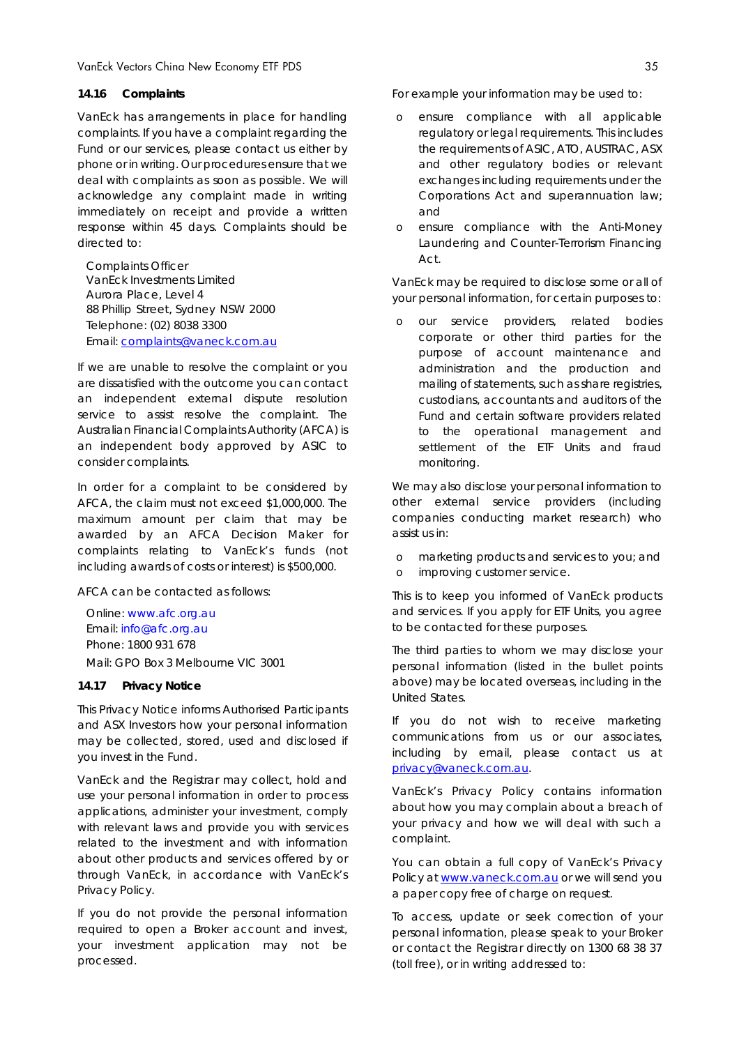### 14.16 Complaints

VanEck has arrangements in place for handling complaints. If you have a complaint regarding the Fund or our services, please contact us either by phone or in writing. Our procedures ensure that we deal with complaints as soon as possible. We will acknowledge any complaint made in writing immediately on receipt and provide a written response within 45 days. Complaints should be directed to:

Complaints Officer
VanEck Investments Limited
Aurora Place, Level 4
88 Phillip Street, Sydney NSW 2000
Telephone: (02) 8038 3300
Email: complaints@vaneck.com.au

If we are unable to resolve the complaint or you are dissatisfied with the outcome you can contact an independent external dispute resolution service to assist resolve the complaint. The Australian Financial Complaints Authority (AFCA) is an independent body approved by ASIC to consider complaints.

In order for a complaint to be considered by AFCA, the claim must not exceed $1,000,000. The maximum amount per claim that may be awarded by an AFCA Decision Maker for complaints relating to VanEck's funds (not including awards of costs or interest) is $500,000.

AFCA can be contacted as follows:

Online: www.afc.org.au
Email: info@afc.org.au
Phone: 1800 931 678
Mail: GPO Box 3 Melbourne VIC 3001

### 14.17 Privacy Notice

This Privacy Notice informs Authorised Participants and ASX Investors how your personal information may be collected, stored, used and disclosed if you invest in the Fund.

VanEck and the Registrar may collect, hold and use your personal information in order to process applications, administer your investment, comply with relevant laws and provide you with services related to the investment and with information about other products and services offered by or through VanEck, in accordance with VanEck's Privacy Policy.

If you do not provide the personal information required to open a Broker account and invest, your investment application may not be processed.

For example your information may be used to:

- ensure compliance with all applicable regulatory or legal requirements. This includes the requirements of ASIC, ATO, AUSTRAC, ASX and other regulatory bodies or relevant exchanges including requirements under the Corporations Act and superannuation law; and
- ensure compliance with the Anti-Money Laundering and Counter-Terrorism Financing Act.

VanEck may be required to disclose some or all of your personal information, for certain purposes to:

- our service providers, related bodies corporate or other third parties for the purpose of account maintenance and administration and the production and mailing of statements, such as share registries, custodians, accountants and auditors of the Fund and certain software providers related to the operational management and settlement of the ETF Units and fraud monitoring.

We may also disclose your personal information to other external service providers (including companies conducting market research) who assist us in:

- marketing products and services to you; and
- improving customer service.

This is to keep you informed of VanEck products and services. If you apply for ETF Units, you agree to be contacted for these purposes.

The third parties to whom we may disclose your personal information (listed in the bullet points above) may be located overseas, including in the United States.

If you do not wish to receive marketing communications from us or our associates, including by email, please contact us at privacy@vaneck.com.au.

VanEck's Privacy Policy contains information about how you may complain about a breach of your privacy and how we will deal with such a complaint.

You can obtain a full copy of VanEck's Privacy Policy at www.vaneck.com.au or we will send you a paper copy free of charge on request.

To access, update or seek correction of your personal information, please speak to your Broker or contact the Registrar directly on 1300 68 38 37 (toll free), or in writing addressed to: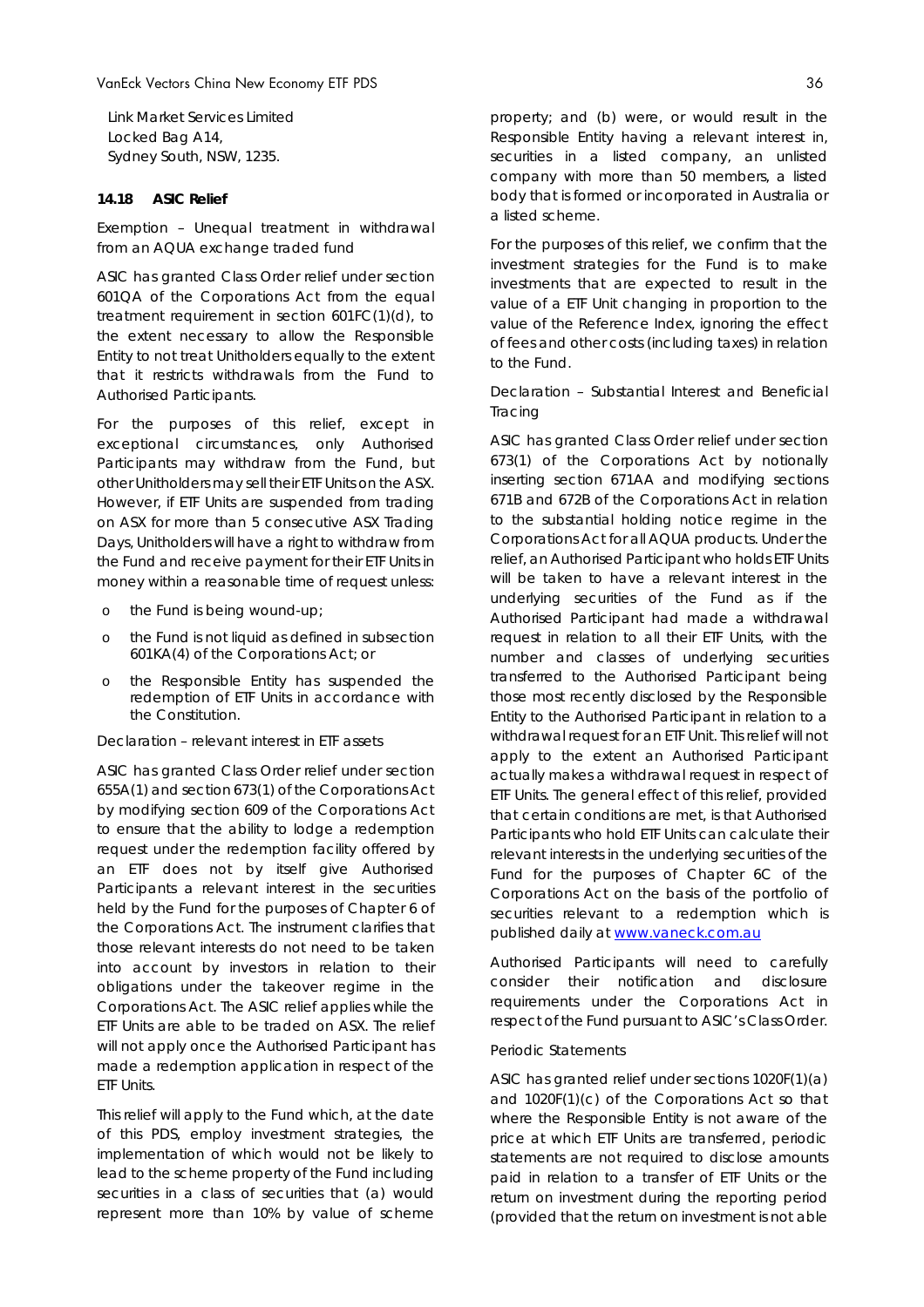Link Market Services Limited
Locked Bag A14,
Sydney South, NSW, 1235.

### 14.18 ASIC Relief

Exemption – Unequal treatment in withdrawal from an AQUA exchange traded fund

ASIC has granted Class Order relief under section 601QA of the Corporations Act from the equal treatment requirement in section 601FC(1)(d), to the extent necessary to allow the Responsible Entity to not treat Unitholders equally to the extent that it restricts withdrawals from the Fund to Authorised Participants.

For the purposes of this relief, except in exceptional circumstances, only Authorised Participants may withdraw from the Fund, but other Unitholders may sell their ETF Units on the ASX. However, if ETF Units are suspended from trading on ASX for more than 5 consecutive ASX Trading Days, Unitholders will have a right to withdraw from the Fund and receive payment for their ETF Units in money within a reasonable time of request unless:

- the Fund is being wound-up;
- the Fund is not liquid as defined in subsection 601KA(4) of the Corporations Act; or
- the Responsible Entity has suspended the redemption of ETF Units in accordance with the Constitution.

Declaration – relevant interest in ETF assets

ASIC has granted Class Order relief under section 655A(1) and section 673(1) of the Corporations Act by modifying section 609 of the Corporations Act to ensure that the ability to lodge a redemption request under the redemption facility offered by an ETF does not by itself give Authorised Participants a relevant interest in the securities held by the Fund for the purposes of Chapter 6 of the Corporations Act. The instrument clarifies that those relevant interests do not need to be taken into account by investors in relation to their obligations under the takeover regime in the Corporations Act. The ASIC relief applies while the ETF Units are able to be traded on ASX. The relief will not apply once the Authorised Participant has made a redemption application in respect of the ETF Units.

This relief will apply to the Fund which, at the date of this PDS, employ investment strategies, the implementation of which would not be likely to lead to the scheme property of the Fund including securities in a class of securities that (a) would represent more than 10% by value of scheme property; and (b) were, or would result in the Responsible Entity having a relevant interest in, securities in a listed company, an unlisted company with more than 50 members, a listed body that is formed or incorporated in Australia or a listed scheme.

For the purposes of this relief, we confirm that the investment strategies for the Fund is to make investments that are expected to result in the value of a ETF Unit changing in proportion to the value of the Reference Index, ignoring the effect of fees and other costs (including taxes) in relation to the Fund.

Declaration – Substantial Interest and Beneficial Tracing

ASIC has granted Class Order relief under section 673(1) of the Corporations Act by notionally inserting section 671AA and modifying sections 671B and 672B of the Corporations Act in relation to the substantial holding notice regime in the Corporations Act for all AQUA products. Under the relief, an Authorised Participant who holds ETF Units will be taken to have a relevant interest in the underlying securities of the Fund as if the Authorised Participant had made a withdrawal request in relation to all their ETF Units, with the number and classes of underlying securities transferred to the Authorised Participant being those most recently disclosed by the Responsible Entity to the Authorised Participant in relation to a withdrawal request for an ETF Unit. This relief will not apply to the extent an Authorised Participant actually makes a withdrawal request in respect of ETF Units. The general effect of this relief, provided that certain conditions are met, is that Authorised Participants who hold ETF Units can calculate their relevant interests in the underlying securities of the Fund for the purposes of Chapter 6C of the Corporations Act on the basis of the portfolio of securities relevant to a redemption which is published daily at www.vaneck.com.au

Authorised Participants will need to carefully consider their notification and disclosure requirements under the Corporations Act in respect of the Fund pursuant to ASIC's Class Order.

Periodic Statements

ASIC has granted relief under sections 1020F(1)(a) and 1020F(1)(c) of the Corporations Act so that where the Responsible Entity is not aware of the price at which ETF Units are transferred, periodic statements are not required to disclose amounts paid in relation to a transfer of ETF Units or the return on investment during the reporting period (provided that the return on investment is not able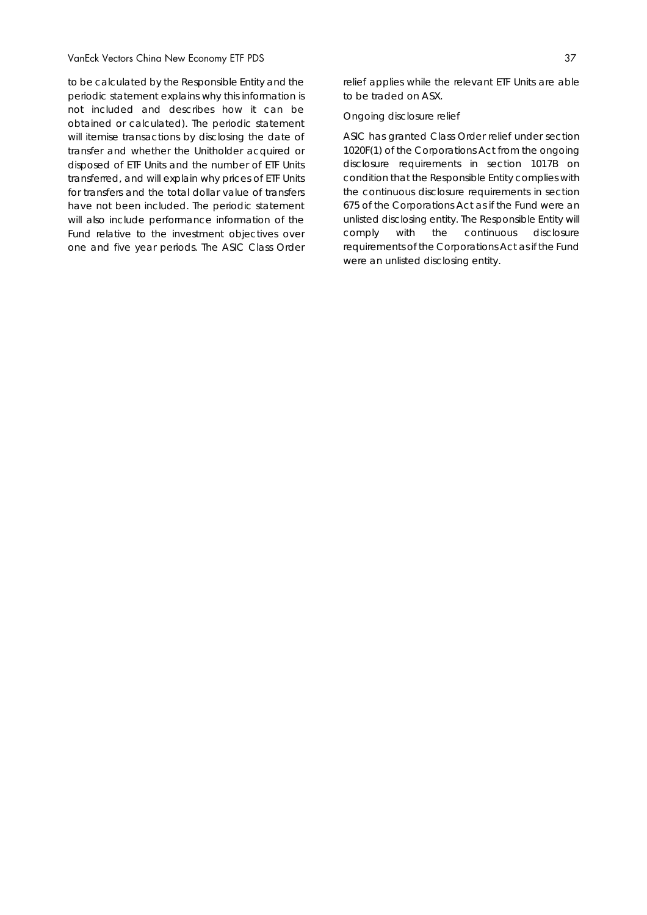to be calculated by the Responsible Entity and the periodic statement explains why this information is not included and describes how it can be obtained or calculated). The periodic statement will itemise transactions by disclosing the date of transfer and whether the Unitholder acquired or disposed of ETF Units and the number of ETF Units transferred, and will explain why prices of ETF Units for transfers and the total dollar value of transfers have not been included. The periodic statement will also include performance information of the Fund relative to the investment objectives over one and five year periods. The ASIC Class Order relief applies while the relevant ETF Units are able to be traded on ASX.

Ongoing disclosure relief

ASIC has granted Class Order relief under section 1020F(1) of the Corporations Act from the ongoing disclosure requirements in section 1017B on condition that the Responsible Entity complies with the continuous disclosure requirements in section 675 of the Corporations Act as if the Fund were an unlisted disclosing entity. The Responsible Entity will comply with the continuous disclosure requirements of the Corporations Act as if the Fund were an unlisted disclosing entity.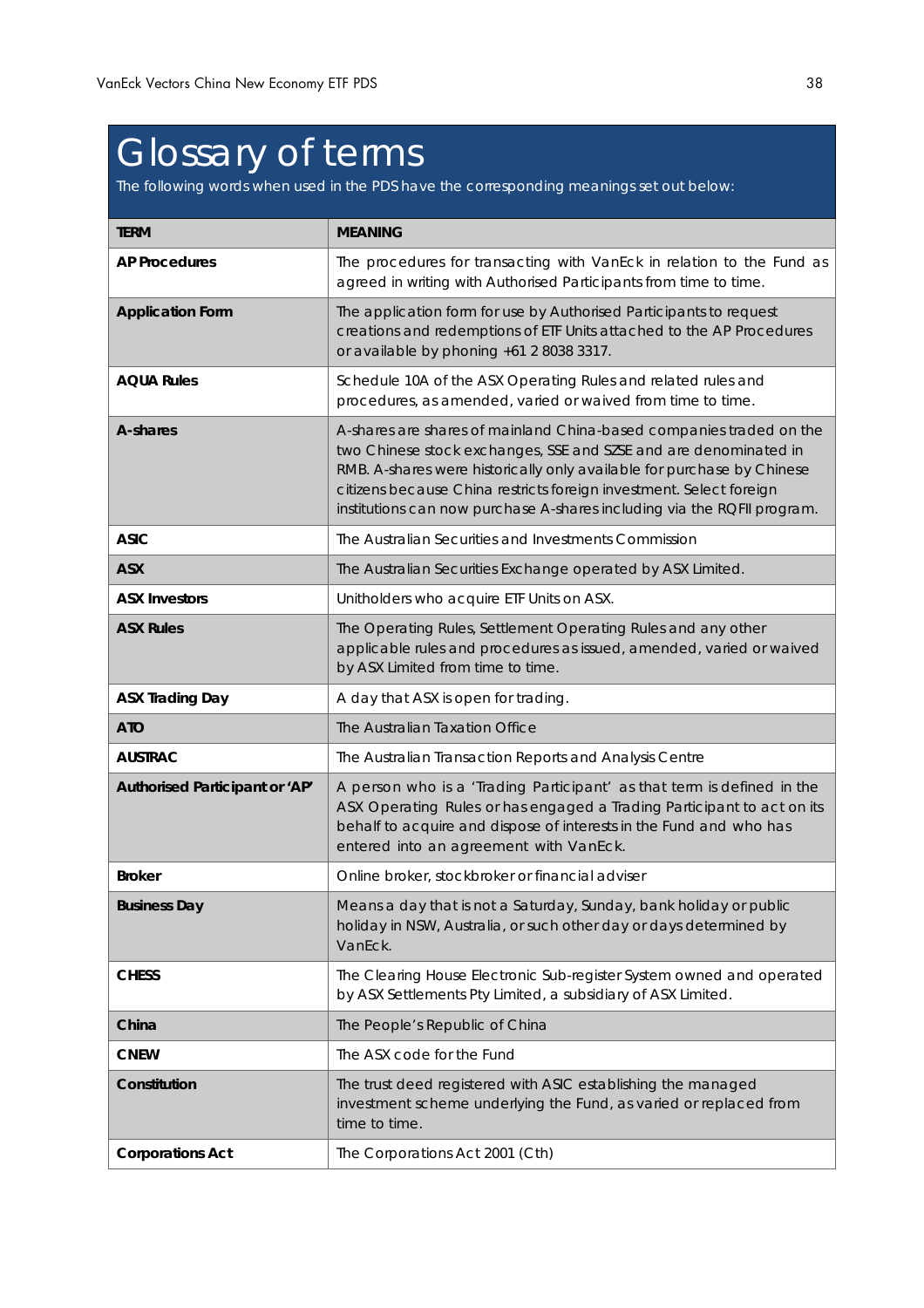# Glossary of terms

The following words when used in the PDS have the corresponding meanings set out below:

| TERM | MEANING |
|---|---|
| **AP Procedures** | The procedures for transacting with VanEck in relation to the Fund as agreed in writing with Authorised Participants from time to time. |
| **Application Form** | The application form for use by Authorised Participants to request creations and redemptions of ETF Units attached to the AP Procedures or available by phoning +61 2 8038 3317. |
| **AQUA Rules** | Schedule 10A of the ASX Operating Rules and related rules and procedures, as amended, varied or waived from time to time. |
| **A-shares** | A-shares are shares of mainland China-based companies traded on the two Chinese stock exchanges, SSE and SZSE and are denominated in RMB. A-shares were historically only available for purchase by Chinese citizens because China restricts foreign investment. Select foreign institutions can now purchase A-shares including via the RQFII program. |
| **ASIC** | The Australian Securities and Investments Commission |
| **ASX** | The Australian Securities Exchange operated by ASX Limited. |
| **ASX Investors** | Unitholders who acquire ETF Units on ASX. |
| **ASX Rules** | The Operating Rules, Settlement Operating Rules and any other applicable rules and procedures as issued, amended, varied or waived by ASX Limited from time to time. |
| **ASX Trading Day** | A day that ASX is open for trading. |
| **ATO** | The Australian Taxation Office |
| **AUSTRAC** | The Australian Transaction Reports and Analysis Centre |
| **Authorised Participant or 'AP'** | A person who is a 'Trading Participant' as that term is defined in the ASX Operating Rules or has engaged a Trading Participant to act on its behalf to acquire and dispose of interests in the Fund and who has entered into an agreement with VanEck. |
| **Broker** | Online broker, stockbroker or financial adviser |
| **Business Day** | Means a day that is not a Saturday, Sunday, bank holiday or public holiday in NSW, Australia, or such other day or days determined by VanEck. |
| **CHESS** | The Clearing House Electronic Sub-register System owned and operated by ASX Settlements Pty Limited, a subsidiary of ASX Limited. |
| **China** | The People's Republic of China |
| **CNEW** | The ASX code for the Fund |
| **Constitution** | The trust deed registered with ASIC establishing the managed investment scheme underlying the Fund, as varied or replaced from time to time. |
| **Corporations Act** | The Corporations Act 2001 (Cth) |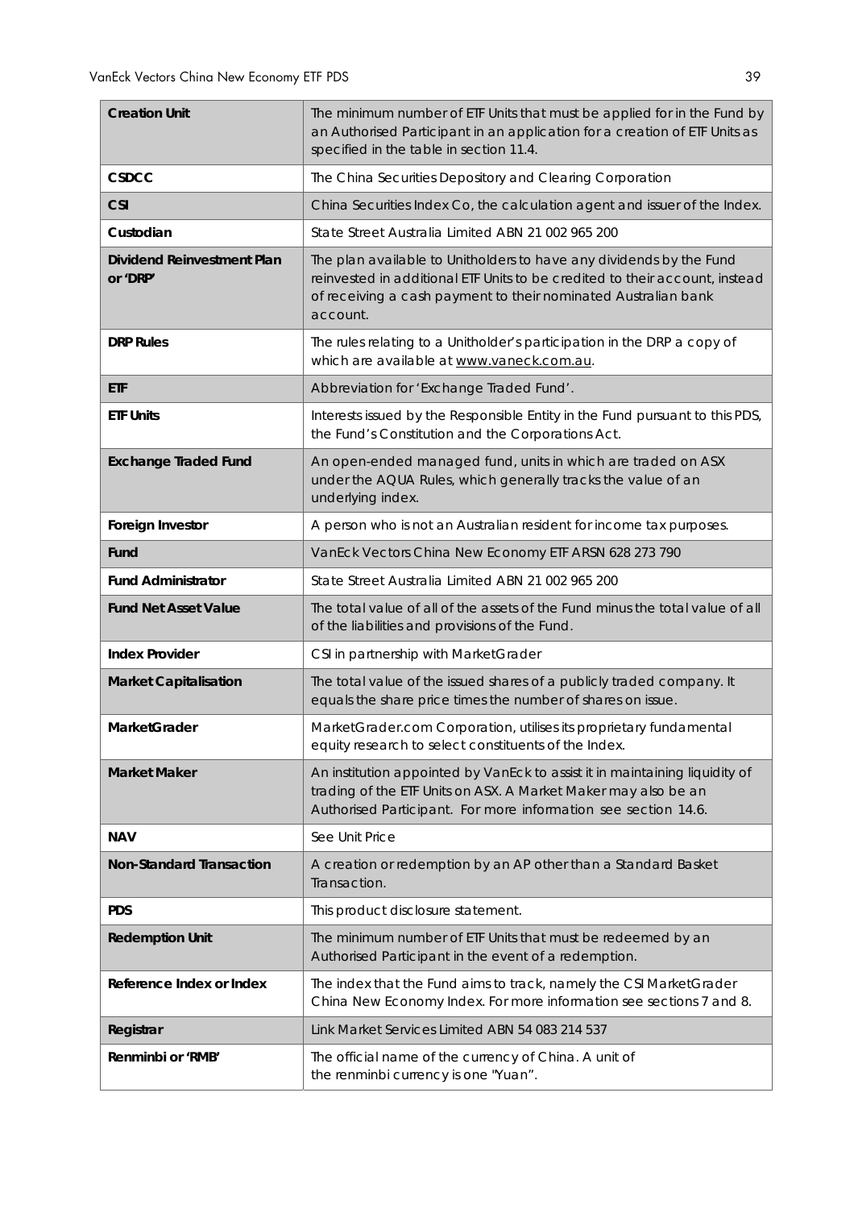| | |
|---|---|
| **Creation Unit** | The minimum number of ETF Units that must be applied for in the Fund by an Authorised Participant in an application for a creation of ETF Units as specified in the table in section 11.4. |
| **CSDCC** | The China Securities Depository and Clearing Corporation |
| **CSI** | China Securities Index Co, the calculation agent and issuer of the Index. |
| **Custodian** | State Street Australia Limited ABN 21 002 965 200 |
| **Dividend Reinvestment Plan or 'DRP'** | The plan available to Unitholders to have any dividends by the Fund reinvested in additional ETF Units to be credited to their account, instead of receiving a cash payment to their nominated Australian bank account. |
| **DRP Rules** | The rules relating to a Unitholder's participation in the DRP a copy of which are available at www.vaneck.com.au. |
| **ETF** | Abbreviation for 'Exchange Traded Fund'. |
| **ETF Units** | Interests issued by the Responsible Entity in the Fund pursuant to this PDS, the Fund's Constitution and the Corporations Act. |
| **Exchange Traded Fund** | An open-ended managed fund, units in which are traded on ASX under the AQUA Rules, which generally tracks the value of an underlying index. |
| **Foreign Investor** | A person who is not an Australian resident for income tax purposes. |
| **Fund** | VanEck Vectors China New Economy ETF ARSN 628 273 790 |
| **Fund Administrator** | State Street Australia Limited ABN 21 002 965 200 |
| **Fund Net Asset Value** | The total value of all of the assets of the Fund minus the total value of all of the liabilities and provisions of the Fund. |
| **Index Provider** | CSI in partnership with MarketGrader |
| **Market Capitalisation** | The total value of the issued shares of a publicly traded company. It equals the share price times the number of shares on issue. |
| **MarketGrader** | MarketGrader.com Corporation, utilises its proprietary fundamental equity research to select constituents of the Index. |
| **Market Maker** | An institution appointed by VanEck to assist it in maintaining liquidity of trading of the ETF Units on ASX. A Market Maker may also be an Authorised Participant. For more information see section 14.6. |
| **NAV** | See Unit Price |
| **Non-Standard Transaction** | A creation or redemption by an AP other than a Standard Basket Transaction. |
| **PDS** | This product disclosure statement. |
| **Redemption Unit** | The minimum number of ETF Units that must be redeemed by an Authorised Participant in the event of a redemption. |
| **Reference Index or Index** | The index that the Fund aims to track, namely the CSI MarketGrader China New Economy Index. For more information see sections 7 and 8. |
| **Registrar** | Link Market Services Limited ABN 54 083 214 537 |
| **Renminbi or 'RMB'** | The official name of the currency of China. A unit of the renminbi currency is one "Yuan". |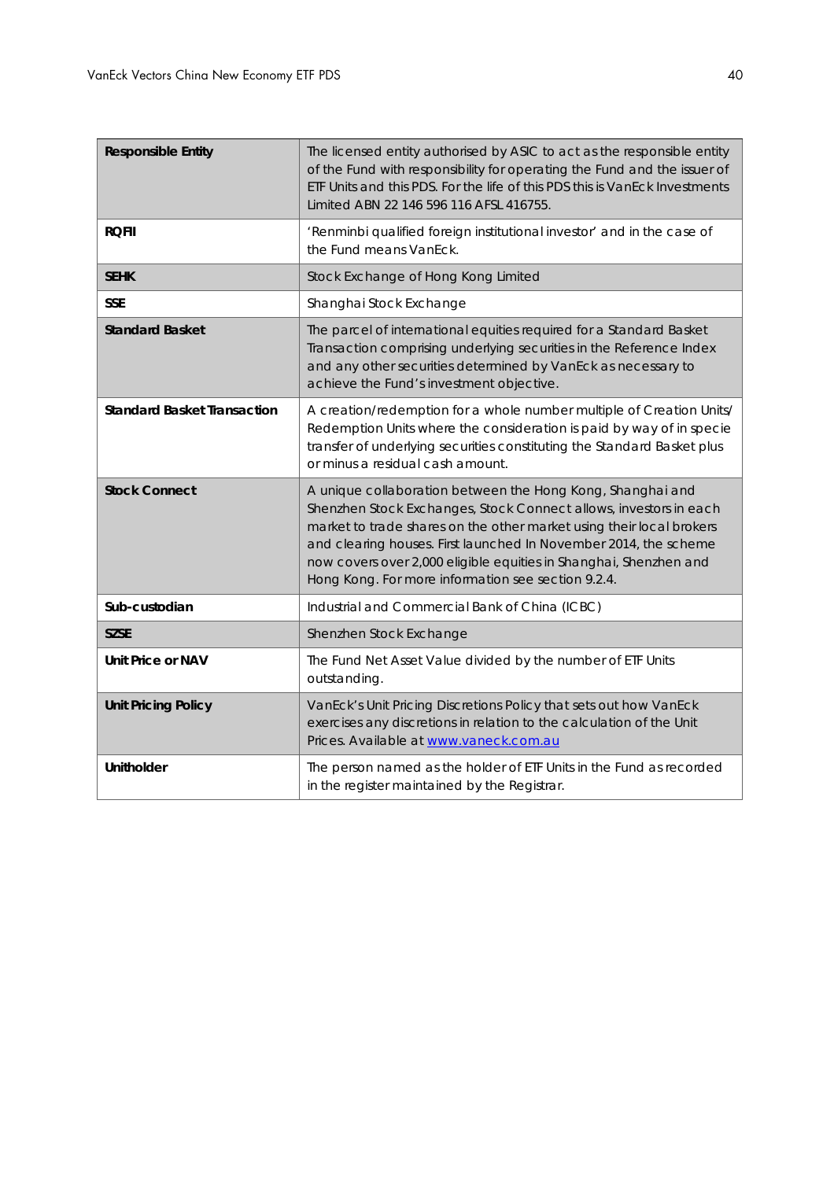| | |
|---|---|
| **Responsible Entity** | The licensed entity authorised by ASIC to act as the responsible entity of the Fund with responsibility for operating the Fund and the issuer of ETF Units and this PDS. For the life of this PDS this is VanEck Investments Limited ABN 22 146 596 116 AFSL 416755. |
| **RQFII** | 'Renminbi qualified foreign institutional investor' and in the case of the Fund means VanEck. |
| **SEHK** | Stock Exchange of Hong Kong Limited |
| **SSE** | Shanghai Stock Exchange |
| **Standard Basket** | The parcel of international equities required for a Standard Basket Transaction comprising underlying securities in the Reference Index and any other securities determined by VanEck as necessary to achieve the Fund's investment objective. |
| **Standard Basket Transaction** | A creation/redemption for a whole number multiple of Creation Units/ Redemption Units where the consideration is paid by way of in specie transfer of underlying securities constituting the Standard Basket plus or minus a residual cash amount. |
| **Stock Connect** | A unique collaboration between the Hong Kong, Shanghai and Shenzhen Stock Exchanges, Stock Connect allows investors in each market to trade shares on the other market using their local brokers and clearing houses. First launched In November 2014, the scheme now covers over 2,000 eligible equities in Shanghai, Shenzhen and Hong Kong. For more information see section 9.2.4. |
| **Sub-custodian** | Industrial and Commercial Bank of China (ICBC) |
| **SZSE** | Shenzhen Stock Exchange |
| **Unit Price or NAV** | The Fund Net Asset Value divided by the number of ETF Units outstanding. |
| **Unit Pricing Policy** | VanEck's Unit Pricing Discretions Policy that sets out how VanEck exercises any discretions in relation to the calculation of the Unit Prices. Available at www.vaneck.com.au |
| **Unitholder** | The person named as the holder of ETF Units in the Fund as recorded in the register maintained by the Registrar. |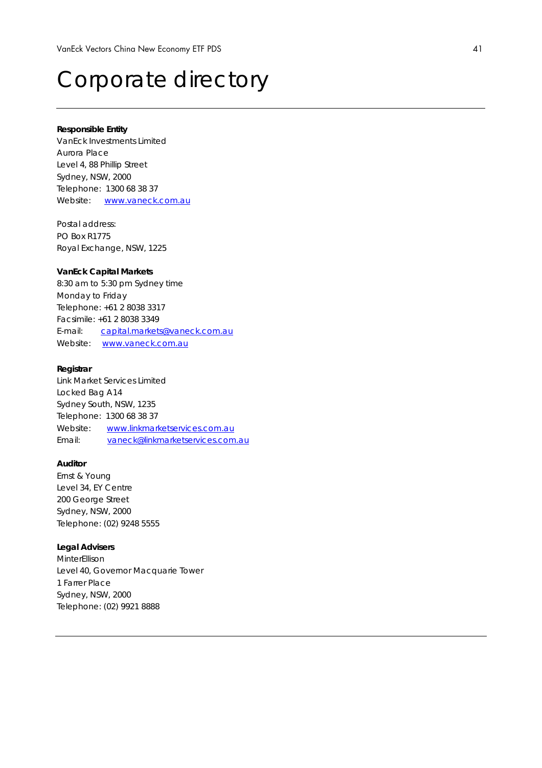# Corporate directory

**Responsible Entity**
VanEck Investments Limited
Aurora Place
Level 4, 88 Phillip Street
Sydney, NSW, 2000
Telephone: 1300 68 38 37
Website: www.vaneck.com.au

Postal address:
PO Box R1775
Royal Exchange, NSW, 1225

**VanEck Capital Markets**
8:30 am to 5:30 pm Sydney time
Monday to Friday
Telephone: +61 2 8038 3317
Facsimile: +61 2 8038 3349
E-mail: capital.markets@vaneck.com.au
Website: www.vaneck.com.au

**Registrar**
Link Market Services Limited
Locked Bag A14
Sydney South, NSW, 1235
Telephone: 1300 68 38 37
Website: www.linkmarketservices.com.au
Email: vaneck@linkmarketservices.com.au

**Auditor**
Ernst & Young
Level 34, EY Centre
200 George Street
Sydney, NSW, 2000
Telephone: (02) 9248 5555

**Legal Advisers**
MinterEllison
Level 40, Governor Macquarie Tower
1 Farrer Place
Sydney, NSW, 2000
Telephone: (02) 9921 8888